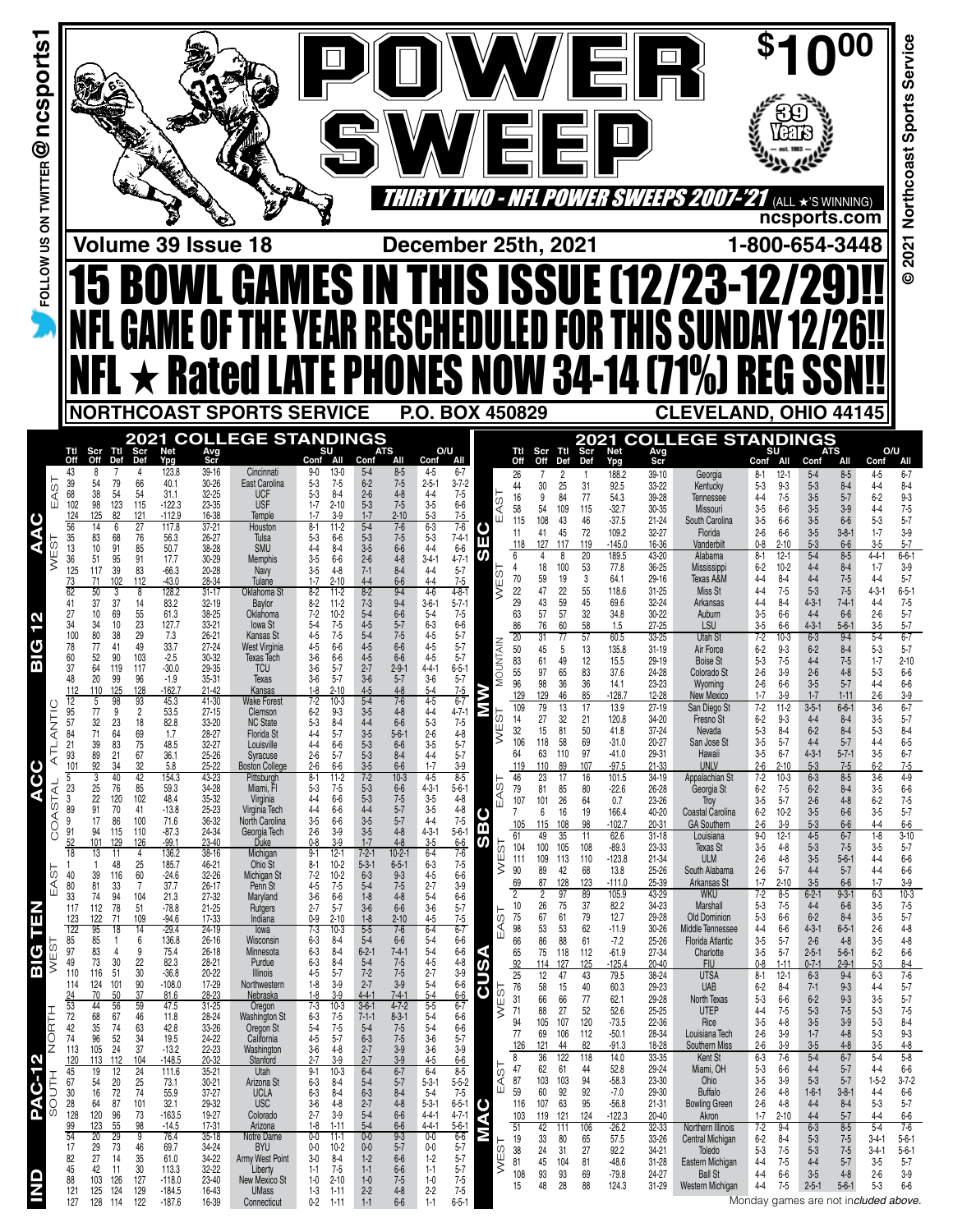# POWER SWEEP

**$10.00**

39 Years

*THIRTY TWO - NFL POWER SWEEPS 2007-'21 (ALL ★'S WINNING)*

ncsports.com

FOLLOW US ON TWITTER @ncsports1

© 2021 Northcoast Sports Service

**Volume 39 Issue 18** | **December 25th, 2021** | **1-800-654-3448**

# 15 BOWL GAMES IN THIS ISSUE (12/23-12/29)!!

# NFL GAME OF THE YEAR RESCHEDULED FOR THIS SUNDAY 12/26!!

# NFL ★ Rated LATE PHONES NOW 34-14 (71%) REG SSN!!

**NORTHCOAST SPORTS SERVICE** | **P.O. BOX 450829** | **CLEVELAND, OHIO 44145**

## 2021 COLLEGE STANDINGS

| Conf | Div | Ttl Off | Scr Off | Ttl Def | Scr Def | Net Ypg | Avg Scr | Team | SU Conf | SU All | ATS Conf | ATS All | O/U Conf | O/U All |
|---|---|---|---|---|---|---|---|---|---|---|---|---|---|---|
| AAC | EAST | 43 | 8 | 7 | 4 | 123.8 | 39-16 | Cincinnati | 9-0 | 13-0 | 5-4 | 8-5 | 4-5 | 6-7 |
| | | 39 | 54 | 79 | 66 | 40.1 | 30-26 | East Carolina | 5-3 | 7-5 | 6-2 | 7-5 | 2-5-1 | 3-7-2 |
| | | 68 | 38 | 54 | 54 | 31.1 | 32-25 | UCF | 5-3 | 8-4 | 2-6 | 4-8 | 4-4 | 7-5 |
| | | 102 | 98 | 123 | 115 | -122.3 | 23-35 | USF | 1-7 | 2-10 | 5-3 | 7-5 | 3-5 | 6-6 |
| | | 124 | 125 | 82 | 121 | -112.9 | 16-38 | Temple | 1-7 | 3-9 | 1-7 | 2-10 | 5-3 | 7-5 |
| | WEST | 56 | 14 | 6 | 27 | 117.8 | 37-21 | Houston | 8-1 | 11-2 | 5-4 | 7-6 | 6-3 | 7-6 |
| | | 35 | 83 | 68 | 76 | 56.3 | 26-27 | Tulsa | 5-3 | 6-6 | 5-3 | 7-5 | 5-3 | 7-4-1 |
| | | 13 | 10 | 91 | 85 | 50.7 | 38-28 | SMU | 4-4 | 8-4 | 3-5 | 6-6 | 4-4 | 6-6 |
| | | 36 | 51 | 95 | 91 | 17.7 | 30-29 | Memphis | 3-5 | 6-6 | 2-6 | 4-8 | 3-4-1 | 4-7-1 |
| | | 125 | 117 | 39 | 83 | -66.3 | 20-28 | Navy | 3-5 | 4-8 | 7-1 | 8-4 | 4-4 | 5-7 |
| | | 73 | 71 | 102 | 112 | -43.0 | 28-34 | Tulane | 1-7 | 2-10 | 4-4 | 6-6 | 4-4 | 7-5 |
| BIG 12 | | 62 | 50 | 3 | 8 | 128.2 | 31-17 | Oklahoma St | 8-2 | 11-2 | 8-2 | 9-4 | 4-6 | 4-8-1 |
| | | 41 | 37 | 37 | 14 | 83.2 | 32-19 | Baylor | 8-2 | 11-2 | 7-3 | 9-4 | 3-6-1 | 5-7-1 |
| | | 27 | 10 | 69 | 55 | 61.3 | 38-25 | Oklahoma | 7-2 | 10-2 | 5-4 | 6-6 | 5-4 | 7-5 |
| | | 34 | 34 | 10 | 23 | 127.7 | 33-21 | Iowa St | 5-4 | 7-5 | 4-5 | 5-7 | 6-3 | 6-6 |
| | | 100 | 80 | 38 | 29 | 7.3 | 26-21 | Kansas St | 4-5 | 7-5 | 5-4 | 7-5 | 4-5 | 5-7 |
| | | 78 | 77 | 41 | 49 | 33.7 | 27-24 | West Virginia | 4-5 | 6-6 | 4-5 | 6-6 | 4-5 | 5-7 |
| | | 60 | 52 | 90 | 103 | -2.5 | 30-32 | Texas Tech | 3-6 | 6-6 | 4-5 | 6-6 | 4-5 | 5-7 |
| | | 37 | 64 | 119 | 117 | -30.0 | 29-35 | TCU | 3-6 | 5-7 | 2-7 | 2-9-1 | 4-4-1 | 6-5-1 |
| | | 48 | 20 | 99 | 96 | -1.9 | 35-31 | Texas | 3-6 | 5-7 | 3-6 | 5-7 | 3-6 | 5-7 |
| | | 112 | 110 | 125 | 128 | -162.7 | 21-42 | Kansas | 1-8 | 2-10 | 4-5 | 4-8 | 5-4 | 7-5 |
| ACC | ATLANTIC | 12 | 5 | 98 | 93 | 45.3 | 41-30 | Wake Forest | 7-2 | 10-3 | 5-4 | 7-6 | 4-5 | 6-7 |
| | | 95 | 77 | 9 | 2 | 53.5 | 27-15 | Clemson | 6-2 | 9-3 | 3-5 | 4-8 | 4-4 | 4-7-1 |
| | | 57 | 32 | 23 | 18 | 82.8 | 33-20 | NC State | 5-3 | 8-4 | 4-4 | 6-6 | 5-3 | 7-5 |
| | | 84 | 71 | 64 | 69 | 1.7 | 28-27 | Florida St | 4-4 | 5-7 | 3-5 | 5-6-1 | 2-6 | 4-8 |
| | | 21 | 39 | 83 | 75 | 48.5 | 32-27 | Louisville | 4-4 | 6-6 | 5-3 | 6-6 | 3-5 | 5-7 |
| | | 93 | 89 | 21 | 67 | 36.1 | 25-26 | Syracuse | 2-6 | 5-7 | 5-3 | 8-4 | 4-4 | 5-7 |
| | | 101 | 92 | 34 | 32 | 5.8 | 25-22 | Boston College | 2-6 | 6-6 | 3-5 | 6-6 | 1-7 | 3-9 |
| | COASTAL | 5 | 3 | 40 | 42 | 154.3 | 43-23 | Pittsburgh | 8-1 | 11-2 | 7-2 | 10-3 | 4-5 | 8-5 |
| | | 23 | 25 | 76 | 85 | 59.3 | 34-28 | Miami, Fl | 5-3 | 7-5 | 5-3 | 6-6 | 4-3-1 | 5-6-1 |
| | | 3 | 22 | 120 | 102 | 48.4 | 35-32 | Virginia | 4-4 | 6-6 | 5-3 | 7-5 | 3-5 | 4-8 |
| | | 89 | 91 | 70 | 41 | -13.8 | 25-23 | Virginia Tech | 4-4 | 6-6 | 4-4 | 5-7 | 3-5 | 4-8 |
| | | 9 | 17 | 86 | 100 | 71.6 | 36-32 | North Carolina | 3-5 | 6-6 | 3-5 | 5-7 | 4-4 | 7-5 |
| | | 91 | 94 | 115 | 110 | -87.3 | 24-34 | Georgia Tech | 2-6 | 3-9 | 3-5 | 4-8 | 4-3-1 | 5-6-1 |
| | | 52 | 101 | 129 | 126 | -99.1 | 23-40 | Duke | 0-8 | 3-9 | 1-7 | 4-8 | 3-5 | 6-6 |
| BIG TEN | EAST | 18 | 13 | 11 | 4 | 136.2 | 38-16 | Michigan | 9-1 | 12-1 | 7-2-1 | 10-2-1 | 6-4 | 7-6 |
| | | 1 | 1 | 48 | 25 | 185.7 | 46-21 | Ohio St | 8-1 | 10-2 | 5-3-1 | 6-5-1 | 6-3 | 7-5 |
| | | 40 | 39 | 116 | 60 | -24.6 | 32-26 | Michigan St | 7-2 | 10-2 | 6-3 | 9-3 | 4-5 | 6-6 |
| | | 80 | 81 | 33 | 7 | 37.7 | 26-17 | Penn St | 4-5 | 7-5 | 5-4 | 7-5 | 2-7 | 3-9 |
| | | 33 | 74 | 94 | 104 | 21.3 | 27-32 | Maryland | 3-6 | 6-6 | 1-8 | 4-8 | 5-4 | 6-6 |
| | | 117 | 112 | 78 | 51 | -78.8 | 21-25 | Rutgers | 2-7 | 5-7 | 3-6 | 6-6 | 3-6 | 5-7 |
| | | 123 | 122 | 71 | 109 | -94.6 | 17-33 | Indiana | 0-9 | 2-10 | 1-8 | 2-10 | 4-5 | 7-5 |
| | WEST | 122 | 95 | 18 | 14 | -29.4 | 24-19 | Iowa | 7-3 | 10-3 | 5-5 | 7-6 | 6-4 | 6-7 |
| | | 85 | 85 | 1 | 6 | 136.8 | 26-16 | Wisconsin | 6-3 | 8-4 | 5-4 | 6-6 | 5-4 | 6-6 |
| | | 97 | 83 | 4 | 9 | 75.4 | 26-18 | Minnesota | 6-3 | 8-4 | 6-2-1 | 7-4-1 | 5-4 | 6-6 |
| | | 49 | 73 | 30 | 22 | 82.3 | 28-21 | Purdue | 6-3 | 8-4 | 5-4 | 7-5 | 4-5 | 4-8 |
| | | 110 | 116 | 51 | 30 | -36.8 | 20-22 | Illinois | 4-5 | 5-7 | 7-2 | 7-5 | 2-7 | 3-9 |
| | | 114 | 124 | 101 | 90 | -108.0 | 17-29 | Northwestern | 1-8 | 3-9 | 2-7 | 3-9 | 5-4 | 6-6 |
| | | 24 | 70 | 50 | 37 | 81.6 | 28-23 | Nebraska | 1-8 | 3-9 | 4-4-1 | 7-4-1 | 5-4 | 6-6 |
| PAC-12 | NORTH | 53 | 44 | 56 | 59 | 47.5 | 31-25 | Oregon | 7-3 | 10-3 | 3-6-1 | 4-7-2 | 5-5 | 6-7 |
| | | 72 | 68 | 67 | 46 | 11.8 | 28-24 | Washington St | 6-3 | 7-5 | 7-1-1 | 8-3-1 | 5-4 | 6-6 |
| | | 42 | 35 | 74 | 63 | 42.8 | 33-26 | Oregon St | 5-4 | 7-5 | 5-4 | 7-5 | 5-4 | 6-6 |
| | | 74 | 96 | 52 | 34 | 19.5 | 24-22 | California | 4-5 | 5-7 | 6-3 | 7-5 | 3-6 | 5-7 |
| | | 113 | 105 | 24 | 37 | -13.2 | 22-23 | Washington | 3-6 | 4-8 | 2-7 | 3-9 | 3-6 | 3-9 |
| | | 120 | 113 | 112 | 104 | -148.5 | 20-32 | Stanford | 2-7 | 3-9 | 2-7 | 3-9 | 4-5 | 6-6 |
| | SOUTH | 45 | 19 | 12 | 24 | 111.6 | 35-21 | Utah | 9-1 | 10-3 | 6-4 | 6-7 | 6-4 | 8-5 |
| | | 67 | 54 | 20 | 25 | 73.1 | 30-21 | Arizona St | 6-3 | 8-4 | 5-4 | 5-7 | 5-3-1 | 5-5-2 |
| | | 30 | 16 | 72 | 74 | 55.9 | 37-27 | UCLA | 6-3 | 8-4 | 6-3 | 8-4 | 5-4 | 7-5 |
| | | 28 | 64 | 87 | 101 | 32.1 | 29-32 | USC | 3-6 | 4-8 | 2-7 | 3-9 | 5-3-1 | 6-5-1 |
| | | 128 | 120 | 96 | 73 | -163.5 | 19-27 | Colorado | 2-7 | 3-9 | 5-4 | 6-6 | 4-4-1 | 4-7-1 |
| | | 99 | 123 | 55 | 98 | -14.5 | 17-31 | Arizona | 1-8 | 1-11 | 5-4 | 6-6 | 4-4-1 | 5-6-1 |
| IND | | 54 | 20 | 29 | 9 | 76.4 | 35-18 | Notre Dame | 0-0 | 11-1 | 0-0 | 9-3 | 0-0 | 6-6 |
| | | 17 | 29 | 73 | 46 | 69.7 | 34-24 | BYU | 0-0 | 10-2 | 0-0 | 5-7 | 0-0 | 5-7 |
| | | 82 | 27 | 14 | 35 | 61.0 | 34-22 | Army West Point | 3-0 | 8-4 | 1-2 | 6-6 | 1-2 | 5-7 |
| | | 45 | 42 | 11 | 30 | 113.3 | 32-22 | Liberty | 1-1 | 7-5 | 1-1 | 6-6 | 1-1 | 5-7 |
| | | 88 | 103 | 126 | 127 | -118.0 | 23-40 | New Mexico St | 1-0 | 2-10 | 1-0 | 7-5 | 1-0 | 7-5 |
| | | 121 | 125 | 124 | 129 | -184.5 | 16-43 | UMass | 1-3 | 1-11 | 2-2 | 4-8 | 2-2 | 7-5 |
| | | 127 | 128 | 114 | 122 | -187.6 | 16-39 | Connecticut | 0-2 | 1-11 | 1-1 | 6-6 | 1-1 | 6-5-1 |

## 2021 COLLEGE STANDINGS

| Conf | Div | Ttl Off | Scr Off | Ttl Def | Scr Def | Net Ypg | Avg Scr | Team | SU Conf | SU All | ATS Conf | ATS All | O/U Conf | O/U All |
|---|---|---|---|---|---|---|---|---|---|---|---|---|---|---|
| SEC | EAST | 26 | 7 | 2 | 1 | 188.2 | 39-10 | Georgia | 8-1 | 12-1 | 5-4 | 8-5 | 4-5 | 6-7 |
| | | 44 | 30 | 25 | 31 | 92.5 | 33-22 | Kentucky | 5-3 | 9-3 | 5-3 | 8-4 | 4-4 | 8-4 |
| | | 16 | 9 | 84 | 77 | 54.3 | 39-28 | Tennessee | 4-4 | 7-5 | 3-5 | 5-7 | 6-2 | 9-3 |
| | | 58 | 54 | 109 | 115 | -32.7 | 30-35 | Missouri | 3-5 | 6-6 | 3-5 | 3-9 | 4-4 | 6-6 |
| | | 115 | 108 | 43 | 46 | -37.5 | 21-24 | South Carolina | 3-5 | 6-6 | 3-5 | 6-6 | 5-3 | 5-7 |
| | | 11 | 41 | 45 | 72 | 109.2 | 32-27 | Florida | 2-6 | 6-6 | 3-5 | 3-8-1 | 1-7 | 3-9 |
| | | 118 | 127 | 117 | 119 | -145.0 | 16-36 | Vanderbilt | 0-8 | 2-10 | 5-3 | 6-6 | 3-5 | 5-7 |
| | WEST | 6 | 4 | 8 | 20 | 189.5 | 43-20 | Alabama | 8-1 | 12-1 | 5-4 | 8-5 | 4-4-1 | 6-6-1 |
| | | 4 | 18 | 100 | 53 | 77.8 | 36-25 | Mississippi | 6-2 | 10-2 | 4-4 | 8-4 | 1-7 | 3-9 |
| | | 70 | 59 | 19 | 3 | 64.1 | 29-16 | Texas A&M | 4-4 | 8-4 | 4-4 | 7-5 | 4-4 | 5-7 |
| | | 22 | 47 | 22 | 55 | 118.6 | 31-25 | Miss St | 4-4 | 7-5 | 5-3 | 7-5 | 4-3-1 | 6-5-1 |
| | | 29 | 43 | 59 | 45 | 69.6 | 32-24 | Arkansas | 4-4 | 8-4 | 4-3-1 | 7-4-1 | 4-4 | 7-5 |
| | | 63 | 57 | 57 | 32 | 34.8 | 30-22 | Auburn | 3-5 | 6-6 | 4-4 | 6-6 | 2-6 | 5-7 |
| | | 86 | 76 | 60 | 58 | 1.5 | 27-25 | LSU | 3-5 | 6-6 | 4-3-1 | 5-6-1 | 3-5 | 5-7 |
| MW | MOUNTAIN | 20 | 31 | 77 | 57 | 60.5 | 33-25 | Utah St | 7-2 | 10-3 | 6-3 | 9-4 | 5-4 | 6-7 |
| | | 50 | 45 | 5 | 13 | 135.8 | 31-19 | Air Force | 6-2 | 9-3 | 6-2 | 8-4 | 5-3 | 5-7 |
| | | 83 | 61 | 49 | 12 | 15.5 | 29-19 | Boise St | 5-3 | 7-5 | 4-4 | 7-5 | 1-7 | 2-10 |
| | | 55 | 97 | 65 | 83 | 37.6 | 24-28 | Colorado St | 2-6 | 3-9 | 2-6 | 4-8 | 5-3 | 6-6 |
| | | 96 | 98 | 36 | 36 | 14.1 | 23-23 | Wyoming | 2-6 | 6-6 | 3-5 | 5-7 | 4-4 | 6-6 |
| | | 129 | 129 | 46 | 85 | -128.7 | 12-28 | New Mexico | 1-7 | 3-9 | 1-7 | 1-11 | 2-6 | 3-9 |
| | WEST | 109 | 79 | 13 | 17 | 13.9 | 27-19 | San Diego St | 7-2 | 11-2 | 3-5-1 | 6-6-1 | 3-6 | 6-7 |
| | | 14 | 27 | 32 | 21 | 120.8 | 34-20 | Fresno St | 6-2 | 9-3 | 4-4 | 8-4 | 3-5 | 5-7 |
| | | 32 | 15 | 81 | 50 | 41.8 | 37-24 | Nevada | 5-3 | 8-4 | 6-2 | 8-4 | 5-3 | 8-4 |
| | | 106 | 118 | 58 | 69 | -31.0 | 20-27 | San Jose St | 3-5 | 5-7 | 4-4 | 5-7 | 4-4 | 6-5 |
| | | 64 | 63 | 110 | 97 | -41.0 | 29-31 | Hawaii | 3-5 | 6-7 | 4-3-1 | 5-7-1 | 3-5 | 6-7 |
| | | 119 | 110 | 89 | 107 | -97.5 | 21-33 | UNLV | 2-6 | 2-10 | 5-3 | 7-5 | 6-2 | 7-5 |
| SBC | EAST | 46 | 23 | 17 | 16 | 101.5 | 34-19 | Appalachian St | 7-2 | 10-3 | 6-3 | 8-5 | 3-6 | 4-9 |
| | | 79 | 81 | 85 | 80 | -22.6 | 26-28 | Georgia St | 6-2 | 7-5 | 6-2 | 8-4 | 3-5 | 6-6 |
| | | 107 | 101 | 26 | 64 | 0.7 | 23-26 | Troy | 3-5 | 5-7 | 2-6 | 4-8 | 6-2 | 7-5 |
| | | 7 | 6 | 16 | 19 | 166.4 | 40-20 | Coastal Carolina | 6-2 | 10-2 | 3-5 | 6-6 | 3-5 | 5-7 |
| | | 105 | 115 | 108 | 98 | -102.7 | 20-31 | GA Southern | 2-6 | 3-9 | 5-3 | 6-6 | 4-4 | 6-6 |
| | WEST | 61 | 49 | 35 | 11 | 62.6 | 31-18 | Louisiana | 9-0 | 12-1 | 4-5 | 6-7 | 1-8 | 3-10 |
| | | 104 | 100 | 105 | 108 | -89.3 | 23-33 | Texas St | 3-5 | 4-8 | 5-3 | 7-5 | 3-5 | 5-7 |
| | | 111 | 109 | 113 | 110 | -123.8 | 21-34 | ULM | 2-6 | 4-8 | 3-5 | 5-6-1 | 4-4 | 6-6 |
| | | 90 | 89 | 42 | 68 | 13.8 | 25-26 | South Alabama | 2-6 | 5-7 | 4-4 | 5-7 | 4-4 | 6-6 |
| | | 69 | 87 | 128 | 123 | -111.0 | 25-39 | Arkansas St | 1-7 | 2-10 | 3-5 | 6-6 | 1-7 | 3-9 |
| CUSA | EAST | 2 | 2 | 97 | 89 | 105.9 | 43-29 | WKU | 7-2 | 8-5 | 6-2-1 | 9-3-1 | 6-3 | 10-3 |
| | | 10 | 26 | 75 | 37 | 82.2 | 34-23 | Marshall | 5-3 | 7-5 | 4-4 | 6-6 | 3-5 | 7-5 |
| | | 75 | 67 | 61 | 79 | 12.7 | 29-28 | Old Dominion | 5-3 | 6-6 | 6-2 | 8-4 | 3-5 | 5-7 |
| | | 98 | 53 | 53 | 62 | -11.9 | 30-26 | Middle Tennessee | 4-4 | 6-6 | 4-3-1 | 6-5-1 | 2-6 | 4-8 |
| | | 66 | 86 | 88 | 61 | -7.2 | 25-26 | Florida Atlantic | 3-5 | 5-7 | 2-6 | 4-8 | 3-5 | 4-8 |
| | | 65 | 75 | 118 | 112 | -61.9 | 27-34 | Charlotte | 3-5 | 5-7 | 2-5-1 | 5-6-1 | 6-2 | 6-6 |
| | | 92 | 114 | 127 | 125 | -125.4 | 20-40 | FIU | 0-8 | 1-11 | 0-7-1 | 2-9-1 | 5-3 | 8-4 |
| | WEST | 25 | 12 | 47 | 43 | 79.5 | 38-24 | UTSA | 8-1 | 12-1 | 6-3 | 9-4 | 6-3 | 7-6 |
| | | 76 | 58 | 15 | 40 | 60.3 | 29-23 | UAB | 6-2 | 8-4 | 7-1 | 9-3 | 4-4 | 5-7 |
| | | 31 | 66 | 66 | 77 | 62.1 | 29-28 | North Texas | 5-3 | 6-6 | 6-2 | 9-3 | 3-5 | 5-7 |
| | | 71 | 88 | 27 | 52 | 52.6 | 25-25 | UTEP | 4-4 | 7-5 | 5-3 | 7-5 | 5-3 | 7-5 |
| | | 94 | 105 | 107 | 120 | -73.5 | 22-36 | Rice | 3-5 | 4-8 | 3-5 | 3-9 | 5-3 | 8-4 |
| | | 77 | 69 | 106 | 112 | -50.1 | 28-34 | Louisiana Tech | 2-6 | 3-9 | 1-7 | 4-8 | 5-3 | 9-3 |
| | | 126 | 121 | 44 | 82 | -91.3 | 18-28 | Southern Miss | 2-6 | 3-9 | 3-5 | 4-8 | 3-5 | 4-8 |
| MAC | EAST | 8 | 36 | 122 | 118 | 14.0 | 33-35 | Kent St | 6-3 | 7-6 | 5-4 | 6-7 | 5-4 | 5-8 |
| | | 47 | 62 | 61 | 44 | 52.8 | 29-24 | Miami, OH | 5-3 | 6-6 | 4-4 | 5-7 | 4-4 | 6-6 |
| | | 87 | 103 | 103 | 94 | -58.3 | 23-30 | Ohio | 3-5 | 3-9 | 5-3 | 5-7 | 1-5-2 | 3-7-2 |
| | | 59 | 60 | 92 | 92 | -7.0 | 29-30 | Buffalo | 2-6 | 4-8 | 1-6-1 | 3-8-1 | 4-4 | 6-6 |
| | | 116 | 107 | 63 | 95 | -56.8 | 21-31 | Bowling Green | 2-6 | 4-8 | 4-4 | 8-4 | 5-3 | 5-7 |
| | | 103 | 119 | 121 | 124 | -122.3 | 20-40 | Akron | 1-7 | 2-10 | 4-4 | 5-7 | 4-4 | 6-6 |
| | WEST | 51 | 42 | 111 | 106 | -26.2 | 32-33 | Northern Illinois | 7-2 | 9-4 | 6-3 | 8-5 | 5-4 | 7-6 |
| | | 19 | 33 | 80 | 65 | 57.5 | 33-26 | Central Michigan | 6-2 | 8-4 | 5-3 | 7-5 | 3-4-1 | 5-6-1 |
| | | 38 | 24 | 31 | 27 | 92.2 | 34-21 | Toledo | 5-3 | 7-5 | 5-3 | 7-5 | 3-4-1 | 5-6-1 |
| | | 81 | 45 | 104 | 81 | -48.6 | 31-28 | Eastern Michigan | 4-4 | 7-5 | 4-4 | 5-7 | 3-5 | 5-7 |
| | | 108 | 93 | 93 | 69 | -79.8 | 24-27 | Ball St | 4-4 | 6-6 | 3-5 | 4-8 | 2-6 | 3-9 |
| | | 15 | 48 | 28 | 88 | 124.3 | 31-29 | Western Michigan | 4-4 | 7-5 | 2-5-1 | 5-6-1 | 5-3 | 6-6 |

*Monday games are not included above.*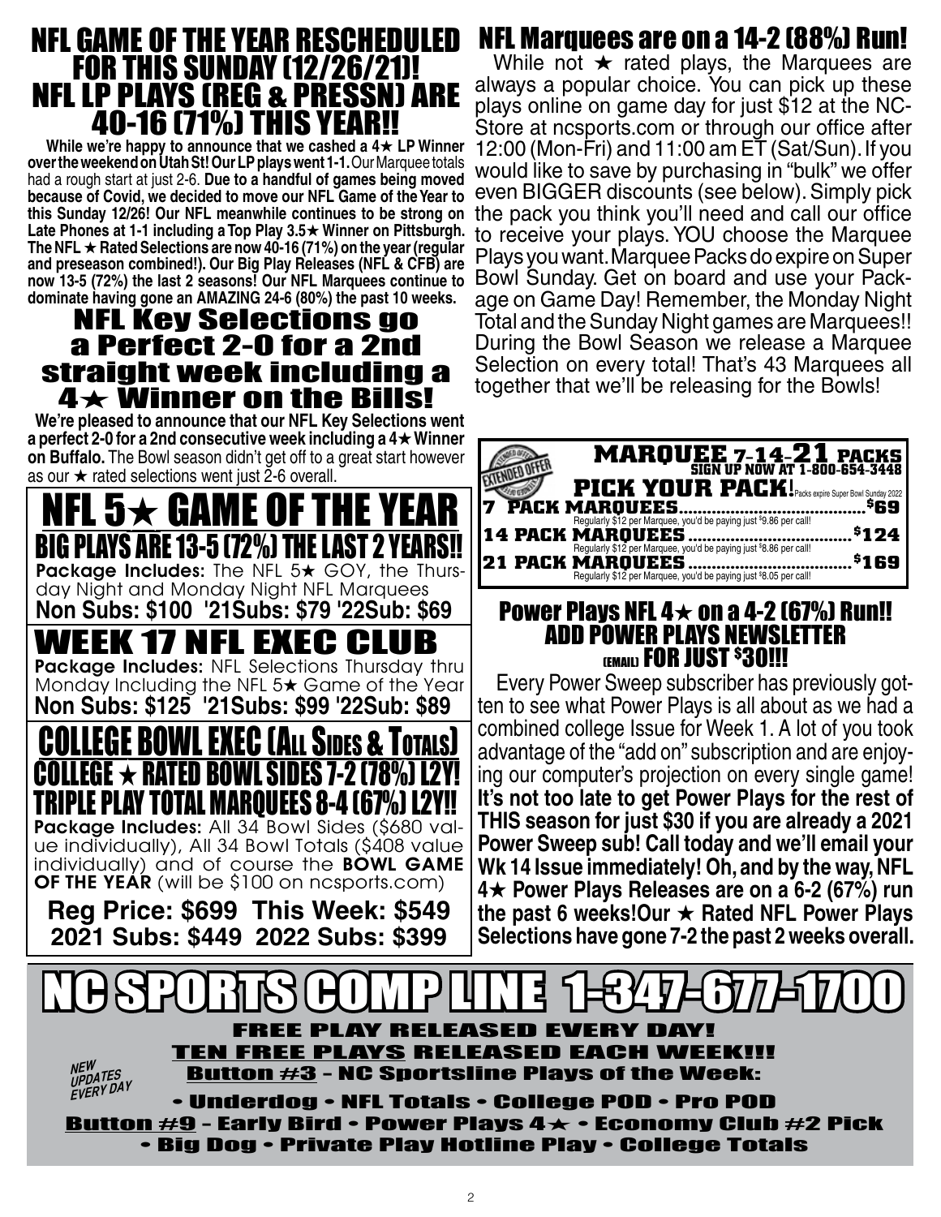# NFL GAME OF THE YEAR RESCHEDULED FOR THIS SUNDAY (12/26/21)! NFL LP PLAYS (REG & PRESSN) ARE 40-16 (71%) THIS YEAR!!

**While we're happy to announce that we cashed a 4★ LP Winner over the weekend on Utah St! Our LP plays went 1-1.** Our Marquee totals had a rough start at just 2-6. **Due to a handful of games being moved because of Covid, we decided to move our NFL Game of the Year to this Sunday 12/26! Our NFL meanwhile continues to be strong on Late Phones at 1-1 including a Top Play 3.5★ Winner on Pittsburgh. The NFL ★ Rated Selections are now 40-16 (71%) on the year (regular and preseason combined!). Our Big Play Releases (NFL & CFB) are now 13-5 (72%) the last 2 seasons! Our NFL Marquees continue to dominate having gone an AMAZING 24-6 (80%) the past 10 weeks.**

## NFL Key Selections go a Perfect 2-0 for a 2nd straight week including a 4★ Winner on the Bills!

**We're pleased to announce that our NFL Key Selections went a perfect 2-0 for a 2nd consecutive week including a 4★ Winner on Buffalo.** The Bowl season didn't get off to a great start however as our ★ rated selections went just 2-6 overall.

## NFL 5★ GAME OF THE YEAR
### BIG PLAYS ARE 13-5 (72%) THE LAST 2 YEARS!!

**Package Includes:** The NFL 5★ GOY, the Thursday Night and Monday Night NFL Marquees

**Non Subs: $100 '21Subs: $79 '22Sub: $69**

## WEEK 17 NFL EXEC CLUB

**Package Includes:** NFL Selections Thursday thru Monday Including the NFL 5★ Game of the Year

**Non Subs: $125 '21Subs: $99 '22Sub: $89**

## COLLEGE BOWL EXEC (ALL SIDES & TOTALS)
### COLLEGE ★ RATED BOWL SIDES 7-2 (78%) L2Y!
### TRIPLE PLAY TOTAL MARQUEES 8-4 (67%) L2Y!!

**Package Includes:** All 34 Bowl Sides ($680 value individually), All 34 Bowl Totals ($408 value individually) and of course the **BOWL GAME OF THE YEAR** (will be $100 on ncsports.com)

**Reg Price: $699 This Week: $549**
**2021 Subs: $449 2022 Subs: $399**

# NFL Marquees are on a 14-2 (88%) Run!

While not ★ rated plays, the Marquees are always a popular choice. You can pick up these plays online on game day for just $12 at the NC-Store at ncsports.com or through our office after 12:00 (Mon-Fri) and 11:00 am ET (Sat/Sun). If you would like to save by purchasing in "bulk" we offer even BIGGER discounts (see below). Simply pick the pack you think you'll need and call our office to receive your plays. YOU choose the Marquee Plays you want. Marquee Packs do expire on Super Bowl Sunday. Get on board and use your Package on Game Day! Remember, the Monday Night Total and the Sunday Night games are Marquees!! During the Bowl Season we release a Marquee Selection on every total! That's 43 Marquees all together that we'll be releasing for the Bowls!

## MARQUEE 7-14-21 PACKS
EXTENDED OFFER
SIGN UP NOW AT 1-800-654-3448

**PICK YOUR PACK!** Packs expire Super Bowl Sunday 2022

- **7 PACK MARQUEES** ........ $69 — Regularly $12 per Marquee, you'd be paying just $9.86 per call!
- **14 PACK MARQUEES** ........ $124 — Regularly $12 per Marquee, you'd be paying just $8.86 per call!
- **21 PACK MARQUEES** ........ $169 — Regularly $12 per Marquee, you'd be paying just $8.05 per call!

## Power Plays NFL 4★ on a 4-2 (67%) Run!!
### ADD POWER PLAYS NEWSLETTER (EMAIL) FOR JUST $30!!!

Every Power Sweep subscriber has previously gotten to see what Power Plays is all about as we had a combined college Issue for Week 1. A lot of you took advantage of the "add on" subscription and are enjoying our computer's projection on every single game! **It's not too late to get Power Plays for the rest of THIS season for just $30 if you are already a 2021 Power Sweep sub! Call today and we'll email your Wk 14 Issue immediately! Oh, and by the way, NFL 4★ Power Plays Releases are on a 6-2 (67%) run the past 6 weeks! Our ★ Rated NFL Power Plays Selections have gone 7-2 the past 2 weeks overall.**

# NC SPORTS COMP LINE 1-347-677-1700

**FREE PLAY RELEASED EVERY DAY!**
**TEN FREE PLAYS RELEASED EACH WEEK!!!**

*NEW UPDATES EVERY DAY*

**Button #3 - NC Sportsline Plays of the Week:**
• Underdog • NFL Totals • College POD • Pro POD

**Button #9 - Early Bird • Power Plays 4★ • Economy Club #2 Pick • Big Dog • Private Play Hotline Play • College Totals**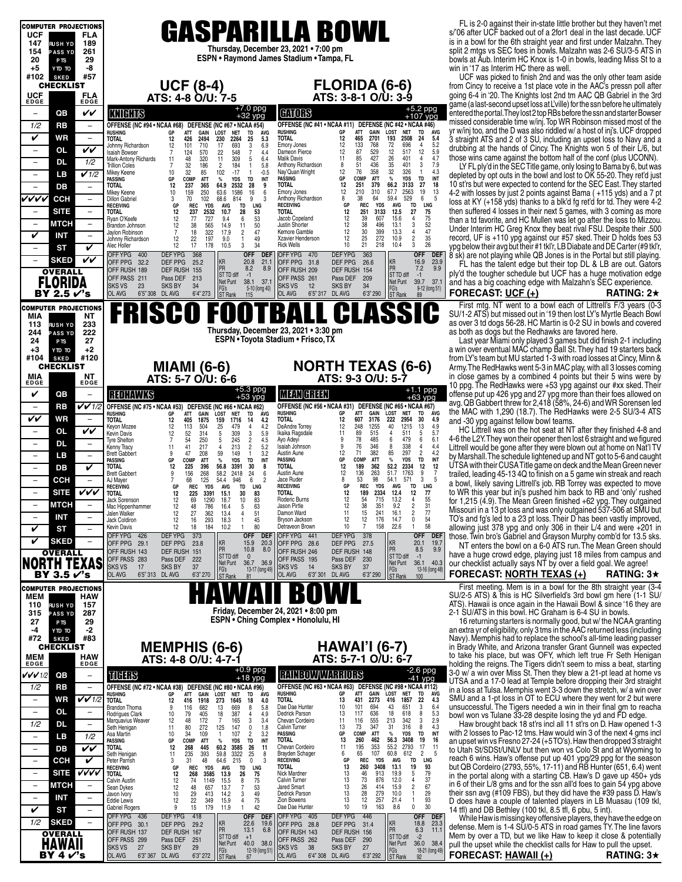# GASPARILLA BOWL

**Thursday, December 23, 2021 • 7:00 pm**
**ESPN • Raymond James Stadium • Tampa, FL**

## UCF (8-4) — ATS: 4-8 O/U: 7-5
## FLORIDA (6-6) — ATS: 3-8-1 O/U: 3-9

### COMPUTER PROJECTIONS

| UCF | | FLA |
|---|---|---|
| 147 | RUSH YD | 189 |
| 154 | PASS YD | 261 |
| 20 | PTS | 29 |
| +5 | YTD TO | -8 |
| #102 | SKED | #57 |

### CHECKLIST

| UCF EDGE | | FLA EDGE |
|---|---|---|
| – | QB | ✔✔ |
| 1/2 | RB | – |
| ✔ | WR | – |
| – | OL | ✔✔ |
| – | DL | 1/2 |
| – | LB | ✔1/2 |
| – | DB | – |
| ✔✔✔✔ | CCH | – |
| – | SITE | – |
| – | MTCH | – |
| ✔ | INT | – |
| – | ST | ✔ |
| – | SKED | ✔✔ |

**OVERALL: FLORIDA BY 2.5 ✔'s**

### KNIGHTS (+7.0 ppg, +32 ypg)

OFFENSE (NC #94 • NCAA #68) DEFENSE (NC #67 • NCAA #54)

| RUSHING | GP | ATT | GAIN | LOST | NET | TD | AVG |
|---|---|---|---|---|---|---|---|
| TOTAL | 12 | 426 | 2494 | 230 | 2264 | 25 | 5.3 |
| Johnny Richardson | 12 | 101 | 710 | 17 | 693 | 3 | 6.9 |
| Isaiah Bowser | 7 | 124 | 570 | 22 | 548 | 7 | 4.4 |
| Mark-Antony Richards | 11 | 48 | 320 | 11 | 309 | 5 | 6.4 |
| Trillion Coles | 7 | 32 | 186 | 2 | 184 | 1 | 5.8 |
| Mikey Keene | 10 | 32 | 85 | 102 | -17 | 1 | -0.5 |

| PASSING | GP | COMP | ATT | % | YDS | TD | INT |
|---|---|---|---|---|---|---|---|
| TOTAL | 12 | 237 | 365 | 64.9 | 2532 | 28 | 9 |
| Mikey Keene | 10 | 159 | 250 | 63.6 | 1586 | 16 | 6 |
| Dillon Gabriel | 3 | 70 | 102 | 68.6 | 814 | 9 | 3 |

| RECEIVING | GP | REC | YDS | AVG | TD | LNG |
|---|---|---|---|---|---|---|
| TOTAL | 12 | 237 | 2532 | 10.7 | 28 | 53 |
| Ryan O'Keefe | 12 | 77 | 727 | 9.4 | 6 | 53 |
| Brandon Johnson | 12 | 38 | 565 | 14.9 | 11 | 50 |
| Jaylon Robinson | 7 | 18 | 322 | 17.9 | 2 | 47 |
| Johnny Richardson | 12 | 22 | 197 | 9.0 | 1 | 49 |
| Alec Holler | 12 | 17 | 178 | 10.5 | 3 | 34 |

| OFF YPG | 400 | DEF YPG | 368 | | OFF | DEF |
|---|---|---|---|---|---|---|
| OFF PPG | 32.2 | DEF PPG | 25.2 | KR | 20.8 | 21.1 |
| OFF RUSH | 189 | DEF RUSH | 155 | PR | 8.2 | 8.9 |
| OFF PASS | 211 | Pass DEF | 213 | ST TD diff | -1 | |
| SKS VS | 23 | SKS BY | 34 | Net Punt | 38.1 | 37.1 |
| OL AVG | 6'5" 308 | DL AVG | 6'4" 273 | FG's | 5-10 (long 40) | |
| | | | | ST Rank | 115 | |

### GATORS (+5.2 ppg, +107 ypg)

OFFENSE (NC #41 • NCAA #11) DEFENSE (NC #42 • NCAA #46)

| RUSHING | GP | ATT | GAIN | LOST | NET | TD | AVG |
|---|---|---|---|---|---|---|---|
| TOTAL | 12 | 465 | 2701 | 193 | 2508 | 24 | 5.4 |
| Emory Jones | 12 | 133 | 768 | 72 | 696 | 4 | 5.2 |
| Dameon Pierce | 12 | 87 | 529 | 12 | 517 | 12 | 5.9 |
| Malik Davis | 11 | 85 | 427 | 26 | 401 | 4 | 4.7 |
| Anthony Richardson | 8 | 51 | 436 | 35 | 401 | 3 | 7.9 |
| Nay'Quan Wright | 12 | 76 | 358 | 32 | 326 | 1 | 4.3 |

| PASSING | GP | COMP | ATT | % | YDS | TD | INT |
|---|---|---|---|---|---|---|---|
| TOTAL | 12 | 251 | 379 | 66.2 | 3133 | 27 | 18 |
| Emory Jones | 12 | 210 | 310 | 67.7 | 2563 | 19 | 13 |
| Anthony Richardson | 8 | 38 | 64 | 59.4 | 529 | 6 | 5 |

| RECEIVING | GP | REC | YDS | AVG | TD | LNG |
|---|---|---|---|---|---|---|
| TOTAL | 12 | 251 | 3133 | 12.5 | 27 | 75 |
| Jacob Copeland | 12 | 39 | 607 | 15.6 | 4 | 75 |
| Justin Shorter | 12 | 38 | 496 | 13.1 | 3 | 52 |
| Kemore Gamble | 12 | 30 | 399 | 13.3 | 4 | 47 |
| Xzavier Henderson | 12 | 25 | 272 | 10.9 | 2 | 35 |
| Rick Wells | 10 | 21 | 218 | 10.4 | 3 | 26 |

| OFF YPG | 470 | DEF YPG | 363 | | OFF | DEF |
|---|---|---|---|---|---|---|
| OFF PPG | 31.8 | DEF PPG | 26.6 | KR | 16.9 | 23.9 |
| OFF RUSH | 209 | DEF RUSH | 154 | PR | 7.2 | 9.9 |
| OFF PASS | 261 | Pass DEF | 209 | ST TD diff | -1 | |
| SKS VS | 12 | SKS BY | 34 | Net Punt | 39.7 | 37.1 |
| OL AVG | 6'5" 317 | DL AVG | 6'3" 290 | FG's | 9-12 (long 51) | |
| | | | | ST Rank | 89 | |

FL is 2-0 against their in-state little brother but they haven't met s/'06 after UCF backed out of a 2for1 deal in the last decade. UCF is in a bowl for the 6th straight year and first under Malzahn. They split 2 mtgs vs SEC foes in bowls. Malzahn was 2-6 SU/3-5 ATS in bowls at Aub. Interim HC Knox is 1-0 in bowls, leading Miss St to a win in '17 as Interim HC there as well.

UCF was picked to finish 2nd and was the only other team aside from Cincy to receive a 1st place vote in the AAC's pressn poll after going 6-4 in '20. The Knights lost 2nd tm AAC QB Gabriel in the 3rd game (a last-second upset loss at L'ville) for the ssn before he ultimately entered the portal. They lost 2 top RBs before the ssn and starter Bowser missed considerable time w/inj. Top WR Robinson missed most of the yr w/inj too, and the D was also riddled w/ a host of inj's. UCF dropped 3 straight ATS and 2 of 3 SU, including an upset loss to Navy and a drubbing at the hands of Cincy. The Knights won 5 of their L/6, but those wins came against the bottom half of the conf (plus UCONN).

LY FL ply'd in the SEC Title game, only losing to Bama by 6, but was depleted by opt outs in the bowl and lost to OK 55-20. They ret'd just 10 st'rs but were expected to contend for the SEC East. They started 4-2 with losses by just 2 points against Bama (+115 yds) and a 7 pt loss at KY (+158 yds) thanks to a blk'd fg ret'd for td. They were 4-2 then suffered 4 losses in their next 5 games, with 3 coming as more than a td favorite, and HC Mullen was let go after the loss to Mizzou. Under Interim HC Greg Knox they beat rival FSU. Despite their .500 record, UF is +110 ypg against our #57 sked. Their D holds foes 53 ypg below their avg but their #1 tkl'r, LB Diabate and DE Carter (#9 tkl'r, 8 sk) are not playing while QB Jones is in the Portal but still playing.

FL has the talent edge but their top DL & LB are out. Gators ply'd the tougher schedule but UCF has a huge motivation edge and has a big coaching edge with Malzahn's SEC experience.

**FORECAST: UCF (+)** **RATING: 2★**

---

# FRISCO FOOTBALL CLASSIC

**Thursday, December 23, 2021 • 3:30 pm**
**ESPN • Toyota Stadium • Frisco, TX**

## MIAMI (6-6) — ATS: 5-7 O/U: 6-6
## NORTH TEXAS (6-6) — ATS: 9-3 O/U: 5-7

### COMPUTER PROJECTIONS

| MIA | | NT |
|---|---|---|
| 113 | RUSH YD | 233 |
| 244 | PASS YD | 222 |
| 24 | PTS | 27 |
| +3 | YTD TO | +2 |
| #104 | SKED | #120 |

### CHECKLIST

| MIA EDGE | | NT EDGE |
|---|---|---|
| ✔ | QB | – |
| – | RB | ✔✔1/2 |
| ✔✔ | WR | – |
| – | OL | ✔✔ |
| – | DL | – |
| – | LB | – |
| – | DB | ✔ |
| – | CCH | – |
| – | SITE | ✔✔✔ |
| – | MTCH | – |
| – | INT | – |
| ✔ | ST | – |
| ✔ | SKED | – |

**OVERALL: NORTH TEXAS BY 3.5 ✔'s**

### REDHAWKS (+5.3 ppg, +53 ypg)

OFFENSE (NC #75 • NCAA #53) DEFENSE (NC #66 • NCAA #62)

| RUSHING | GP | ATT | GAIN | LOST | NET | TD | AVG |
|---|---|---|---|---|---|---|---|
| TOTAL | 12 | 405 | 1875 | 159 | 1716 | 14 | 4.2 |
| Keyon Mozee | 12 | 113 | 504 | 25 | 479 | 4 | 4.2 |
| Kevin Davis | 12 | 52 | 314 | 5 | 309 | 3 | 5.9 |
| Tyre Shelton | 7 | 54 | 250 | 5 | 245 | 2 | 4.5 |
| Kenny Tracy | 11 | 41 | 217 | 4 | 213 | 2 | 5.2 |
| Brett Gabbert | 9 | 47 | 208 | 59 | 149 | 1 | 3.2 |

| PASSING | GP | COMP | ATT | % | YDS | TD | INT |
|---|---|---|---|---|---|---|---|
| TOTAL | 12 | 225 | 396 | 56.8 | 3391 | 30 | 8 |
| Brett Gabbert | 9 | 156 | 268 | 58.2 | 2418 | 24 | 6 |
| AJ Mayer | 7 | 68 | 125 | 54.4 | 946 | 6 | 2 |

| RECEIVING | GP | REC | YDS | AVG | TD | LNG |
|---|---|---|---|---|---|---|
| TOTAL | 12 | 225 | 3391 | 15.1 | 30 | 83 |
| Jack Sorenson | 12 | 69 | 1290 | 18.7 | 10 | 83 |
| Mac Hippenhammer | 12 | 48 | 786 | 16.4 | 5 | 63 |
| Jalen Walker | 12 | 27 | 362 | 13.4 | 4 | 51 |
| Jack Coldiron | 12 | 16 | 293 | 18.3 | 1 | 45 |
| Kevin Davis | 12 | 18 | 184 | 10.2 | 1 | 80 |

| OFF YPG | 426 | DEF YPG | 373 | | OFF | DEF |
|---|---|---|---|---|---|---|
| OFF PPG | 29.1 | DEF PPG | 23.8 | KR | 15.9 | 20.3 |
| OFF RUSH | 143 | DEF RUSH | 151 | PR | 10.8 | 8.0 |
| OFF PASS | 283 | Pass DEF | 222 | ST TD diff | 0 | |
| SKS VS | 17 | SKS BY | 37 | Net Punt | 36.7 | 36.9 |
| OL AVG | 6'5" 313 | DL AVG | 6'3" 270 | FG's | 13-17 (long 49) | |
| | | | | ST Rank | 81 | |

### MEAN GREEN (+1.1 ppg, +63 ypg)

OFFENSE (NC #56 • NCAA #31) DEFENSE (NC #65 • NCAA #67)

| RUSHING | GP | ATT | GAIN | LOST | NET | TD | AVG |
|---|---|---|---|---|---|---|---|
| TOTAL | 12 | 607 | 3176 | 222 | 2954 | 30 | 4.9 |
| DeAndre Torrey | 12 | 248 | 1255 | 40 | 1215 | 13 | 4.9 |
| Ikaika Ragsdale | 11 | 89 | 515 | 4 | 511 | 5 | 5.7 |
| Ayo Adeyi | 9 | 78 | 485 | 6 | 479 | 6 | 6.1 |
| Isaiah Johnson | 9 | 76 | 346 | 8 | 338 | 4 | 4.4 |
| Austin Aune | 12 | 71 | 382 | 85 | 297 | 2 | 4.2 |

| PASSING | GP | COMP | ATT | % | YDS | TD | INT |
|---|---|---|---|---|---|---|---|
| TOTAL | 12 | 189 | 362 | 52.2 | 2334 | 12 | 12 |
| Austin Aune | 12 | 136 | 263 | 51.7 | 1763 | 9 | 7 |
| Jace Ruder | 8 | 53 | 98 | 54.1 | 571 | 3 | 5 |

| RECEIVING | GP | REC | YDS | AVG | TD | LNG |
|---|---|---|---|---|---|---|
| TOTAL | 12 | 189 | 2334 | 12.4 | 12 | 77 |
| Roderic Burns | 12 | 54 | 715 | 13.2 | 4 | 55 |
| Jason Pirtle | 12 | 38 | 351 | 9.2 | 2 | 31 |
| Damon Ward | 11 | 15 | 241 | 16.1 | 2 | 77 |
| Bryson Jackson | 12 | 12 | 176 | 14.7 | 0 | 54 |
| Detraveon Brown | 10 | 7 | 158 | 22.6 | 1 | 58 |

| OFF YPG | 441 | DEF YPG | 378 | | OFF | DEF |
|---|---|---|---|---|---|---|
| OFF PPG | 28.6 | DEF PPG | 27.5 | KR | 20.1 | 19.7 |
| OFF RUSH | 246 | DEF RUSH | 148 | PR | 8.5 | 9.9 |
| OFF PASS | 195 | Pass DEF | 230 | ST TD diff | -1 | |
| SKS VS | 14 | SKS BY | 37 | Net Punt | 36.1 | 40.3 |
| OL AVG | 6'3" 301 | DL AVG | 6'3" 290 | FG's | 13-16 (long 48) | |
| | | | | ST Rank | 100 | |

First mtg. NT went to a bowl each of Littrell's F/3 years (0-3 SU/1-2 ATS) but missed out in '19 then lost LY's Myrtle Beach Bowl as over 3 td dogs 56-28. HC Martin is 0-2 SU in bowls and covered as both as dogs but the Redhawks are favored here.

Last year Miami only played 3 games but did finish 2-1 including a win over eventual MAC champ Ball St. They had 19 starters back from LY's team but MU started 1-3 with road losses at Cincy, Minn & Army. The RedHawks went 5-3 in MAC play, with all 3 losses coming in close games by a combined 4 points but their 5 wins were by 10 ppg. The RedHawks were +53 ypg against our #xx sked. Their offense put up 426 ypg and 27 ypg more than their foes allowed on avg. QB Gabbert threw for 2,418 (58%, 24-6) and WR Sorensen led the MAC with 1,290 (18.7). The RedHawks were 2-5 SU/3-4 ATS and -30 ypg against fellow bowl teams.

HC Littrell was on the hot seat at NT after they finished 4-8 and 4-6 the L2Y. They won their opener then lost 6 straight and we figured Littrell would be gone after they were blown out at home on Nat'l TV by Marshall. The schedule lightened up and NT got to 5-6 and caught UTSA with their CUSA Title game on deck and the Mean Green never trailed, leading 45-13 4Q to finish on a 5 game win streak and reach a bowl, likely saving Littrell's job. RB Torrey was expected to move to WR this year but inj's pushed him back to RB and 'only' rushed for 1,215 (4.9). The Mean Green finished +62 ypg. They outgained Missouri in a 13 pt loss and was only outgained 537-506 at SMU but TO's and fg's led to a 23 pt loss. Their D has been vastly improved, allowing just 378 ypg and only 306 in their L/4 and were +201 in those. Twin bro's Gabriel and Grayson Murphy comb'd for 13.5 sks.

NT enters the bowl on a 6-0 ATS run. The Mean Green should have a huge crowd edge, playing just 18 miles from campus and our checklist actually says NT by over a field goal. We agree!

**FORECAST: NORTH TEXAS (+)** **RATING: 3★**

---

# HAWAII BOWL

**Friday, December 24, 2021 • 8:00 pm**
**ESPN • Ching Complex • Honolulu, HI**

## MEMPHIS (6-6) — ATS: 4-8 O/U: 4-7-1
## HAWAI'I (6-7) — ATS: 5-7-1 O/U: 6-7

### COMPUTER PROJECTIONS

| MEM | | HAW |
|---|---|---|
| 110 | RUSH YD | 157 |
| 315 | PASS YD | 287 |
| 27 | PTS | 29 |
| -4 | YTD TO | -2 |
| #72 | SKED | #83 |

### CHECKLIST

| MEM EDGE | | HAW EDGE |
|---|---|---|
| ✔✔✔1/2 | QB | – |
| 1/2 | RB | – |
| – | WR | ✔✔1/2 |
| – | OL | – |
| 1/2 | DL | – |
| – | LB | 1/2 |
| – | DB | ✔✔ |
| – | CCH | ✔ |
| – | SITE | ✔✔✔✔ |
| – | MTCH | – |
| – | INT | – |
| ✔ | ST | – |
| 1/2 | SKED | – |

**OVERALL: HAWAII BY 4 ✔'s**

### TIGERS (+0.9 ppg, +18 ypg)

OFFENSE (NC #72 • NCAA #38) DEFENSE (NC #80 • NCAA #96)

| RUSHING | GP | ATT | GAIN | LOST | NET | TD | AVG |
|---|---|---|---|---|---|---|---|
| TOTAL | 12 | 416 | 1918 | 273 | 1645 | 18 | 4.0 |
| Brandon Thoma | 9 | 116 | 682 | 13 | 669 | 8 | 5.8 |
| Rodrigues Clark | 10 | 79 | 405 | 18 | 387 | 4 | 4.9 |
| Marquavius Weaver | 12 | 48 | 172 | 7 | 165 | 3 | 3.4 |
| Seth Henigan | 11 | 80 | 272 | 125 | 147 | 0 | 1.8 |
| Asa Martin | 10 | 34 | 109 | 1 | 107 | 2 | 3.2 |

| PASSING | GP | COMP | ATT | % | YDS | TD | INT |
|---|---|---|---|---|---|---|---|
| TOTAL | 12 | 268 | 445 | 60.2 | 3585 | 26 | 11 |
| Seth Henigan | 11 | 235 | 393 | 59.8 | 3322 | 25 | 8 |
| Peter Parrish | 3 | 31 | 48 | 64.6 | 215 | 0 | 3 |

| RECEIVING | GP | REC | YDS | AVG | TD | LNG |
|---|---|---|---|---|---|---|
| TOTAL | 12 | 268 | 3585 | 13.9 | 26 | 75 |
| Calvin Austin | 12 | 74 | 1149 | 15.5 | 8 | 75 |
| Sean Dykes | 12 | 48 | 657 | 13.7 | 7 | 53 |
| Javon Ivory | 10 | 29 | 413 | 14.2 | 3 | 49 |
| Eddie Lewis | 12 | 22 | 349 | 15.9 | 4 | 75 |
| Gabriel Rogers | 9 | 15 | 179 | 11.9 | 1 | 42 |

| OFF YPG | 436 | DEF YPG | 418 | | OFF | DEF |
|---|---|---|---|---|---|---|
| OFF PPG | 30.1 | DEF PPG | 29.2 | KR | 22.6 | 19.6 |
| OFF RUSH | 137 | DEF RUSH | 167 | PR | 13.1 | 6.8 |
| OFF PASS | 299 | Pass DEF | 251 | ST TD diff | +1 | |
| SKS VS | 27 | SKS BY | 29 | Net Punt | 40.0 | 38.0 |
| OL AVG | 6'3" 367 | DL AVG | 6'3" 272 | FG's | 12-19 (long 51) | |
| | | | | ST Rank | 67 | |

### RAINBOW WARRIORS (-2.6 ppg, -41 ypg)

OFFENSE (NC #63 • NCAA #63) DEFENSE (NC #98 • NCAA #112)

| RUSHING | GP | ATT | GAIN | LOST | NET | TD | AVG |
|---|---|---|---|---|---|---|---|
| TOTAL | 13 | 431 | 2273 | 416 | 1857 | 22 | 4.3 |
| Dae Dae Hunter | 10 | 101 | 694 | 43 | 651 | 3 | 6.4 |
| Calvin Turner | 13 | 117 | 636 | 18 | 618 | 8 | 5.3 |
| Chevan Cordeiro | 11 | 116 | 555 | 213 | 342 | 3 | 2.9 |
| Calvin Turner | 13 | 73 | 347 | 31 | 316 | 8 | 4.3 |

| PASSING | GP | COMP | ATT | % | YDS | TD | INT |
|---|---|---|---|---|---|---|---|
| TOTAL | 13 | 260 | 462 | 56.3 | 3408 | 19 | 16 |
| Chevan Cordeiro | 11 | 195 | 353 | 55.2 | 2793 | 17 | 11 |
| Brayden Schager | 6 | 65 | 107 | 60.8 | 612 | 2 | 5 |

| RECEIVING | GP | REC | YDS | AVG | TD | LNG |
|---|---|---|---|---|---|---|
| TOTAL | 13 | 260 | 3408 | 13.1 | 19 | 93 |
| Nick Mardner | 13 | 46 | 913 | 19.9 | 5 | 79 |
| Calvin Turner | 13 | 73 | 876 | 12.0 | 4 | 77 |
| Jared Smart | 13 | 26 | 414 | 15.9 | 2 | 67 |
| Dedrick Parson | 13 | 28 | 279 | 10.0 | 1 | 29 |
| Zion Bowens | 13 | 12 | 257 | 21.4 | 1 | 93 |
| Dae Dae Hunter | 10 | 19 | 163 | 8.6 | 0 | 30 |

| OFF YPG | 405 | DEF YPG | 446 | | OFF | DEF |
|---|---|---|---|---|---|---|
| OFF PPG | 28.8 | DEF PPG | 31.4 | KR | 18.8 | 23.3 |
| OFF RUSH | 143 | DEF RUSH | 156 | PR | 6.3 | 11.1 |
| OFF PASS | 262 | Pass DEF | 290 | ST TD diff | -2 | |
| SKS VS | 38 | SKS BY | 27 | Net Punt | 36.0 | 38.4 |
| OL AVG | 6'4" 308 | DL AVG | 6'3" 292 | FG's | 18-21 (long 49) | |
| | | | | ST Rank | 92 | |

First meeting. Mem is in a bowl for the 8th straight year (3-4 SU/2-5 ATS) & this is HC Silverfield's 3rd bowl gm here (1-1 SU/ ATS). Hawaii is once again in the Hawaii Bowl & since '16 they are 2-1 SU/ATS in this bowl. HC Graham is 6-4 SU in bowls.

16 returning starters is normally good, but w/ the NCAA granting an extra yr of eligibility, only 3 tms in the AAC returned less (including Navy). Memphis had to replace the school's all-time leading passer in Brady White, and Arizona transfer Grant Gunnell was expected to take his place, but was OFY, which left true Fr Seth Henigan holding the reigns. The Tigers didn't seem to miss a beat, starting 3-0 w/ a win over Miss St. Then they blew a 21-pt lead at home vs UTSA and a 17-0 lead at Temple before dropping their 3rd straight in a loss at Tulsa. Memphis went 3-3 down the stretch, w/ a win over SMU and a 1-pt loss in OT to ECU where they went for 2 but were unsuccessful. The Tigers needed a win in their final gm to reacha bowl won vs Tulane 33-28 despite losing the yd and FD edge.

Haw brought back 18 st'rs incl all 11 st'rs on D. Haw opened 1-3 with 2 losses to Pac-12 tms. Haw would win 3 of the next 4 gms incl an upset win vs Fresno 27-24 (+5 TO's). Haw then dropped 3 straight to Utah St/SDSt/UNLV but then won vs Colo St and at Wyoming to reach 6 wins. Haw's offense put up 401 ypg/29 ppg for the season but QB Cordeiro (2793, 55%, 17-11) and RB Hunter (651, 6.4) went in the portal along with a starting CB. Haw's D gave up 450+ yds in 6 of their L/8 gms and for the ssn all'd foes to gain 54 ypg above their ssn avg (#109 FBS), but they did have the #39 pass D. Haw's D does have a couple of talented players in LB Muasau (109 tkl, 14 tfl) and DB Bethley (100 tkl, 8.5 tfl, 6 pbu, 5 int).

While Haw is missing key offensive players, they have the edge on defense. Mem is 1-4 SU/0-5 ATS in road games TY. The line favors Mem by over a TD, but we like Haw to keep it close & potentially pull the upset while the checklist calls for Haw to pull the upset.

**FORECAST: HAWAII (+)** **RATING: 3★**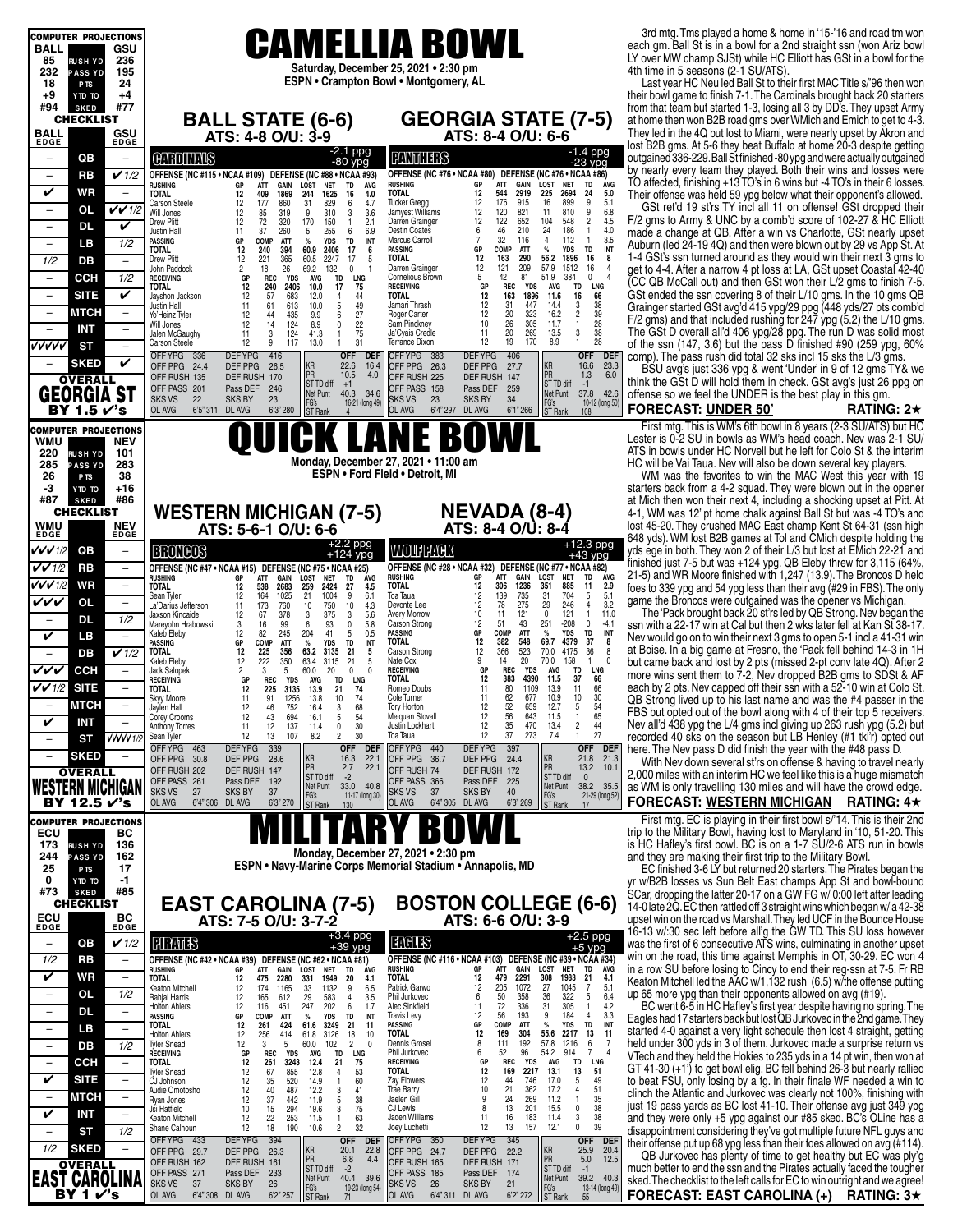# CAMELLIA BOWL

**Saturday, December 25, 2021 • 2:30 pm**
**ESPN • Crampton Bowl • Montgomery, AL**

| COMPUTER PROJECTIONS | | |
|---|---|---|
| BALL | | GSU |
| 85 | RUSH YD | 236 |
| 232 | PASS YD | 195 |
| 18 | PTS | 24 |
| +9 | YTD TO | +4 |
| #94 | SKED | #77 |

**CHECKLIST**

| BALL EDGE | | GSU EDGE |
|---|---|---|
| – | QB | – |
| – | RB | ✔1/2 |
| ✔ | WR | – |
| – | OL | ✔✔1/2 |
| – | DL | ✔ |
| – | LB | 1/2 |
| 1/2 | DB | – |
| – | CCH | 1/2 |
| – | SITE | ✔ |
| – | MTCH | – |
| – | INT | – |
| ✔✔✔✔ | ST | – |
| – | SKED | ✔ |

**OVERALL: GEORGIA ST BY 1.5 ✔'s**

## BALL STATE (6-6)
**ATS: 4-8 O/U: 3-9**

**CARDINALS** -2.1 ppg / -80 ypg

OFFENSE (NC #115 • NCAA #109) DEFENSE (NC #88 • NCAA #93)

| RUSHING | GP | ATT | GAIN | LOST | NET | TD | AVG |
|---|---|---|---|---|---|---|---|
| TOTAL | 12 | 409 | 1869 | 244 | 1625 | 16 | 4.0 |
| Carson Steele | 12 | 177 | 860 | 31 | 829 | 6 | 4.7 |
| Will Jones | 12 | 85 | 319 | 9 | 310 | 3 | 3.6 |
| Drew Plitt | 12 | 72 | 320 | 170 | 150 | 1 | 2.1 |
| Justin Hall | 11 | 37 | 260 | 5 | 255 | 6 | 6.9 |

| PASSING | GP | COMP | ATT | % | YDS | TD | INT |
|---|---|---|---|---|---|---|---|
| TOTAL | 12 | 240 | 394 | 60.9 | 2406 | 17 | 6 |
| Drew Plitt | 12 | 221 | 365 | 60.5 | 2247 | 17 | 5 |
| John Paddock | 2 | 18 | 26 | 69.2 | 132 | 0 | 1 |

| RECEIVING | GP | REC | YDS | AVG | TD | LNG |
|---|---|---|---|---|---|---|
| TOTAL | 12 | 240 | 2406 | 10.0 | 17 | 75 |
| Jayshon Jackson | 12 | 57 | 683 | 12.0 | 4 | 44 |
| Justin Hall | 11 | 61 | 613 | 10.0 | 5 | 49 |
| Yo'Heinz Tyler | 12 | 44 | 435 | 9.9 | 6 | 27 |
| Will Jones | 12 | 14 | 124 | 8.9 | 0 | 22 |
| Jalen McGaughy | 11 | 3 | 124 | 41.3 | 1 | 75 |
| Carson Steele | 12 | 9 | 117 | 13.0 | 1 | 31 |

| | | | | | OFF | DEF |
|---|---|---|---|---|---|---|
| OFF YPG | 336 | DEF YPG | 416 | | | |
| OFF PPG | 24.4 | DEF PPG | 26.5 | KR | 22.6 | 16.4 |
| OFF RUSH | 135 | DEF RUSH | 170 | PR | 10.5 | 4.0 |
| OFF PASS | 201 | Pass DEF | 246 | ST TD diff | +1 | |
| SKS VS | 22 | SKS BY | 23 | Net Punt | 40.3 | 34.6 |
| OL AVG | 6'5" 311 | DL AVG | 6'3" 280 | FG's | 16-21 (long 49) | |
| | | | | ST Rank | 4 | |

## GEORGIA STATE (7-5)
**ATS: 8-4 O/U: 6-6**

**PANTHERS** -1.4 ppg / -23 ypg

OFFENSE (NC #76 • NCAA #80) DEFENSE (NC #76 • NCAA #86)

| RUSHING | GP | ATT | GAIN | LOST | NET | TD | AVG |
|---|---|---|---|---|---|---|---|
| TOTAL | 12 | 544 | 2919 | 225 | 2694 | 24 | 5.0 |
| Tucker Gregg | 12 | 176 | 915 | 16 | 899 | 9 | 5.1 |
| Jamyest Williams | 12 | 120 | 821 | 11 | 810 | 9 | 6.8 |
| Darren Grainger | 12 | 122 | 652 | 104 | 548 | 2 | 4.5 |
| Destin Coates | 6 | 46 | 210 | 24 | 186 | 1 | 4.0 |
| Marcus Carroll | 7 | 32 | 116 | 4 | 112 | 1 | 3.5 |

| PASSING | GP | COMP | ATT | % | YDS | TD | INT |
|---|---|---|---|---|---|---|---|
| TOTAL | 12 | 163 | 290 | 56.2 | 1896 | 16 | 8 |
| Darren Grainger | 12 | 121 | 209 | 57.9 | 1512 | 16 | 4 |
| Cornelious Brown | 5 | 42 | 81 | 51.9 | 384 | 0 | 4 |

| RECEIVING | GP | REC | YDS | AVG | TD | LNG |
|---|---|---|---|---|---|---|
| TOTAL | 12 | 163 | 1896 | 11.6 | 16 | 66 |
| Jamari Thrash | 12 | 31 | 447 | 14.4 | 3 | 38 |
| Roger Carter | 12 | 20 | 323 | 16.2 | 2 | 39 |
| Sam Pinckney | 10 | 26 | 305 | 11.7 | 1 | 28 |
| Ja'Cyais Credle | 11 | 20 | 269 | 13.5 | 3 | 38 |
| Terrance Dixon | 12 | 19 | 170 | 8.9 | 1 | 28 |

| | | | | | OFF | DEF |
|---|---|---|---|---|---|---|
| OFF YPG | 383 | DEF YPG | 406 | | | |
| OFF PPG | 26.3 | DEF PPG | 27.7 | KR | 16.6 | 23.3 |
| OFF RUSH | 225 | DEF RUSH | 147 | PR | 1.3 | 6.0 |
| OFF PASS | 158 | Pass DEF | 259 | ST TD diff | -1 | |
| SKS VS | 23 | SKS BY | 34 | Net Punt | 37.8 | 42.6 |
| OL AVG | 6'4" 297 | DL AVG | 6'1" 266 | FG's | 10-12 (long 50) | |
| | | | | ST Rank | 108 | |

3rd mtg. Tms played a home & home in '15-'16 and road tm won each gm. Ball St is in a bowl for a 2nd straight ssn (won Ariz bowl LY over MW champ SJSt) while HC Elliott has GSt in a bowl for the 4th time in 5 seasons (2-1 SU/ATS).

Last year HC Neu led Ball St to their first MAC Title s/'96 then won their bowl game to finish 7-1. The Cardinals brought back 20 starters from that team but started 1-3, losing all 3 by DD's. They upset Army at home then won B2B road gms over WMich and Emich to get to 4-3. They led in the 4Q but lost to Miami, were nearly upset by Akron and lost B2B gms. At 5-6 they beat Buffalo at home 20-3 despite getting outgained 336-229. Ball St finished -80 ypg and were actually outgained by nearly every team they played. Both their wins and losses were TO affected, finishing +13 TO's in 6 wins but -4 TO's in their 6 losses. Their offense was held 59 ypg below what their opponent's allowed.

GSt ret'd 19 st'rs TY incl all 11 on offense! GSt dropped their F/2 gms to Army & UNC by a comb'd score of 102-27 & HC Elliott made a change at QB. After a win vs Charlotte, GSt nearly upset Auburn (led 24-19 4Q) and then were blown out by 29 vs App St. At 1-4 GSt's ssn turned around as they would win their next 3 gms to get to 4-4. After a narrow 4 pt loss at LA, GSt upset Coastal 42-40 (CC QB McCall out) and then GSt won their L/2 gms to finish 7-5. GSt ended the ssn covering 8 of their L/10 gms. In the 10 gms QB Grainger started GSt avg'd 415 ypg/29 ppg (448 yds/27 pts comb'd F/2 gms) and that included rushing for 247 ypg (5.2) the L/10 gms. The GSt D overall all'd 406 ypg/28 ppg. The run D was solid most of the ssn (147, 3.6) but the pass D finished #90 (259 ypg, 60% comp). The pass rush did total 32 sks incl 15 sks the L/3 gms.

BSU avg's just 336 ypg & went 'Under' in 9 of 12 gms TY & we think the GSt D will hold them in check. GSt avg's just 26 ppg on offense so we feel the UNDER is the best play in this gm.

**FORECAST: UNDER 50' RATING: 2★**

---

# QUICK LANE BOWL

**Monday, December 27, 2021 • 11:00 am**
**ESPN • Ford Field • Detroit, MI**

| COMPUTER PROJECTIONS | | |
|---|---|---|
| WMU | | NEV |
| 220 | RUSH YD | 101 |
| 285 | PASS YD | 283 |
| 26 | PTS | 38 |
| -3 | YTD TO | +16 |
| #87 | SKED | #86 |

**CHECKLIST**

| WMU EDGE | | NEV EDGE |
|---|---|---|
| ✔✔✔1/2 | QB | – |
| ✔✔1/2 | RB | – |
| ✔✔✔1/2 | WR | – |
| ✔✔✔ | OL | – |
| – | DL | 1/2 |
| ✔ | LB | – |
| – | DB | ✔1/2 |
| ✔✔✔ | CCH | – |
| ✔✔1/2 | SITE | – |
| – | MTCH | – |
| ✔ | INT | – |
| – | ST | ✔✔✔✔1/2 |
| – | SKED | – |

**OVERALL: WESTERN MICHIGAN BY 12.5 ✔'s**

## WESTERN MICHIGAN (7-5)
**ATS: 5-6-1 O/U: 6-6**

**BRONCOS** +2.2 ppg / +124 ypg

OFFENSE (NC #47 • NCAA #15) DEFENSE (NC #75 • NCAA #25)

| RUSHING | GP | ATT | GAIN | LOST | NET | TD | AVG |
|---|---|---|---|---|---|---|---|
| TOTAL | 12 | 538 | 2683 | 259 | 2424 | 27 | 4.5 |
| Sean Tyler | 12 | 164 | 1025 | 21 | 1004 | 9 | 6.1 |
| La'Darius Jefferson | 11 | 173 | 760 | 10 | 750 | 10 | 4.3 |
| Jaxson Kincaide | 12 | 67 | 378 | 3 | 375 | 3 | 5.6 |
| Mareyohn Hrabowski | 3 | 16 | 99 | 6 | 93 | 0 | 5.8 |
| Kaleb Eleby | 12 | 82 | 245 | 204 | 41 | 5 | 0.5 |

| PASSING | GP | COMP | ATT | % | YDS | TD | INT |
|---|---|---|---|---|---|---|---|
| TOTAL | 12 | 225 | 356 | 63.2 | 3135 | 21 | 5 |
| Kaleb Eleby | 12 | 222 | 350 | 63.4 | 3115 | 21 | 5 |
| Jack Salopek | 2 | 3 | 5 | 60.0 | 20 | 0 | 0 |

| RECEIVING | GP | REC | YDS | AVG | TD | LNG |
|---|---|---|---|---|---|---|
| TOTAL | 12 | 225 | 3135 | 13.9 | 21 | 74 |
| Skyy Moore | 12 | 91 | 1256 | 13.8 | 10 | 74 |
| Jaylen Hall | 12 | 46 | 752 | 16.4 | 3 | 68 |
| Corey Crooms | 12 | 43 | 694 | 16.1 | 5 | 54 |
| Anthony Torres | 11 | 12 | 137 | 11.4 | 0 | 30 |
| Sean Tyler | 12 | 13 | 107 | 8.2 | 2 | 30 |

| | | | | | OFF | DEF |
|---|---|---|---|---|---|---|
| OFF YPG | 463 | DEF YPG | 339 | | | |
| OFF PPG | 30.8 | DEF PPG | 28.6 | KR | 16.3 | 22.1 |
| OFF RUSH | 202 | DEF RUSH | 147 | PR | 2.7 | 22.1 |
| OFF PASS | 261 | Pass DEF | 192 | ST TD diff | -2 | |
| SKS VS | 27 | SKS BY | 37 | Net Punt | 33.0 | 40.8 |
| OL AVG | 6'4" 306 | DL AVG | 6'3" 270 | FG's | 11-17 (long 30) | |
| | | | | ST Rank | 130 | |

## NEVADA (8-4)
**ATS: 8-4 O/U: 8-4**

**WOLF PACK** +12.3 ppg / +43 ypg

OFFENSE (NC #28 • NCAA #32) DEFENSE (NC #77 • NCAA #82)

| RUSHING | GP | ATT | GAIN | LOST | NET | TD | AVG |
|---|---|---|---|---|---|---|---|
| TOTAL | 12 | 306 | 1236 | 351 | 885 | 11 | 2.9 |
| Toa Taua | 12 | 139 | 735 | 31 | 704 | 5 | 5.1 |
| Devonte Lee | 12 | 78 | 275 | 29 | 246 | 4 | 3.2 |
| Avery Morrow | 10 | 11 | 121 | 0 | 121 | 1 | 11.0 |
| Carson Strong | 12 | 51 | 43 | 251 | -208 | 0 | -4.1 |

| PASSING | GP | COMP | ATT | % | YDS | TD | INT |
|---|---|---|---|---|---|---|---|
| TOTAL | 12 | 382 | 548 | 69.7 | 4379 | 37 | 8 |
| Carson Strong | 12 | 366 | 523 | 70.0 | 4175 | 36 | 8 |
| Nate Cox | 9 | 14 | 20 | 70.0 | 158 | 1 | 0 |

| RECEIVING | GP | REC | YDS | AVG | TD | LNG |
|---|---|---|---|---|---|---|
| TOTAL | 12 | 383 | 4390 | 11.5 | 37 | 66 |
| Romeo Doubs | 11 | 80 | 1109 | 13.9 | 11 | 66 |
| Cole Turner | 11 | 62 | 677 | 10.9 | 10 | 30 |
| Tory Horton | 12 | 52 | 659 | 12.7 | 5 | 54 |
| Melquan Stovall | 12 | 56 | 643 | 11.5 | 1 | 65 |
| Justin Lockhart | 12 | 35 | 470 | 13.4 | 2 | 44 |
| Toa Taua | 12 | 37 | 273 | 7.4 | 1 | 27 |

| | | | | | OFF | DEF |
|---|---|---|---|---|---|---|
| OFF YPG | 440 | DEF YPG | 397 | | | |
| OFF PPG | 36.7 | DEF PPG | 24.4 | KR | 21.8 | 21.3 |
| OFF RUSH | 74 | DEF RUSH | 172 | PR | 13.2 | 10.1 |
| OFF PASS | 366 | Pass DEF | 225 | ST TD diff | 0 | |
| SKS VS | 37 | SKS BY | 40 | Net Punt | 38.2 | 35.5 |
| OL AVG | 6'4" 305 | DL AVG | 6'3" 269 | FG's | 21-29 (long 52) | |
| | | | | ST Rank | 17 | |

First mtg. This is WM's 6th bowl in 8 years (2-3 SU/ATS) but HC Lester is 0-2 SU in bowls as WM's head coach. Nev was 2-1 SU/ATS in bowls under HC Norvell but he left for Colo St & the interim HC will be Vai Taua. Nev will also be down several key players.

WM was the favorites to win the MAC West this year with 19 starters back from a 4-2 squad. They were blown out in the opener at Mich then won their next 4, including a shocking upset at Pitt. At 4-1, WM was 12' pt home chalk against Ball St but was -4 TO's and lost 45-20. They crushed MAC East champ Kent St 64-31 (ssn high 648 yds). WM lost B2B games at Tol and CMich despite holding the yds edge in both. They won 2 of their L/3 but lost at EMich 22-21 and finished just 7-5 but was +124 ypg. QB Eleby threw for 3,115 (64%, 21-5) and WR Moore finished with 1,247 (13.9). The Broncos D held foes to 339 ypg and 54 ypg less than their avg (#29 in FBS). The only game the Broncos were outgained was the opener vs Michigan.

The 'Pack brought back 20 st'rs led by QB Strong. Nev began the ssn with a 22-17 win at Cal but then 2 wks later fell at Kan St 38-17. Nev would go on to win their next 3 gms to open 5-1 incl a 41-31 win at Boise. In a big game at Fresno, the 'Pack fell behind 14-3 in 1H but came back and lost by 2 pts (missed 2-pt conv late 4Q). After 2 more wins sent them to 7-2, Nev dropped B2B gms to SDSt & AF each by 2 pts. Nev capped off their ssn with a 52-10 win at Colo St. QB Strong lived up to his last name and was the #4 passer in the FBS but opted out of the bowl along with 4 of their top 5 receivers. Nev all'd 438 ypg the L/4 gms incl giving up 263 rush ypg (5.2) but recorded 40 sks on the season but LB Henley (#1 tkl'r) opted out here. The Nev pass D did finish the year with the #48 pass D.

With Nev down several st'rs on offense & having to travel nearly 2,000 miles with an interim HC we feel like this is a huge mismatch as WM is only travelling 130 miles and will have the crowd edge.

**FORECAST: WESTERN MICHIGAN RATING: 4★**

---

# MILITARY BOWL

**Monday, December 27, 2021 • 2:30 pm**
**ESPN • Navy-Marine Corps Memorial Stadium • Annapolis, MD**

| COMPUTER PROJECTIONS | | |
|---|---|---|
| ECU | | BC |
| 173 | RUSH YD | 136 |
| 244 | PASS YD | 162 |
| 25 | PTS | 17 |
| 0 | YTD TO | -1 |
| #73 | SKED | #85 |

**CHECKLIST**

| ECU EDGE | | BC EDGE |
|---|---|---|
| – | QB | ✔1/2 |
| 1/2 | RB | – |
| ✔ | WR | – |
| – | OL | 1/2 |
| – | DL | – |
| – | LB | – |
| – | DB | 1/2 |
| – | CCH | – |
| ✔ | SITE | – |
| – | MTCH | – |
| ✔ | INT | – |
| – | ST | 1/2 |
| 1/2 | SKED | – |

**OVERALL: EAST CAROLINA BY 1 ✔'s**

## EAST CAROLINA (7-5)
**ATS: 7-5 O/U: 3-7-2**

**PIRATES** +3.4 ppg / +39 ypg

OFFENSE (NC #42 • NCAA #39) DEFENSE (NC #62 • NCAA #81)

| RUSHING | GP | ATT | GAIN | LOST | NET | TD | AVG |
|---|---|---|---|---|---|---|---|
| TOTAL | 12 | 475 | 2280 | 331 | 1949 | 20 | 4.1 |
| Keaton Mitchell | 12 | 174 | 1165 | 33 | 1132 | 9 | 6.5 |
| Rahjai Harris | 12 | 165 | 612 | 29 | 583 | 4 | 3.5 |
| Holton Ahlers | 12 | 116 | 451 | 247 | 202 | 6 | 1.7 |

| PASSING | GP | COMP | ATT | % | YDS | TD | INT |
|---|---|---|---|---|---|---|---|
| TOTAL | 12 | 261 | 424 | 61.6 | 3249 | 21 | 11 |
| Holton Ahlers | 12 | 256 | 414 | 61.8 | 3126 | 18 | 10 |
| Tyler Snead | 12 | 3 | 5 | 60.0 | 102 | 2 | 0 |

| RECEIVING | GP | REC | YDS | AVG | TD | LNG |
|---|---|---|---|---|---|---|
| TOTAL | 12 | 261 | 3243 | 12.4 | 21 | 75 |
| Tyler Snead | 12 | 67 | 855 | 12.8 | 4 | 53 |
| CJ Johnson | 12 | 35 | 520 | 14.9 | 1 | 60 |
| Audie Omotosho | 12 | 40 | 487 | 12.2 | 3 | 41 |
| Ryan Jones | 12 | 37 | 442 | 11.9 | 5 | 38 |
| Jsi Hatfield | 10 | 15 | 294 | 19.6 | 3 | 75 |
| Keaton Mitchell | 12 | 22 | 253 | 11.5 | 1 | 63 |
| Shane Calhoun | 12 | 18 | 190 | 10.6 | 2 | 32 |

| | | | | | OFF | DEF |
|---|---|---|---|---|---|---|
| OFF YPG | 433 | DEF YPG | 394 | | | |
| OFF PPG | 29.7 | DEF PPG | 26.3 | KR | 20.1 | 22.8 |
| OFF RUSH | 162 | DEF RUSH | 161 | PR | 6.8 | 4.4 |
| OFF PASS | 271 | Pass DEF | 233 | ST TD diff | -2 | |
| SKS VS | 37 | SKS BY | 26 | Net Punt | 40.4 | 39.6 |
| OL AVG | 6'4" 308 | DL AVG | 6'2" 257 | FG's | 19-23 (long 54) | |
| | | | | ST Rank | 71 | |

## BOSTON COLLEGE (6-6)
**ATS: 6-6 O/U: 3-9**

**EAGLES** +2.5 ppg / +5 ypg

OFFENSE (NC #116 • NCAA #103) DEFENSE (NC #39 • NCAA #34)

| RUSHING | GP | ATT | GAIN | LOST | NET | TD | AVG |
|---|---|---|---|---|---|---|---|
| TOTAL | 12 | 479 | 2291 | 308 | 1983 | 21 | 4.1 |
| Patrick Garwo | 12 | 205 | 1072 | 27 | 1045 | 7 | 5.1 |
| Phil Jurkovec | 6 | 50 | 358 | 36 | 322 | 5 | 6.4 |
| Alec Sinkfield | 11 | 72 | 336 | 31 | 305 | 1 | 4.2 |
| Travis Levy | 12 | 56 | 193 | 9 | 184 | 4 | 3.3 |

| PASSING | GP | COMP | ATT | % | YDS | TD | INT |
|---|---|---|---|---|---|---|---|
| TOTAL | 12 | 169 | 304 | 55.6 | 2217 | 13 | 11 |
| Dennis Grosel | 8 | 111 | 192 | 57.8 | 1216 | 6 | 7 |
| Phil Jurkovec | 6 | 52 | 96 | 54.2 | 914 | 7 | 4 |

| RECEIVING | GP | REC | YDS | AVG | TD | LNG |
|---|---|---|---|---|---|---|
| TOTAL | 12 | 169 | 2217 | 13.1 | 13 | 51 |
| Zay Flowers | 12 | 44 | 746 | 17.0 | 5 | 49 |
| Trae Barry | 10 | 21 | 362 | 17.2 | 4 | 51 |
| Jaelen Gill | 9 | 24 | 269 | 11.2 | 1 | 35 |
| CJ Lewis | 8 | 13 | 201 | 15.5 | 0 | 38 |
| Jaden Williams | 11 | 16 | 183 | 11.4 | 3 | 38 |
| Joey Luchetti | 12 | 13 | 157 | 12.1 | 0 | 39 |

| | | | | | OFF | DEF |
|---|---|---|---|---|---|---|
| OFF YPG | 350 | DEF YPG | 345 | | | |
| OFF PPG | 24.7 | DEF PPG | 22.2 | KR | 25.9 | 20.4 |
| OFF RUSH | 165 | DEF RUSH | 171 | PR | 5.0 | 12.5 |
| OFF PASS | 185 | Pass DEF | 174 | ST TD diff | -1 | |
| SKS VS | 26 | SKS BY | 21 | Net Punt | 39.2 | 40.3 |
| OL AVG | 6'4" 311 | DL AVG | 6'2" 272 | FG's | 13-14 (long 49) | |
| | | | | ST Rank | 55 | |

First mtg. EC is playing in their first bowl s/'14. This is their 2nd trip to the Military Bowl, having lost to Maryland in '10, 51-20. This is HC Hafley's first bowl. BC is on a 1-7 SU/2-6 ATS run in bowls and they are making their first trip to the Military Bowl.

EC finished 3-6 LY but returned 20 starters. The Pirates began the yr w/B2B losses vs Sun Belt East champs App St and bowl-bound SCar, dropping the latter 20-17 on a GW FG w/ 0:00 left after leading 14-0 late 2Q. EC then rattled off 3 straight wins which began w/ a 42-38 upset win on the road vs Marshall. They led UCF in the Bounce House 16-13 w/:30 sec left before all'g the GW TD. This SU loss however was the first of 6 consecutive ATS wins, culminating in another upset win on the road, this time against Memphis in OT, 30-29. EC won 4 in a row SU before losing to Cincy to end their reg-ssn at 7-5. Fr RB Keaton Mitchell led the AAC w/1,132 rush (6.5) w/the offense putting up 65 more ypg than their opponents allowed on avg (#19).

BC went 6-5 in HC Hafley's first year despite having no spring. The Eagles had 17 starters back but lost QB Jurkovec in the 2nd game. They started 4-0 against a very light schedule then lost 4 straight, getting held under 300 yds in 3 of them. Jurkovec made a surprise return vs VTech and they held the Hokies to 235 yds in a 14 pt win, then won at GT 41-30 (+1') to get bowl elig. BC fell behind 26-3 but nearly rallied to beat FSU, only losing by a fg. In their finale WF needed a win to clinch the Atlantic and Jurkovec was clearly not 100%, finishing with just 19 pass yards as BC lost 41-10. Their offense avg just 349 ypg and they were only +5 ypg against our #85 sked. BC's OLine has a disappointment considering they've got multiple future NFL guys and their offense put up 68 ypg less than their foes allowed on avg (#114).

QB Jurkovec has plenty of time to get healthy but EC was ply'g much better to end the ssn and the Pirates actually faced the tougher sked. The checklist to the left calls for EC to win outright and we agree!

**FORECAST: EAST CAROLINA (+) RATING: 3★**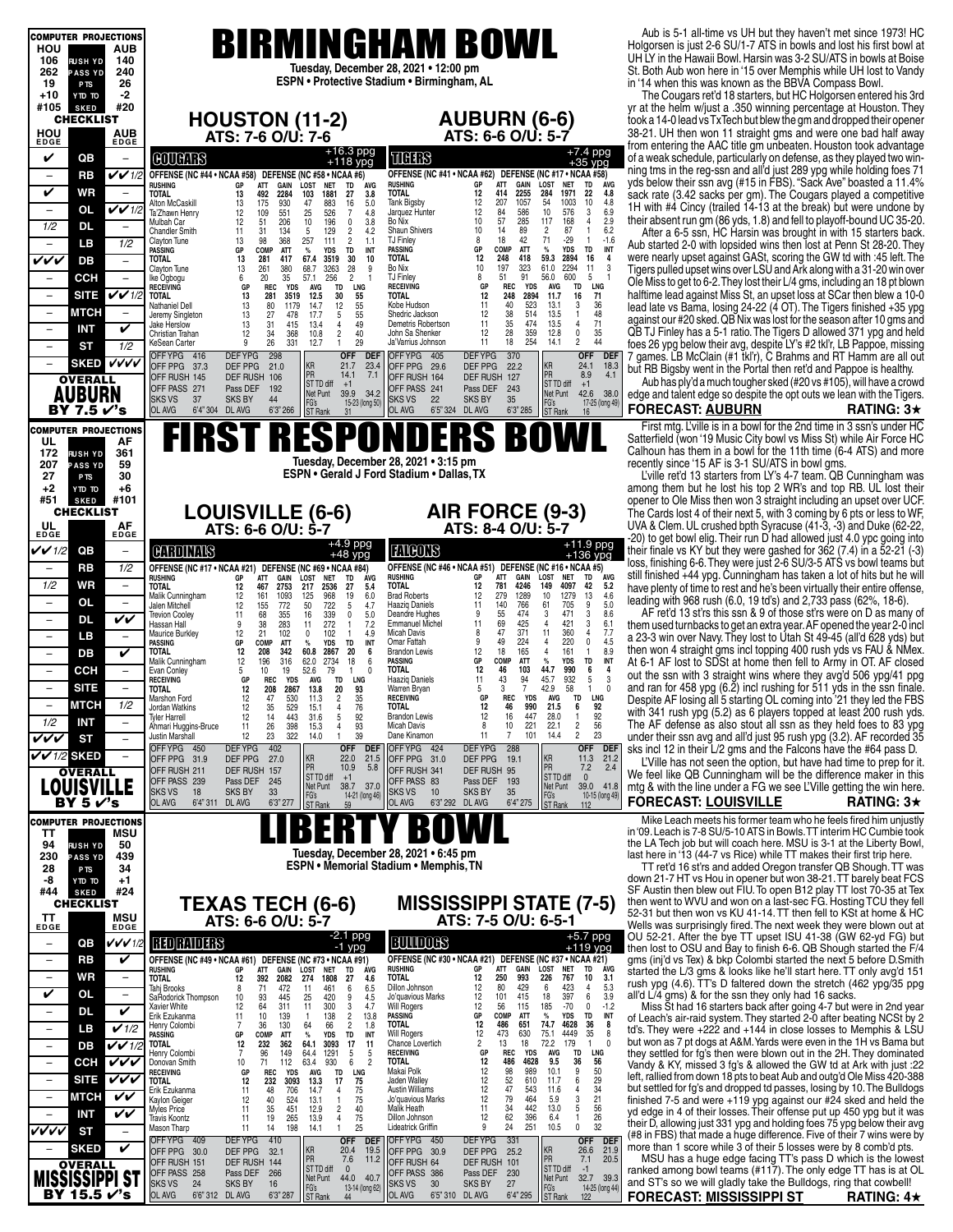# BIRMINGHAM BOWL

**Tuesday, December 28, 2021 • 12:00 pm**
**ESPN • Protective Stadium • Birmingham, AL**

## COMPUTER PROJECTIONS

| HOU | | AUB |
|---|---|---|
| 106 | RUSH YD | 140 |
| 262 | PASS YD | 240 |
| 19 | PTS | 26 |
| +10 | YTD TO | -2 |
| #105 | SKED | #20 |

## CHECKLIST

| HOU EDGE | | AUB EDGE |
|---|---|---|
| ✔ | QB | – |
| – | RB | ✔✔1/2 |
| ✔ | WR | – |
| – | OL | ✔✔1/2 |
| 1/2 | DL | – |
| – | LB | 1/2 |
| ✔✔✔ | DB | – |
| – | CCH | – |
| – | SITE | ✔✔1/2 |
| – | MTCH | – |
| – | INT | ✔ |
| – | ST | 1/2 |
| – | SKED | ✔✔✔✔ |

**OVERALL: AUBURN BY 7.5 ✔'s**

## HOUSTON (11-2)
**ATS: 7-6 O/U: 7-6**

**COUGARS** +16.3 ppg, +118 ypg

OFFENSE (NC #44 • NCAA #58) DEFENSE (NC #58 • NCAA #6)

| RUSHING | GP | ATT | GAIN | LOST | NET | TD | AVG |
|---|---|---|---|---|---|---|---|
| TOTAL | 13 | 492 | 2284 | 103 | 1881 | 27 | 3.8 |
| Alton McCaskill | 13 | 175 | 930 | 47 | 883 | 16 | 5.0 |
| Ta'Zhawn Henry | 12 | 109 | 551 | 25 | 526 | 7 | 4.8 |
| Mulbah Car | 12 | 51 | 206 | 10 | 196 | 0 | 3.8 |
| Chandler Smith | 11 | 31 | 134 | 5 | 129 | 2 | 4.2 |
| Clayton Tune | 13 | 98 | 368 | 257 | 111 | 2 | 1.1 |

| PASSING | GP | COMP | ATT | % | YDS | TD | INT |
|---|---|---|---|---|---|---|---|
| TOTAL | 13 | 281 | 417 | 67.4 | 3519 | 30 | 10 |
| Clayton Tune | 13 | 261 | 380 | 68.7 | 3263 | 28 | 9 |
| Ike Ogbogu | 6 | 20 | 35 | 57.1 | 256 | 2 | 1 |

| RECEIVING | GP | REC | YDS | AVG | TD | LNG |
|---|---|---|---|---|---|---|
| TOTAL | 13 | 281 | 3519 | 12.5 | 30 | 55 |
| Nathaniel Dell | 13 | 80 | 1179 | 14.7 | 12 | 55 |
| Jeremy Singleton | 13 | 27 | 478 | 17.7 | 5 | 55 |
| Jake Herslow | 13 | 31 | 415 | 13.4 | 4 | 49 |
| Christian Trahan | 12 | 34 | 368 | 10.8 | 2 | 40 |
| KeSean Carter | 9 | 26 | 331 | 12.7 | 1 | 29 |

| OFF YPG | 416 | DEF YPG | 298 | | OFF | DEF |
|---|---|---|---|---|---|---|
| OFF PPG | 37.3 | DEF PPG | 21.0 | KR | 21.7 | 23.4 |
| OFF RUSH | 145 | DEF RUSH | 106 | PR | 14.1 | 7.1 |
| OFF PASS | 271 | Pass DEF | 192 | ST TD diff | +1 | |
| SKS VS | 37 | SKS BY | 44 | Net Punt | 39.9 | 34.2 |
| OL AVG | 6'4" 304 | DL AVG | 6'3" 266 | FG's | 15-23 (long 50) | |
| | | | | ST Rank | 31 | |

## AUBURN (6-6)
**ATS: 6-6 O/U: 5-7**

**TIGERS** +7.4 ppg, +35 ypg

OFFENSE (NC #41 • NCAA #62) DEFENSE (NC #17 • NCAA #58)

| RUSHING | GP | ATT | GAIN | LOST | NET | TD | AVG |
|---|---|---|---|---|---|---|---|
| TOTAL | 12 | 414 | 2255 | 284 | 1971 | 22 | 4.8 |
| Tank Bigsby | 12 | 207 | 1057 | 54 | 1003 | 10 | 4.8 |
| Jarquez Hunter | 12 | 84 | 586 | 10 | 576 | 3 | 6.9 |
| Bo Nix | 10 | 57 | 285 | 117 | 168 | 4 | 2.9 |
| Shaun Shivers | 10 | 14 | 89 | 2 | 87 | 1 | 6.2 |
| TJ Finley | 8 | 18 | 42 | 71 | -29 | 1 | -1.6 |

| PASSING | GP | COMP | ATT | % | YDS | TD | INT |
|---|---|---|---|---|---|---|---|
| TOTAL | 12 | 248 | 418 | 59.3 | 2894 | 16 | 4 |
| Bo Nix | 10 | 197 | 323 | 61.0 | 2294 | 11 | 3 |
| TJ Finley | 8 | 51 | 91 | 56.0 | 600 | 5 | 1 |

| RECEIVING | GP | REC | YDS | AVG | TD | LNG |
|---|---|---|---|---|---|---|
| TOTAL | 12 | 248 | 2894 | 11.7 | 16 | 71 |
| Kobe Hudson | 11 | 40 | 523 | 13.1 | 3 | 36 |
| Shedric Jackson | 12 | 38 | 514 | 13.5 | 1 | 48 |
| Demetris Robertson | 11 | 35 | 474 | 13.5 | 4 | 71 |
| John Sa Shenker | 12 | 28 | 359 | 12.8 | 0 | 35 |
| Ja'Varrius Johnson | 11 | 18 | 254 | 14.1 | 2 | 44 |

| OFF YPG | 405 | DEF YPG | 370 | | OFF | DEF |
|---|---|---|---|---|---|---|
| OFF PPG | 29.6 | DEF PPG | 22.2 | KR | 24.1 | 18.3 |
| OFF RUSH | 164 | DEF RUSH | 127 | PR | 8.9 | 4.1 |
| OFF PASS | 241 | Pass DEF | 243 | ST TD diff | +1 | |
| SKS VS | 22 | SKS BY | 35 | Net Punt | 42.6 | 38.0 |
| OL AVG | 6'5" 324 | DL AVG | 6'3" 285 | FG's | 17-25 (long 49) | |
| | | | | ST Rank | 16 | |

Aub is 5-1 all-time vs UH but they haven't met since 1973! HC Holgorsen is just 2-6 SU/1-7 ATS in bowls and lost his first bowl at UH LY in the Hawaii Bowl. Harsin was 3-2 SU/ATS in bowls at Boise St. Both Aub won here in '15 over Memphis while UH lost to Vandy in '14 when this was known as the BBVA Compass Bowl.

The Cougars ret'd 18 starters, but HC Holgorsen entered his 3rd yr at the helm w/just a .350 winning percentage at Houston. They took a 14-0 lead vs TxTech but blew the gm and dropped their opener 38-21. UH then won 11 straight gms and were one bad half away from entering the AAC title gm unbeaten. Houston took advantage of a weak schedule, particularly on defense, as they played two winning tms in the reg-ssn and all'd just 289 ypg while holding foes 71 yds below their ssn avg (#15 in FBS). "Sack Ave" boasted a 11.4% sack rate (3.42 sacks per gm). The Cougars played a competitive 1H with #4 Cincy (trailed 14-13 at the break) but were undone by their absent run gm (86 yds, 1.8) and fell to playoff-bound UC 35-20.

After a 6-5 ssn, HC Harsin was brought in with 15 starters back. Aub started 2-0 with lopsided wins then lost at Penn St 28-20. They were nearly upset against GASt, scoring the GW td with :45 left. The Tigers pulled upset wins over LSU and Ark along with a 31-20 win over Ole Miss to get to 6-2. They lost their L/4 gms, including an 18 pt blown halftime lead against Miss St, an upset loss at SCar then blew a 10-0 lead late vs Bama, losing 24-22 (4 OT). The Tigers finished +35 ypg against our #20 sked. QB Nix was lost for the season after 10 gms and QB TJ Finley has a 5-1 ratio. The Tigers D allowed 371 ypg and held foes 26 ypg below their avg, despite LY's #2 tkl'r, LB Pappoe, missing 7 games. LB McClain (#1 tkl'r), C Brahms and RT Hamm are all out but RB Bigsby went in the Portal then ret'd and Pappoe is healthy.

Aub has ply'd a much tougher sked (#20 vs #105), will have a crowd edge and talent edge so despite the opt outs we lean with the Tigers.

**FORECAST: AUBURN — RATING: 3★**

---

# FIRST RESPONDERS BOWL

**Tuesday, December 28, 2021 • 3:15 pm**
**ESPN • Gerald J Ford Stadium • Dallas, TX**

## COMPUTER PROJECTIONS

| UL | | AF |
|---|---|---|
| 172 | RUSH YD | 361 |
| 207 | PASS YD | 59 |
| 27 | PTS | 30 |
| +2 | YTD TO | +6 |
| #51 | SKED | #101 |

## CHECKLIST

| UL EDGE | | AF EDGE |
|---|---|---|
| ✔✔1/2 | QB | – |
| – | RB | 1/2 |
| 1/2 | WR | – |
| – | OL | – |
| – | DL | ✔✔ |
| – | LB | – |
| – | DB | ✔ |
| – | CCH | – |
| – | SITE | – |
| – | MTCH | 1/2 |
| 1/2 | INT | – |
| ✔✔✔ | ST | – |
| ✔✔1/2 | SKED | – |

**OVERALL: LOUISVILLE BY 5 ✔'s**

## LOUISVILLE (6-6)
**ATS: 6-6 O/U: 5-7**

**CARDINALS** +4.9 ppg, +48 ypg

OFFENSE (NC #17 • NCAA #21) DEFENSE (NC #69 • NCAA #84)

| RUSHING | GP | ATT | GAIN | LOST | NET | TD | AVG |
|---|---|---|---|---|---|---|---|
| TOTAL | 12 | 467 | 2753 | 217 | 2536 | 27 | 5.4 |
| Malik Cunningham | 12 | 161 | 1093 | 125 | 968 | 19 | 6.0 |
| Jalen Mitchell | 12 | 155 | 772 | 50 | 722 | 5 | 4.7 |
| Trevion Cooley | 11 | 68 | 355 | 16 | 339 | 0 | 5.0 |
| Hassan Hall | 9 | 38 | 283 | 11 | 272 | 1 | 7.2 |
| Maurice Burkley | 12 | 21 | 102 | 0 | 102 | 1 | 4.9 |

| PASSING | GP | COMP | ATT | % | YDS | TD | INT |
|---|---|---|---|---|---|---|---|
| TOTAL | 12 | 208 | 342 | 60.8 | 2867 | 20 | 6 |
| Malik Cunningham | 12 | 196 | 316 | 62.0 | 2734 | 18 | 6 |
| Evan Conley | 5 | 10 | 19 | 52.6 | 79 | 1 | 0 |

| RECEIVING | GP | REC | YDS | AVG | TD | LNG |
|---|---|---|---|---|---|---|
| TOTAL | 12 | 208 | 2867 | 13.8 | 20 | 93 |
| Marshon Ford | 12 | 47 | 530 | 11.3 | 2 | 35 |
| Jordan Watkins | 12 | 35 | 529 | 15.1 | 4 | 76 |
| Tyler Harrell | 12 | 14 | 443 | 31.6 | 5 | 92 |
| Ahmari Huggins-Bruce | 11 | 26 | 398 | 15.3 | 4 | 93 |
| Justin Marshall | 12 | 23 | 322 | 14.0 | 1 | 39 |

| OFF YPG | 450 | DEF YPG | 402 | | OFF | DEF |
|---|---|---|---|---|---|---|
| OFF PPG | 31.9 | DEF PPG | 27.0 | KR | 22.0 | 21.5 |
| OFF RUSH | 211 | DEF RUSH | 157 | PR | 10.9 | 5.8 |
| OFF PASS | 239 | Pass DEF | 245 | ST TD diff | +1 | |
| SKS VS | 18 | SKS BY | 33 | Net Punt | 38.7 | 37.0 |
| OL AVG | 6'4" 311 | DL AVG | 6'3" 277 | FG's | 14-21 (long 46) | |
| | | | | ST Rank | 59 | |

## AIR FORCE (9-3)
**ATS: 8-4 O/U: 5-7**

**FALCONS** +11.9 ppg, +136 ypg

OFFENSE (NC #46 • NCAA #51) DEFENSE (NC #16 • NCAA #5)

| RUSHING | GP | ATT | GAIN | LOST | NET | TD | AVG |
|---|---|---|---|---|---|---|---|
| TOTAL | 12 | 781 | 4246 | 149 | 4097 | 42 | 5.2 |
| Brad Roberts | 12 | 279 | 1289 | 10 | 1279 | 13 | 4.6 |
| Haaziq Daniels | 11 | 140 | 766 | 61 | 705 | 9 | 5.0 |
| Deandre Hughes | 9 | 55 | 474 | 3 | 471 | 3 | 8.6 |
| Emmanuel Michel | 11 | 69 | 425 | 4 | 421 | 3 | 6.1 |
| Micah Davis | 8 | 47 | 371 | 11 | 360 | 4 | 7.7 |
| Omar Fattah | 9 | 49 | 224 | 4 | 220 | 0 | 4.5 |
| Brandon Lewis | 12 | 18 | 165 | 4 | 161 | 1 | 8.9 |

| PASSING | GP | COMP | ATT | % | YDS | TD | INT |
|---|---|---|---|---|---|---|---|
| TOTAL | 12 | 46 | 103 | 44.7 | 990 | 6 | 4 |
| Haaziq Daniels | 11 | 43 | 94 | 45.7 | 932 | 5 | 3 |
| Warren Bryan | 5 | 3 | 7 | 42.9 | 58 | 1 | 0 |

| RECEIVING | GP | REC | YDS | AVG | TD | LNG |
|---|---|---|---|---|---|---|
| TOTAL | 12 | 46 | 990 | 21.5 | 6 | 92 |
| Brandon Lewis | 12 | 16 | 447 | 28.0 | 1 | 92 |
| Micah Davis | 8 | 10 | 221 | 22.1 | 2 | 56 |
| Dane Kinamon | 11 | 7 | 101 | 14.4 | 2 | 23 |

| OFF YPG | 424 | DEF YPG | 288 | | OFF | DEF |
|---|---|---|---|---|---|---|
| OFF PPG | 31.0 | DEF PPG | 19.1 | KR | 11.3 | 21.2 |
| OFF RUSH | 341 | DEF RUSH | 95 | PR | 7.2 | 2.4 |
| OFF PASS | 83 | Pass DEF | 193 | ST TD diff | 0 | |
| SKS VS | 10 | SKS BY | 35 | Net Punt | 39.0 | 41.8 |
| OL AVG | 6'3" 292 | DL AVG | 6'4" 275 | FG's | 10-15 (long 49) | |
| | | | | ST Rank | 112 | |

First mtg. L'ville is in a bowl for the 2nd time in 3 ssn's under HC Satterfield (won '19 Music City bowl vs Miss St) while Air Force HC Calhoun has them in a bowl for the 11th time (6-4 ATS) and more recently since '15 AF is 3-1 SU/ATS in bowl gms.

L'ville ret'd 13 starters from LY's 4-7 team. QB Cunningham was among them but he lost his top 2 WR's and top RB. UL lost their opener to Ole Miss then won 3 straight including an upset over UCF. The Cards lost 4 of their next 5, with 3 coming by 6 pts or less to WF, UVA & Clem. UL crushed bpth Syracuse (41-3, -3) and Duke (62-22, -20) to get bowl elig. Their run D had allowed just 4.0 ypc going into their finale vs KY but they were gashed for 362 (7.4) in a 52-21 (-3) loss, finishing 6-6. They were just 2-6 SU/3-5 ATS vs bowl teams but still finished +44 ypg. Cunningham has taken a lot of hits but he will have plenty of time to rest and he's been virtually their entire offense, leading with 968 rush (6.0, 19 td's) and 2,733 pass (62%, 18-6).

AF ret'd 13 st'rs this ssn & 9 of those st'rs were on D as many of them used turnbacks to get an extra year. AF opened the year 2-0 incl a 23-3 win over Navy. They lost to Utah St 49-45 (all'd 628 yds) but then won 4 straight gms incl topping 400 rush yds vs FAU & NMex. At 6-1 AF lost to SDSt at home then fell to Army in OT. AF closed out the ssn with 3 straight wins where they avg'd 506 ypg/41 ppg and ran for 458 ypg (6.2) incl rushing for 511 yds in the ssn finale. Despite AF losing all 5 starting OL coming into '21 they led the FBS with 341 rush ypg (5.2) as 6 players topped at least 200 rush yds. The AF defense as also stout all ssn as they held foes to 83 ypg under their ssn avg and all'd just 95 rush ypg (3.2). AF recorded 35 sks incl 12 in their L/2 gms and the Falcons have the #64 pass D.

L'Ville has not seen the option, but have had time to prep for it. We feel like QB Cunningham will be the difference maker in this mtg & with the line under a FG we see L'Ville getting the win here.

**FORECAST: LOUISVILLE — RATING: 3★**

---

# LIBERTY BOWL

**Tuesday, December 28, 2021 • 6:45 pm**
**ESPN • Memorial Stadium • Memphis, TN**

## COMPUTER PROJECTIONS

| TT | | MSU |
|---|---|---|
| 94 | RUSH YD | 50 |
| 230 | PASS YD | 439 |
| 28 | PTS | 34 |
| -8 | YTD TO | +1 |
| #44 | SKED | #24 |

## CHECKLIST

| TT EDGE | | MSU EDGE |
|---|---|---|
| – | QB | ✔✔✔1/2 |
| – | RB | ✔ |
| – | WR | – |
| ✔ | OL | – |
| – | DL | ✔ |
| – | LB | ✔1/2 |
| – | DB | ✔✔1/2 |
| – | CCH | ✔✔✔ |
| – | SITE | ✔✔✔ |
| – | MTCH | ✔✔ |
| – | INT | ✔✔ |
| ✔✔✔✔ | ST | – |
| – | SKED | ✔ |

**OVERALL: MISSISSIPPI ST BY 15.5 ✔'s**

## TEXAS TECH (6-6)
**ATS: 6-6 O/U: 5-7**

**RED RAIDERS** -2.1 ppg, -1 ypg

OFFENSE (NC #49 • NCAA #61) DEFENSE (NC #73 • NCAA #91)

| RUSHING | GP | ATT | GAIN | LOST | NET | TD | AVG |
|---|---|---|---|---|---|---|---|
| TOTAL | 12 | 392 | 2082 | 274 | 1808 | 27 | 4.6 |
| Tahj Brooks | 8 | 71 | 472 | 11 | 461 | 6 | 6.5 |
| SaRodorick Thompson | 10 | 93 | 445 | 25 | 420 | 9 | 4.5 |
| Xavier White | 12 | 64 | 311 | 11 | 300 | 3 | 4.7 |
| Erik Ezukanma | 11 | 10 | 139 | 1 | 138 | 2 | 13.8 |
| Henry Colombi | 7 | 36 | 130 | 64 | 66 | 2 | 1.8 |

| PASSING | GP | COMP | ATT | % | YDS | TD | INT |
|---|---|---|---|---|---|---|---|
| TOTAL | 12 | 232 | 362 | 64.1 | 3093 | 17 | 11 |
| Henry Colombi | 7 | 96 | 149 | 64.4 | 1291 | 5 | 5 |
| Donovan Smith | 10 | 71 | 112 | 63.4 | 930 | 6 | 2 |

| RECEIVING | GP | REC | YDS | AVG | TD | LNG |
|---|---|---|---|---|---|---|
| TOTAL | 12 | 232 | 3093 | 13.3 | 17 | 75 |
| Erik Ezukanma | 11 | 48 | 706 | 14.7 | 4 | 75 |
| Kaylon Geiger | 12 | 40 | 524 | 13.1 | 1 | 75 |
| Myles Price | 11 | 35 | 451 | 12.9 | 2 | 40 |
| Travis Koontz | 11 | 19 | 265 | 13.9 | 4 | 75 |
| Mason Tharp | 11 | 14 | 198 | 14.1 | 1 | 25 |

| OFF YPG | 409 | DEF YPG | 410 | | OFF | DEF |
|---|---|---|---|---|---|---|
| OFF PPG | 30.0 | DEF PPG | 32.1 | KR | 20.4 | 19.5 |
| OFF RUSH | 151 | DEF RUSH | 144 | PR | 7.6 | 11.2 |
| OFF PASS | 258 | Pass DEF | 266 | ST TD diff | 0 | |
| SKS VS | 24 | SKS BY | 16 | Net Punt | 44.0 | 40.7 |
| OL AVG | 6'6" 312 | DL AVG | 6'3" 287 | FG's | 13-14 (long 62) | |
| | | | | ST Rank | 44 | |

## MISSISSIPPI STATE (7-5)
**ATS: 7-5 O/U: 6-5-1**

**BULLDOGS** +5.7 ppg, +119 ypg

OFFENSE (NC #30 • NCAA #21) DEFENSE (NC #37 • NCAA #21)

| RUSHING | GP | ATT | GAIN | LOST | NET | TD | AVG |
|---|---|---|---|---|---|---|---|
| TOTAL | 12 | 250 | 993 | 226 | 767 | 10 | 3.1 |
| Dillon Johnson | 12 | 80 | 429 | 6 | 423 | 4 | 5.3 |
| Jo'quavious Marks | 12 | 101 | 415 | 18 | 397 | 6 | 3.9 |
| Will Rogers | 12 | 56 | 115 | 185 | -70 | 0 | -1.2 |

| PASSING | GP | COMP | ATT | % | YDS | TD | INT |
|---|---|---|---|---|---|---|---|
| TOTAL | 12 | 486 | 651 | 74.7 | 4628 | 36 | 8 |
| Will Rogers | 12 | 473 | 630 | 75.1 | 4449 | 35 | 8 |
| Chance Lovertich | 2 | 13 | 18 | 72.2 | 179 | 1 | 0 |

| RECEIVING | GP | REC | YDS | AVG | TD | LNG |
|---|---|---|---|---|---|---|
| TOTAL | 12 | 486 | 4628 | 9.5 | 36 | 56 |
| Makai Polk | 12 | 98 | 989 | 10.1 | 9 | 50 |
| Jaden Walley | 12 | 52 | 610 | 11.7 | 6 | 29 |
| Austin Williams | 12 | 47 | 543 | 11.6 | 4 | 34 |
| Jo'quavious Marks | 12 | 79 | 464 | 5.9 | 3 | 21 |
| Malik Heath | 11 | 34 | 442 | 13.0 | 5 | 56 |
| Dillon Johnson | 12 | 62 | 396 | 6.4 | 1 | 26 |
| Lideatrick Griffin | 9 | 24 | 251 | 10.5 | 0 | 32 |

| OFF YPG | 450 | DEF YPG | 331 | | OFF | DEF |
|---|---|---|---|---|---|---|
| OFF PPG | 30.9 | DEF PPG | 25.2 | KR | 26.6 | 21.9 |
| OFF RUSH | 64 | DEF RUSH | 101 | PR | 7.1 | 20.5 |
| OFF PASS | 386 | Pass DEF | 230 | ST TD diff | -1 | |
| SKS VS | 30 | SKS BY | 27 | Net Punt | 39.0 | 41.8 |
| OL AVG | 6'5" 310 | DL AVG | 6'4" 295 | FG's | 14-25 (long 44) | |
| | | | | ST Rank | 122 | |

Mike Leach meets his former team who he feels fired him unjustly in '09. Leach is 7-8 SU/5-10 ATS in Bowls. TT interim HC Cumbie took the LA Tech job but will coach here. MSU is 3-1 at the Liberty Bowl, last here in '13 (44-7 vs Rice) while TT makes their first trip here.

TT ret'd 16 st'rs and added Oregon transfer QB Shough. TT was down 21-7 HT vs Hou in opener but won 38-21. TT barely beat FCS SF Austin then blew out FIU. To open B12 play TT lost 70-35 at Tex then went to WVU and won on a last-sec FG. Hosting TCU they fell 52-31 but then won vs KU 41-14. TT then fell to KSt at home & HC Wells was surprisingly fired. The next week they were blown out at OU 52-21. After the bye TT upset ISU 41-38 (GW 62-yd FG) but then lost to OSU and Bay to finish 6-6. QB Shough started the F/4 gms (inj'd vs Tex) & bkp Colombi started the next 5 before D.Smith started the L/3 gms & looks like he'll start here. TT only avg'd 151 rush ypg (4.6). TT's D faltered down the stretch (462 ypg/35 ppg all'd L/4 gms) & for the ssn they only had 16 sacks.

Miss St had 16 starters back after going 4-7 but were in 2nd year of Leach's air-raid system. They started 2-0 after beating NCSt by 2 td's. They were +222 and +144 in close losses to Memphis & LSU but won as 7 pt dogs at A&M. Yards were even in the 1H vs Bama but they settled for fg's then were blown out in the 2H. They dominated Vandy & KY, missed 3 fg's & allowed the GW td at Ark with just :22 left, rallied from down 18 pts to beat Aub and outg'd Ole Miss 420-388 but settled for fg's and dropped td passes, losing by 10. The Bulldogs finished 7-5 and were +119 ypg against our #24 sked and held the yd edge in 4 of their losses. Their offense put up 450 ypg but it was their D, allowing just 331 ypg and holding foes 75 ypg below their avg (#8 in FBS) that made a huge difference. Five of their 7 wins were by more than 1 score while 3 of their 5 losses were by 8 comb'd pts.

MSU has a huge edge facing TT's pass D which is the lowest ranked among bowl teams (#117). The only edge TT has is at OL and ST's so we will gladly take the Bulldogs, ring that cowbell!

**FORECAST: MISSISSIPPI ST — RATING: 4★**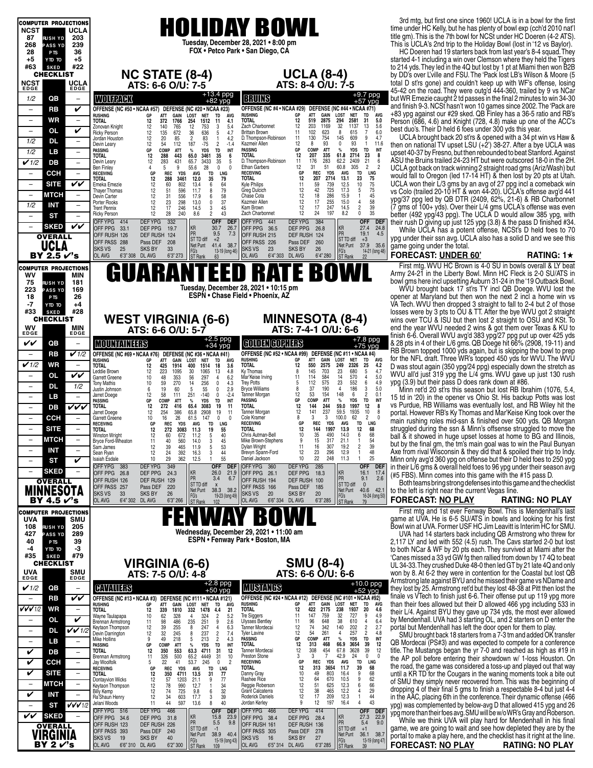# HOLIDAY BOWL

**Tuesday, December 28, 2021 • 8:00 pm**
**FOX • Petco Park • San Diego, CA**

| COMPUTER PROJECTIONS | | |
|---|---|---|
| NCST | | UCLA |
| 87 | RUSH YD | 203 |
| 268 | PASS YD | 239 |
| 28 | PTS | 36 |
| +5 | YTD TO | +5 |
| #63 | SKED | #22 |

| CHECKLIST | | |
|---|---|---|
| NCST EDGE | | UCLA EDGE |
| 1/2 | QB | – |
| – | RB | ✔ |
| – | WR | – |
| – | OL | ✔ |
| 1/2 | DL | – |
| 1/2 | LB | – |
| ✔1/2 | DB | – |
| – | CCH | – |
| – | SITE | ✔✔ |
| – | MTCH | – |
| 1/2 | INT | – |
| – | ST | – |
| – | SKED | ✔✔ |

**OVERALL UCLA BY 2.5 ✔'s**

## NC STATE (8-4)
**ATS: 6-6 O/U: 7-5**

### WOLFPACK — +13.4 ppg / +82 ypg

OFFENSE (NC #50 • NCAA #57) DEFENSE (NC #20 • NCAA #23)

| RUSHING | GP | ATT | GAIN | LOST | NET | TD | AVG |
|---|---|---|---|---|---|---|---|
| TOTAL | 12 | 372 | 1766 | 254 | 1512 | 11 | 4.1 |
| Zonovan Knight | 12 | 140 | 765 | 12 | 753 | 3 | 5.4 |
| Ricky Person | 12 | 135 | 672 | 36 | 636 | 5 | 4.7 |
| Jordan Houston | 12 | 20 | 85 | 2 | 83 | 1 | 4.2 |
| Devin Leary | 12 | 54 | 112 | 187 | -75 | 2 | -1.4 |

| PASSING | GP | COMP | ATT | % | YDS | TD | INT |
|---|---|---|---|---|---|---|---|
| TOTAL | 12 | 288 | 443 | 65.0 | 3461 | 35 | 6 |
| Devin Leary | 12 | 283 | 431 | 65.7 | 3433 | 35 | 5 |
| Ben Finley | 4 | 5 | 9 | 55.6 | 28 | 0 | 0 |

| RECEIVING | GP | REC | YDS | AVG | TD | LNG |
|---|---|---|---|---|---|---|
| TOTAL | 12 | 288 | 3461 | 12.0 | 35 | 79 |
| Emeka Emezie | 12 | 60 | 802 | 13.4 | 6 | 64 |
| Thayer Thomas | 12 | 51 | 596 | 11.7 | 8 | 79 |
| Devin Carter | 12 | 31 | 556 | 17.9 | 6 | 58 |
| Porter Rooks | 12 | 23 | 298 | 13.0 | 0 | 37 |
| Trent Pennix | 12 | 17 | 246 | 14.5 | 3 | 45 |
| Ricky Person | 12 | 28 | 240 | 8.6 | 2 | 43 |

| | | | | | OFF | DEF |
|---|---|---|---|---|---|---|
| OFF YPG 414 | DEF YPG 332 | | | | | |
| OFF PPG 33.1 | DEF PPG 19.7 | KR | | | 30.7 | 26.7 |
| OFF RUSH 126 | DEF RUSH 124 | PR | | | 9.5 | 7.3 |
| OFF PASS 288 | Pass DEF 208 | ST TD diff | | | +2 | |
| SKS VS 25 | SKS BY 33 | Net Punt | | | 41.4 | 38.7 |
| OL AVG 6'3" 308 | DL AVG 6'3" 273 | FG's | | | 13-19 (long 46) | |
| | | ST Rank | | | 63 | |

## UCLA (8-4)
**ATS: 8-4 O/U: 7-5**

### BRUINS — +9.7 ppg / +57 ypg

OFFENSE (NC #4 • NCAA #29) DEFENSE (NC #44 • NCAA #71)

| RUSHING | GP | ATT | GAIN | LOST | NET | TD | AVG |
|---|---|---|---|---|---|---|---|
| TOTAL | 12 | 519 | 2875 | 294 | 2581 | 31 | 5.0 |
| Zach Charbonnet | 12 | 203 | 1169 | 32 | 1137 | 13 | 5.6 |
| Brittain Brown | 11 | 102 | 623 | 8 | 615 | 7 | 6.0 |
| D.Thompson-Robinson | 11 | 130 | 754 | 145 | 609 | 9 | 4.7 |
| Kazmeir Allen | 12 | 8 | 93 | 0 | 93 | 1 | 11.6 |

| PASSING | GP | COMP | ATT | % | YDS | TD | INT |
|---|---|---|---|---|---|---|---|
| TOTAL | 12 | 207 | 335 | 61.8 | 2714 | 23 | 8 |
| D.Thompson-Robinson | 11 | 176 | 283 | 62.2 | 2409 | 21 | 6 |
| Ethan Garbers | 12 | 31 | 51 | 60.8 | 305 | 2 | 2 |

| RECEIVING | GP | REC | YDS | AVG | TD | LNG |
|---|---|---|---|---|---|---|
| TOTAL | 12 | 207 | 2714 | 13.1 | 23 | 75 |
| Kyle Philips | 11 | 59 | 739 | 12.5 | 10 | 75 |
| Greg Dulcich | 12 | 42 | 725 | 17.3 | 5 | 75 |
| Chase Cota | 12 | 18 | 286 | 15.9 | 1 | 45 |
| Kazmeir Allen | 12 | 17 | 255 | 15.0 | 4 | 58 |
| Kam Brown | 12 | 17 | 247 | 14.5 | 2 | 39 |
| Zach Charbonnet | 12 | 24 | 197 | 8.2 | 0 | 35 |

| | | | OFF | DEF |
|---|---|---|---|---|
| OFF YPG 441 | DEF YPG 384 | | | |
| OFF PPG 36.5 | DEF PPG 26.8 | KR | 27.4 | 24.8 |
| OFF RUSH 215 | DEF RUSH 124 | PR | 19.1 | 4.5 |
| OFF PASS 226 | Pass DEF 260 | ST TD diff | +3 | |
| SKS VS 23 | SKS BY 26 | Net Punt | 37.9 | 35.6 |
| OL AVG 6'4" 303 | DL AVG 6'4" 280 | FG's | 14-21 (long 48) | |
| | | ST Rank | 22 | |

3rd mtg, but first one since 1960! UCLA is in a bowl for the first time under HC Kelly, but he has plenty of bowl exp (cch'd 2010 nat'l title gm). This is the 7th bowl for NCSt under HC Doeren (4-2 ATS). This is UCLA's 2nd trip to the Holiday Bowl (lost in '12 vs Baylor).

HC Doeren had 19 starters back from last year's 8-4 squad. They started 4-1 including a win over Clemson where they held the Tigers to 214 yds. They led in the 4Q but lost by 1 pt at Miami then won B2B by DD's over L'ville and FSU. The 'Pack lost LB's Wilson & Moore (5 total D st'rs gone) and couldn't keep up with WF's offense, losing 45-42 on the road. They were outg'd 444-360, trailed by 9 vs NCar but WR Emezie caught 2 td passes in the final 2 minutes to win 34-30 and finish 9-3. NCSt hasn't won 10 games since 2002. The 'Pack are +83 ypg against our #29 sked. QB Finley has a 36-5 ratio and RB's Person (686, 4.6) and Knight (728, 4.8) make up one of the ACC's best duo's. Their D held 6 foes under 300 yds this year.

UCLA brought back 20 st'rs & opened with a 34 pt win vs Haw & then on national TV upset LSU (+2') 38-27. After a bye UCLA was upset 40-37 by Fresno, but then rebounded to beat Stanford. Against ASU the Bruins trailed 24-23 HT but were outscored 18-0 in the 2H. UCLA got back on track winning 2 straight road gms (Ariz/Wash) but would fall to Oregon (led 17-14 HT) & then lost by 20 pts at Utah. UCLA won their L/3 gms by an avg of 27 ppg incl a comeback win vs Colo (trailed 20-10 HT & won 44-20). UCLA's offense avg'd 441 ypg/37 ppg led by QB DTR (2409, 62%, 21-6) & RB Charbonnet (7 gms of 100+ yds). Over their L/4 gms UCLA's offense was even better (492 ypg/43 ppg). The UCLA D would allow 385 ypg, with their rush D giving up just 125 ypg (3.8) & the pass D finished #34.

While UCLA has a potent offense, NCSt's D held foes to 70 ypg under their ssn avg. UCLA also has a solid D and we see this game going under the total.

**FORECAST: UNDER 60' RATING: 1★**

# GUARANTEED RATE BOWL

**Tuesday, December 28, 2021 • 10:15 pm**
**ESPN • Chase Field • Phoenix, AZ**

| COMPUTER PROJECTIONS | | |
|---|---|---|
| WV | | MIN |
| 75 | RUSH YD | 181 |
| 223 | PASS YD | 169 |
| 18 | PTS | 26 |
| -7 | YTD TO | +4 |
| #33 | SKED | #28 |

| CHECKLIST | | |
|---|---|---|
| WV EDGE | | MIN EDGE |
| ✔✔ | QB | – |
| – | RB | ✔1/2 |
| ✔1/2 | WR | – |
| – | OL | ✔✔ |
| – | DL | 1/2 |
| – | LB | – |
| – | DB | ✔✔✔ |
| – | CCH | – |
| – | SITE | – |
| – | MTCH | – |
| – | INT | – |
| – | ST | ✔ |
| – | SKED | – |

**OVERALL MINNESOTA BY 4.5 ✔'s**

## WEST VIRGINIA (6-6)
**ATS: 6-6 O/U: 5-7**

### MOUNTAINEERS — +2.5 ppg / +34 ypg

OFFENSE (NC #69 • NCAA #76) DEFENSE (NC #36 • NCAA #41)

| RUSHING | GP | ATT | GAIN | LOST | NET | TD | AVG |
|---|---|---|---|---|---|---|---|
| TOTAL | 12 | 425 | 1914 | 400 | 1514 | 18 | 3.6 |
| Leddie Brown | 12 | 223 | 1095 | 30 | 1065 | 13 | 4.8 |
| Garrett Greene | 10 | 48 | 353 | 56 | 297 | 4 | 6.2 |
| Tony Mathis | 10 | 59 | 270 | 14 | 256 | 0 | 4.3 |
| Justin Johnson | 6 | 19 | 60 | 5 | 55 | 0 | 2.9 |
| Jarret Doege | 12 | 58 | 111 | 251 | -140 | 0 | -2.4 |

| PASSING | GP | COMP | ATT | % | YDS | TD | INT |
|---|---|---|---|---|---|---|---|
| TOTAL | 12 | 272 | 416 | 65.4 | 3083 | 19 | 11 |
| Jarret Doege | 12 | 254 | 386 | 65.8 | 2908 | 19 | 11 |
| Garrett Greene | 10 | 16 | 26 | 61.5 | 147 | 0 | 0 |

| RECEIVING | GP | REC | YDS | AVG | TD | LNG |
|---|---|---|---|---|---|---|
| TOTAL | 12 | 272 | 3083 | 11.3 | 19 | 55 |
| Winston Wright | 12 | 60 | 672 | 11.2 | 5 | 40 |
| Bryce Ford-Wheaton | 11 | 40 | 560 | 14.0 | 3 | 45 |
| Sam James | 12 | 39 | 465 | 11.9 | 5 | 53 |
| Sean Ryan | 12 | 24 | 392 | 16.3 | 3 | 44 |
| Isaiah Esdale | 10 | 29 | 362 | 12.5 | 1 | 55 |

| | | | OFF | DEF |
|---|---|---|---|---|
| OFF YPG 383 | DEF YPG 349 | | | |
| OFF PPG 26.8 | DEF PPG 24.3 | KR | 26.0 | 21.9 |
| OFF RUSH 126 | DEF RUSH 129 | PR | 3.4 | 6.7 |
| OFF PASS 257 | Pass DEF 220 | ST TD diff | x | |
| SKS VS 33 | SKS BY 26 | Net Punt | 38.3 | 38.2 |
| OL AVG 6'4" 302 | DL AVG 6'3" 266 | FG's | 19-23 (long 49) | |
| | | ST Rank | 102 | |

## MINNESOTA (8-4)
**ATS: 7-4-1 O/U: 6-6**

### GOLDEN GOPHERS — +7.8 ppg / +75 ypg

OFFENSE (NC #52 • NCAA #99) DEFENSE (NC #11 • NCAA #4)

| RUSHING | GP | ATT | GAIN | LOST | NET | TD | AVG |
|---|---|---|---|---|---|---|---|
| TOTAL | 12 | 550 | 2575 | 249 | 2326 | 25 | 4.2 |
| Ky Thomas | 8 | 145 | 703 | 23 | 680 | 5 | 4.7 |
| Mar'Keise Irving | 11 | 114 | 584 | 14 | 570 | 4 | 5.0 |
| Trey Potts | 5 | 112 | 575 | 23 | 552 | 6 | 4.9 |
| Bryce Williams | 8 | 37 | 190 | 4 | 186 | 3 | 5.0 |
| Tanner Morgan | 12 | 53 | 154 | 148 | 6 | 2 | 0.1 |

| PASSING | GP | COMP | ATT | % | YDS | TD | INT |
|---|---|---|---|---|---|---|---|
| TOTAL | 12 | 144 | 244 | 59.0 | 1997 | 12 | 8 |
| Tanner Morgan | 12 | 141 | 237 | 59.5 | 1935 | 10 | 8 |
| Cole Kramer | 8 | 3 | 3 | 100.0 | 62 | 2 | 0 |

| RECEIVING | GP | REC | YDS | AVG | TD | LNG |
|---|---|---|---|---|---|---|
| TOTAL | 12 | 144 | 1997 | 13.9 | 12 | 68 |
| Chris Autman-Bell | 10 | 35 | 490 | 14.0 | 6 | 68 |
| Mike Brown-Stephens | 9 | 15 | 317 | 21.1 | 1 | 54 |
| Dylan Wright | 11 | 16 | 307 | 19.2 | 2 | 39 |
| Brevyn Spann-Ford | 12 | 23 | 296 | 12.9 | 1 | 48 |
| Daniel Jackson | 10 | 22 | 248 | 11.3 | 1 | 25 |

| | | | OFF | DEF |
|---|---|---|---|---|
| OFF YPG 360 | DEF YPG 285 | | | |
| OFF PPG 26.1 | DEF PPG 18.3 | KR | 16.1 | 17.4 |
| OFF RUSH 194 | DEF RUSH 100 | PR | 9.1 | 2.6 |
| OFF PASS 166 | Pass DEF 185 | ST TD diff | 0 | |
| SKS VS 20 | SKS BY 20 | Net Punt | 40.6 | 42.1 |
| OL AVG 6'6" 334 | DL AVG 6'3" 285 | FG's | 16-24 (long 50) | |
| | | ST Rank | 79 | |

First mtg. WVU HC Brown is 4-0 SU in bowls overall & LY beat Army 24-21 in the Liberty Bowl. Minn HC Fleck is 2-0 SU/ATS in bowl gms here incl upsetting Auburn 31-24 in the '19 Outback Bowl.

WVU brought back 17 st'rs TY incl QB Doege. WVU lost the opener at Maryland but then won the next 2 incl a home win vs VA Tech. WVU then dropped 3 straight to fall to 2-4 but 2 of those losses were by 3 pts to OU & TT. After the bye WVU got 2 straight wins over TCU & ISU but then lost 2 straight to OSU and KSt. To end the year WVU needed 2 wins & got them over Texas & KU to finish 6-6. Overall WVU avg'd 383 ypg/27 ppg put up over 425 yds & 28 pts in 4 of their L/6 gms. QB Doege hit 66% (2908, 19-11) and RB Brown topped 1000 yds again, but is skipping the bowl to prep for the NFL draft. Three WR's topped 450 yds for WVU. The WVU D was stout again (350 ypg/24 ppg) especially down the stretch as WVU all'd just 319 ypg the L/4 gms. WVU gave up just 130 rush ypg (3.9) but their pass D does rank down at #86.

Minn ret'd 20 st'rs this season but lost RB Ibrahim (1076, 5.4, 15 td in '20) in the opener vs Ohio St. His backup Potts was lost vs Purdue, RB Williams was eventually lost, and RB Wiley hit the portal. However RB's Ky Thomas and Mar'Keise King took over the main rushing roles mid-ssn & finished over 500 yds. QB Morgan struggled during the ssn & Minn's offsense struggled to move the ball & it showed in huge upset losses at home to BG and Illinois, but by the final gm, the tm's main goal was to win the Paul Bunyan Axe from rival Wisconsin & they did that & spoiled their trip to Indy. Minn only avg'd 360 ypg on offense but their D held foes to 250 ypg in their L/6 gms & overall held foes to 96 ypg under their season avg (#5 FBS). Minn comes into this game with the #15 pass D.

Both teams bring strong defenses into this game and the checklist to the left is right near the current Vegas line.

**FORECAST: NO PLAY RATING: NO PLAY**

# FENWAY BOWL

**Wednesday, December 29, 2021 • 11:00 am**
**ESPN • Fenway Park • Boston, MA**

| COMPUTER PROJECTIONS | | |
|---|---|---|
| UVA | | SMU |
| 108 | RUSH YD | 205 |
| 427 | PASS YD | 289 |
| 40 | PTS | 39 |
| -4 | YTD TO | -3 |
| #35 | SKED | #79 |

| CHECKLIST | | |
|---|---|---|
| UVA EDGE | | SMU EDGE |
| ✔1/2 | QB | – |
| – | RB | ✔✔ |
| ✔✔✔1/2 | WR | – |
| – | OL | ✔ |
| – | DL | ✔✔1/2 |
| – | LB | – |
| ✔ | DB | – |
| ✔ | CCH | – |
| ✔ | SITE | – |
| – | MTCH | – |
| ✔ | INT | – |
| – | ST | ✔✔✔1/2 |
| ✔✔ | SKED | – |

**OVERALL VIRGINIA BY 2 ✔'s**

## VIRGINIA (6-6)
**ATS: 7-5 O/U: 4-8**

### CAVALIERS — +2.8 ppg / +50 ypg

OFFENSE (NC #13 • NCAA #3) DEFENSE (NC #114 • NCAA #121)

| RUSHING | GP | ATT | GAIN | LOST | NET | TD | AVG |
|---|---|---|---|---|---|---|---|
| TOTAL | 12 | 339 | 1810 | 332 | 1478 | 4.4 | 21 |
| Wayne Taulapapa | 10 | 62 | 328 | 4 | 324 | 2 | 5.2 |
| Brennan Armstrong | 11 | 98 | 486 | 235 | 251 | 9 | 2.6 |
| Keytaon Thompson | 12 | 39 | 255 | 8 | 247 | 4 | 6.3 |
| Devin Darrington | 12 | 32 | 245 | 8 | 237 | 2 | 7.4 |
| Mike Hollins | 9 | 49 | 218 | 5 | 213 | 2 | 4.3 |

| PASSING | GP | COMP | ATT | % | YDS | TD | INT |
|---|---|---|---|---|---|---|---|
| TOTAL | 12 | 350 | 553 | 63.3 | 4711 | 31 | 12 |
| Brennan Armstrong | 11 | 326 | 500 | 65.2 | 4449 | 31 | 10 |
| Jay Woolfolk | 5 | 22 | 41 | 53.7 | 245 | 0 | 2 |

| RECEIVING | GP | REC | YDS | AVG | TD | LNG |
|---|---|---|---|---|---|---|
| TOTAL | 12 | 350 | 4711 | 13.5 | 31 | 77 |
| Dontayvion Wicks | 12 | 57 | 1203 | 21.1 | 9 | 77 |
| Keytaon Thompson | 12 | 78 | 990 | 12.7 | 1 | 34 |
| Billy Kemp | 12 | 74 | 725 | 9.8 | 6 | 32 |
| Ra'Shaun Henry | 12 | 34 | 603 | 17.7 | 3 | 39 |
| Jelani Woods | 11 | 44 | 597 | 13.6 | 8 | 40 |

| | | | OFF | DEF |
|---|---|---|---|---|
| OFF YPG 516 | DEF YPG 466 | | | |
| OFF PPG 34.6 | DEF PPG 31.8 | KR | 15.8 | 23.9 |
| OFF RUSH 123 | DEF RUSH 226 | PR | 5.5 | 9.8 |
| OFF PASS 393 | Pass DEF 240 | ST TD diff | -1 | |
| SKS VS 19 | SKS BY 40 | Net Punt | 38.9 | 40.4 |
| OL AVG 6'6" 310 | DL AVG 6'2" 300 | FG's | 15-19 (long 43) | |
| | | ST Rank | 109 | |

## SMU (8-4)
**ATS: 6-6 O/U: 6-6**

### MUSTANGS — +10.0 ppg / +52 ypg

OFFENSE (NC #24 • NCAA #12) DEFENSE (NC #101 • NCAA #92)

| RUSHING | GP | ATT | GAIN | LOST | NET | TD | AVG |
|---|---|---|---|---|---|---|---|
| TOTAL | 12 | 422 | 2175 | 238 | 1937 | 20 | 4.6 |
| Tre Siggers | 11 | 147 | 759 | 32 | 727 | 9 | 4.9 |
| Ulysses Bentley | 11 | 96 | 648 | 38 | 610 | 4 | 6.4 |
| Tanner Mordecai | 12 | 74 | 342 | 140 | 202 | 2 | 2.7 |
| Tyler Lavine | 12 | 54 | 261 | 4 | 257 | 2 | 4.8 |

| PASSING | GP | COMP | ATT | % | YDS | TD | INT |
|---|---|---|---|---|---|---|---|
| TOTAL | 12 | 313 | 468 | 66.9 | 3654 | 39 | 12 |
| Tanner Mordecai | 12 | 308 | 454 | 67.8 | 3628 | 39 | 12 |
| Preston Stone | 3 | 3 | 7 | 42.9 | 24 | 0 | 0 |

| RECEIVING | GP | REC | YDS | AVG | TD | LNG |
|---|---|---|---|---|---|---|
| TOTAL | 12 | 313 | 3654 | 11.7 | 39 | 68 |
| Danny Gray | 10 | 49 | 803 | 16.4 | 9 | 68 |
| Rashee Rice | 12 | 64 | 670 | 10.5 | 9 | 62 |
| Reggie Roberson | 12 | 51 | 625 | 12.3 | 6 | 66 |
| Grant Calcaterra | 12 | 38 | 465 | 12.2 | 4 | 29 |
| Roderick Daniels | 12 | 17 | 209 | 12.3 | 1 | 44 |
| Jordan Kerley | 9 | 12 | 197 | 16.4 | 4 | 43 |

| | | | OFF | DEF |
|---|---|---|---|---|
| OFF YPG 466 | DEF YPG 414 | | | |
| OFF PPG 38.4 | DEF PPG 28.4 | KR | 27.3 | 22.9 |
| OFF RUSH 161 | DEF RUSH 136 | PR | 5.4 | 9.0 |
| OFF PASS 305 | Pass DEF 278 | ST TD diff | +1 | |
| SKS VS 16 | SKS BY 27 | Net Punt | 36.1 | 38.7 |
| OL AVG 6'5" 314 | DL AVG 6'3" 285 | FG's | 13-19 (long 47) | |
| | | ST Rank | 39 | |

First mtg and 1st ever Fenway Bowl. This is Mendenhall's last game at UVA. He is 6-5 SU/ATS in bowls and looking for his first Bowl win at UVA. Former USF HC Jim Leavitt is Interim HC for SMU.

UVA had 14 starters back including QB Armstrong who threw for 2,117 LY and led with 552 (4.5) rush. The Cavs started 2-0 but lost to both NCar & WF by 20 pts each. They survived at Miami after the 'Canes missed a 33 yd GW fg then rallied from down by 17 4Q to beat UL 34-33. They crushed Duke 48-0 then led GT by 21 late 4Q and only won by 8. At 6-2 they were in contention for the Coastal but lost QB Armstrong late against BYU and he missed their game vs NDame and they lost by 25. Armstrong ret'd but they lost 48-38 at Pitt then lost the finale vs VTech to finish just 6-6. Their offense put up 119 ypg more than their foes allowed but their D allowed 466 ypg including 533 in their L/4. Against BYU they gave up 734 yds, the most ever allowed by Mendenhall. UVA had 3 starting OL, and 2 starters on D enter the portal but Mendenhall has left the door open for them to play.

SMU brought back 18 starters from a 7-3 tm and added OK transfer QB Mordecai (PS#3) and was expected to compete for a conference title. The Mustangs began the yr 7-0 and reached as high as #19 in the AP poll before entering their showdown w/ 1-loss Houston. On the road, the game was considered a toss-up and played out that way until a KR TD for the Cougars in the waning moments took a bite out of SMU they simply never recovered from. This was the beginning of dropping 4 of their final 5 gms to finish a respectable 8-4 but just 4-4 in the AAC, placing 6th in the conference. Their dynamic offense (466 ypg) was complemented by below-avg D that allowed 415 ypg and 26 ypg more than their foes avg. SMU will be w/o WR's Gray and Roberson.

While we think UVA will play hard for Mendenhall in his final game, we are going to wait and see how depleted they are by the portal to make a play here, and the checklist has it right at the line.

**FORECAST: NO PLAY RATING: NO PLAY**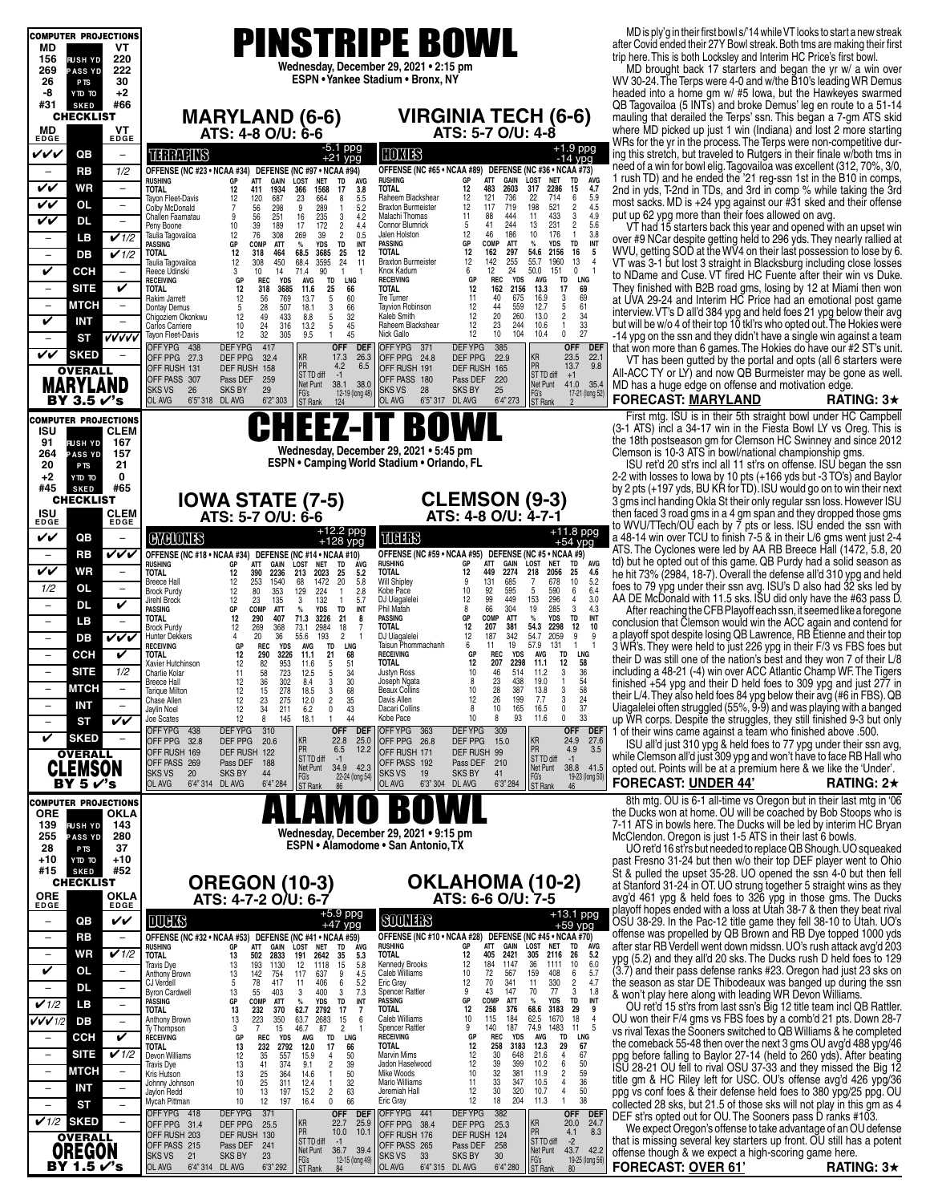# PINSTRIPE BOWL

**Wednesday, December 29, 2021 • 2:15 pm**
**ESPN • Yankee Stadium • Bronx, NY**

| COMPUTER PROJECTIONS | | |
|---|---|---|
| MD | | VT |
| 156 | RUSH YD | 220 |
| 269 | PASS YD | 222 |
| 26 | PTS | 30 |
| -8 | YTD TO | +2 |
| #31 | SKED | #66 |

**CHECKLIST**

| MD EDGE | | VT EDGE |
|---|---|---|
| ✓✓✓ | QB | – |
| – | RB | 1/2 |
| ✓✓ | WR | – |
| ✓✓ | OL | – |
| ✓✓ | DL | – |
| – | LB | ✓1/2 |
| – | DB | ✓1/2 |
| ✓ | CCH | – |
| – | SITE | ✓ |
| – | MTCH | – |
| ✓ | INT | – |
| – | ST | ✓✓✓✓ |
| ✓✓ | SKED | – |

**OVERALL: MARYLAND BY 3.5 ✓'s**

## MARYLAND (6-6)
**ATS: 4-8 O/U: 6-6**

**TERRAPINS** -5.1 ppg / +21 ypg

OFFENSE (NC #23 • NCAA #34) DEFENSE (NC #97 • NCAA #94)

| RUSHING | GP | ATT | GAIN | LOST | NET | TD | AVG |
|---|---|---|---|---|---|---|---|
| TOTAL | 12 | 411 | 1934 | 366 | 1568 | 17 | 3.8 |
| Tayon Fleet-Davis | 12 | 120 | 687 | 23 | 664 | 8 | 5.5 |
| Colby McDonald | 7 | 56 | 298 | 9 | 289 | 1 | 5.2 |
| Challen Faamatau | 9 | 56 | 251 | 16 | 235 | 3 | 4.2 |
| Peny Boone | 10 | 39 | 189 | 17 | 172 | 2 | 4.4 |
| Taulia Tagovailoa | 12 | 76 | 308 | 269 | 39 | 2 | 0.5 |

| PASSING | GP | COMP | ATT | % | YDS | TD | INT |
|---|---|---|---|---|---|---|---|
| TOTAL | 12 | 318 | 464 | 68.5 | 3685 | 25 | 12 |
| Taulia Tagovailoa | 12 | 308 | 450 | 68.4 | 3595 | 24 | 11 |
| Reece Udinski | 3 | 10 | 14 | 71.4 | 90 | 1 | 1 |

| RECEIVING | GP | REC | YDS | AVG | TD | LNG |
|---|---|---|---|---|---|---|
| TOTAL | 12 | 318 | 3685 | 11.6 | 25 | 66 |
| Rakim Jarrett | 12 | 56 | 769 | 13.7 | 5 | 60 |
| Dontay Demus | 5 | 28 | 507 | 18.1 | 3 | 66 |
| Chigoziem Okonkwu | 12 | 49 | 433 | 8.8 | 5 | 32 |
| Carlos Carriere | 10 | 24 | 316 | 13.2 | 5 | 45 |
| Tayon Fleet-Davis | 12 | 32 | 305 | 9.5 | 1 | 45 |

| | | | | | OFF | DEF |
|---|---|---|---|---|---|---|
| OFF YPG | 438 | DEF YPG | 417 | KR | 17.3 | 26.3 |
| OFF PPG | 27.3 | DEF PPG | 32.4 | PR | 4.2 | 6.5 |
| OFF RUSH | 131 | DEF RUSH | 158 | ST TD diff | -1 | |
| OFF PASS | 307 | Pass DEF | 259 | Net Punt | 38.1 | 38.0 |
| SKS VS | 29 | SKS BY | 29 | FG's | 12-19 (long 48) | |
| OL AVG | 6'5" 318 | DL AVG | 6'2" 303 | ST Rank | 124 | |

## VIRGINIA TECH (6-6)
**ATS: 5-7 O/U: 4-8**

**HOKIES** +1.9 ppg / -14 ypg

OFFENSE (NC #65 • NCAA #89) DEFENSE (NC #36 • NCAA #73)

| RUSHING | GP | ATT | GAIN | LOST | NET | TD | AVG |
|---|---|---|---|---|---|---|---|
| TOTAL | 12 | 483 | 2603 | 317 | 2286 | 15 | 4.7 |
| Raheem Blackshear | 12 | 121 | 736 | 22 | 714 | 6 | 5.9 |
| Braxton Burmeister | 12 | 117 | 719 | 198 | 521 | 2 | 4.5 |
| Malachi Thomas | 11 | 88 | 444 | 11 | 433 | 3 | 4.9 |
| Connor Blumrick | 5 | 41 | 244 | 13 | 231 | 2 | 5.6 |
| Jalen Holston | 12 | 46 | 186 | 10 | 176 | 1 | 3.8 |

| PASSING | GP | COMP | ATT | % | YDS | TD | INT |
|---|---|---|---|---|---|---|---|
| TOTAL | 12 | 162 | 297 | 54.6 | 2156 | 16 | 5 |
| Braxton Burmeister | 12 | 142 | 255 | 55.7 | 1960 | 13 | 4 |
| Knox Kadum | 6 | 12 | 24 | 50.0 | 151 | 0 | 1 |

| RECEIVING | GP | REC | YDS | AVG | TD | LNG |
|---|---|---|---|---|---|---|
| TOTAL | 12 | 162 | 2156 | 13.3 | 17 | 69 |
| Tre Turner | 11 | 40 | 675 | 16.9 | 3 | 69 |
| Tayvion Robinson | 12 | 44 | 559 | 12.7 | 5 | 61 |
| Kaleb Smith | 12 | 20 | 260 | 13.0 | 2 | 34 |
| Raheem Blackshear | 12 | 23 | 244 | 10.6 | 1 | 33 |
| Nick Gallo | 12 | 10 | 104 | 10.4 | 0 | 27 |

| | | | | | OFF | DEF |
|---|---|---|---|---|---|---|
| OFF YPG | 371 | DEF YPG | 385 | KR | 23.5 | 22.1 |
| OFF PPG | 24.8 | DEF PPG | 22.9 | PR | 13.7 | 9.8 |
| OFF RUSH | 191 | DEF RUSH | 165 | ST TD diff | +1 | |
| OFF PASS | 180 | Pass DEF | 220 | Net Punt | 41.0 | 35.4 |
| SKS VS | 28 | SKS BY | 25 | FG's | 17-21 (long 52) | |
| OL AVG | 6'5" 317 | DL AVG | 6'4" 273 | ST Rank | 2 | |

MD is ply'g in their first bowl s/'14 while VT looks to start a new streak after Covid ended their 27Y Bowl streak. Both tms are making their first trip here. This is both Locksley and Interim HC Price's first bowl.

MD brought back 17 starters and began the yr w/ a win over WV 30-24. The Terps were 4-0 and w/the B10's leading WR Demus headed into a home gm w/ #5 Iowa, but the Hawkeyes swarmed QB Tagovailoa (5 INTs) and broke Demus' leg en route to a 51-14 mauling that derailed the Terps' ssn. This began a 7-gm ATS skid where MD picked up just 1 win (Indiana) and lost 2 more starting WRs for the yr in the process. The Terps were non-competitive during this stretch, but traveled to Rutgers in their finale w/both tms in need of a win for bowl elig. Tagovailoa was excellent (312, 70%, 3/0, 1 rush TD) and he ended the '21 reg-ssn 1st in the B10 in comps, 2nd in yds, T-2nd in TDs, and 3rd in comp % while taking the 3rd most sacks. MD is +24 ypg against our #31 sked and their offense put up 62 ypg more than their foes allowed on avg.

VT had 15 starters back this year and opened with an upset win over #9 NCar despite getting held to 296 yds. They nearly rallied at WVU, getting SOD at the WV4 on their last possession to lose by 6. VT was 3-1 but lost 3 straight in Blacksburg including close losses to NDame and Cuse. VT fired HC Fuente after their win vs Duke. They finished with B2B road gms, losing by 12 at Miami then won at UVA 29-24 and Interim HC Price had an emotional post game interview. VT's D all'd 384 ypg and held foes 21 ypg below their avg but will be w/o 4 of their top 10 tkl'rs who opted out. The Hokies were -14 ypg on the ssn and they didn't have a single win against a team that won more than 6 games. The Hokies do have our #2 ST's unit.

VT has been gutted by the portal and opts (all 6 starters were All-ACC TY or LY) and now QB Burmeister may be gone as well. MD has a huge edge on offense and motivation edge.

**FORECAST: MARYLAND** **RATING: 3★**

---

# CHEEZ-IT BOWL

**Wednesday, December 29, 2021 • 5:45 pm**
**ESPN • Camping World Stadium • Orlando, FL**

| COMPUTER PROJECTIONS | | |
|---|---|---|
| ISU | | CLEM |
| 91 | RUSH YD | 167 |
| 264 | PASS YD | 157 |
| 20 | PTS | 21 |
| +2 | YTD TO | 0 |
| #45 | SKED | #65 |

**CHECKLIST**

| ISU EDGE | | CLEM EDGE |
|---|---|---|
| ✓✓ | QB | – |
| – | RB | ✓✓✓ |
| ✓✓ | WR | – |
| 1/2 | OL | – |
| – | DL | ✓ |
| – | LB | – |
| – | DB | ✓✓✓ |
| – | CCH | – |
| – | SITE | 1/2 |
| – | MTCH | – |
| – | INT | – |
| – | ST | ✓✓ |
| ✓ | SKED | – |

**OVERALL: CLEMSON BY 5 ✓'s**

## IOWA STATE (7-5)
**ATS: 5-7 O/U: 6-6**

**CYCLONES** +12.2 ppg / +128 ypg

OFFENSE (NC #18 • NCAA #34) DEFENSE (NC #14 • NCAA #10)

| RUSHING | GP | ATT | GAIN | LOST | NET | TD | AVG |
|---|---|---|---|---|---|---|---|
| TOTAL | 12 | 390 | 2236 | 213 | 2023 | 25 | 5.2 |
| Breece Hall | 12 | 253 | 1540 | 68 | 1472 | 20 | 5.8 |
| Brock Purdy | 12 | 80 | 353 | 129 | 224 | 1 | 2.8 |
| Jirehl Brock | 12 | 23 | 135 | 3 | 132 | 1 | 5.7 |

| PASSING | GP | COMP | ATT | % | YDS | TD | INT |
|---|---|---|---|---|---|---|---|
| TOTAL | 12 | 290 | 407 | 71.3 | 3226 | 21 | 8 |
| Brock Purdy | 12 | 269 | 368 | 73.1 | 2984 | 18 | 7 |
| Hunter Dekkers | 4 | 20 | 36 | 55.6 | 193 | 2 | 1 |

| RECEIVING | GP | REC | YDS | AVG | TD | LNG |
|---|---|---|---|---|---|---|
| TOTAL | 12 | 290 | 3226 | 11.1 | 21 | 68 |
| Xavier Hutchinson | 12 | 82 | 953 | 11.6 | 5 | 51 |
| Charlie Kolar | 11 | 58 | 723 | 12.5 | 5 | 34 |
| Breece Hall | 12 | 36 | 302 | 8.4 | 3 | 30 |
| Tarique Milton | 12 | 15 | 278 | 18.5 | 3 | 68 |
| Chase Allen | 12 | 23 | 275 | 12.0 | 2 | 35 |
| Jaylin Noel | 12 | 34 | 211 | 6.2 | 0 | 43 |
| Joe Scates | 12 | 8 | 145 | 18.1 | 1 | 44 |

| | | | | | OFF | DEF |
|---|---|---|---|---|---|---|
| OFF YPG | 438 | DEF YPG | 310 | KR | 22.8 | 25.0 |
| OFF PPG | 32.8 | DEF PPG | 20.6 | PR | 6.5 | 12.2 |
| OFF RUSH | 169 | DEF RUSH | 122 | ST TD diff | -1 | |
| OFF PASS | 269 | Pass DEF | 188 | Net Punt | 34.9 | 42.3 |
| SKS VS | 20 | SKS BY | 44 | FG's | 22-24 (long 54) | |
| OL AVG | 6'4" 314 | DL AVG | 6'4" 284 | ST Rank | 86 | |

## CLEMSON (9-3)
**ATS: 4-8 O/U: 4-7-1**

**TIGERS** +11.8 ppg / +54 ypg

OFFENSE (NC #59 • NCAA #95) DEFENSE (NC #5 • NCAA #9)

| RUSHING | GP | ATT | GAIN | LOST | NET | TD | AVG |
|---|---|---|---|---|---|---|---|
| TOTAL | 12 | 449 | 2274 | 218 | 2056 | 25 | 4.6 |
| Will Shipley | 9 | 131 | 685 | 7 | 678 | 10 | 5.2 |
| Kobe Pace | 10 | 92 | 595 | 5 | 590 | 6 | 6.4 |
| DJ Uiagalelei | 12 | 99 | 449 | 153 | 296 | 4 | 3.0 |
| Phil Mafah | 8 | 66 | 304 | 19 | 285 | 3 | 4.3 |

| PASSING | GP | COMP | ATT | % | YDS | TD | INT |
|---|---|---|---|---|---|---|---|
| TOTAL | 12 | 207 | 381 | 54.3 | 2298 | 12 | 10 |
| DJ Uiagalelei | 12 | 187 | 342 | 54.7 | 2059 | 9 | 9 |
| Taisun Phommachanh | 6 | 11 | 19 | 57.9 | 131 | 1 | 1 |

| RECEIVING | GP | REC | YDS | AVG | TD | LNG |
|---|---|---|---|---|---|---|
| TOTAL | 12 | 207 | 2298 | 11.1 | 12 | 58 |
| Justyn Ross | 10 | 46 | 514 | 11.2 | 3 | 36 |
| Joseph Ngata | 8 | 23 | 438 | 19.0 | 1 | 54 |
| Beaux Collins | 10 | 28 | 387 | 13.8 | 3 | 58 |
| Davis Allen | 12 | 26 | 199 | 7.7 | 3 | 24 |
| Dacari Collins | 8 | 10 | 165 | 16.5 | 0 | 37 |
| Kobe Pace | 10 | 8 | 93 | 11.6 | 0 | 33 |

| | | | | | OFF | DEF |
|---|---|---|---|---|---|---|
| OFF YPG | 363 | DEF YPG | 309 | KR | 24.9 | 27.6 |
| OFF PPG | 26.8 | DEF PPG | 15.0 | PR | 4.9 | 3.5 |
| OFF RUSH | 171 | DEF RUSH | 99 | ST TD diff | -1 | |
| OFF PASS | 192 | Pass DEF | 210 | Net Punt | 38.8 | 41.5 |
| SKS VS | 19 | SKS BY | 41 | FG's | 19-23 (long 50) | |
| OL AVG | 6'3" 304 | DL AVG | 6'3" 284 | ST Rank | 46 | |

First mtg. ISU is in their 5th straight bowl under HC Campbell (3-1 ATS) incl a 34-17 win in the Fiesta Bowl LY vs Oreg. This is the 18th postseason gm for Clemson HC Swinney and since 2012 Clemson is 10-3 ATS in bowl/national championship gms.

ISU ret'd 20 st'rs incl all 11 st'rs on offense. ISU began the ssn 2-2 with losses to Iowa by 10 pts (+166 ypds but -3 TO's) and Baylor by 2 pts (+197 yds, BU KR for TD). ISU would go on to win their next 3 gms incl handing Okla St their only regular ssn loss. However ISU then faced 3 road gms in a 4 gm span and they dropped those gms to WVU/TTech/OU each by 7 pts or less. ISU ended the ssn with a 48-14 win over TCU to finish 7-5 & in their L/6 gms went just 2-4 ATS. The Cyclones were led by AA RB Breece Hall (1472, 5.8, 20 td) but he opted out of this game. QB Purdy had a solid season as he hit 73% (2984, 18-7). Overall the defense all'd 310 ypg and held foes to 79 ypg under their ssn avg. ISU's D also had 32 sks led by AA DE McDonald with 11.5 sks. ISU did only have the #63 pass D.

After reaching the CFB Playoff each ssn, it seemed like a foregone conclusion that Clemson would win the ACC again and contend for a playoff spot despite losing QB Lawrence, RB Etienne and their top 3 WR's. They were held to just 226 ypg in their F/3 vs FBS foes but their D was still one of the nation's best and they won 7 of their L/8 including a 48-21 (-4) win over ACC Atlantic Champ WF. The Tigers finished +54 ypg and their D held foes to 309 ypg and just 277 in their L/4. They also held foes 84 ypg below their avg (#6 in FBS). QB Uiagalelei often struggled (55%, 9-9) and was playing with a banged up WR corps. Despite the struggles, they still finished 9-3 but only 1 of their wins came against a team who finished above .500.

ISU all'd just 310 ypg & held foes to 77 ypg under their ssn avg, while Clemson all'd just 309 ypg and won't have to face RB Hall who opted out. Points will be at a premium here & we like the 'Under'.

**FORECAST: UNDER 44'** **RATING: 2★**

---

# ALAMO BOWL

**Wednesday, December 29, 2021 • 9:15 pm**
**ESPN • Alamodome • San Antonio, TX**

| COMPUTER PROJECTIONS | | |
|---|---|---|
| ORE | | OKLA |
| 139 | RUSH YD | 143 |
| 255 | PASS YD | 280 |
| 28 | PTS | 37 |
| +10 | YTD TO | +10 |
| #15 | SKED | #52 |

**CHECKLIST**

| ORE EDGE | | OKLA EDGE |
|---|---|---|
| – | QB | ✓✓ |
| – | RB | – |
| – | WR | ✓1/2 |
| ✓ | OL | – |
| – | DL | – |
| ✓1/2 | LB | – |
| ✓✓✓1/2 | DB | – |
| – | CCH | ✓ |
| – | SITE | ✓1/2 |
| – | MTCH | – |
| – | INT | – |
| – | ST | – |
| ✓1/2 | SKED | – |

**OVERALL: OREGON BY 1.5 ✓'s**

## OREGON (10-3)
**ATS: 4-7-2 O/U: 6-7**

**DUCKS** +5.9 ppg / +47 ypg

OFFENSE (NC #32 • NCAA #53) DEFENSE (NC #41 • NCAA #59)

| RUSHING | GP | ATT | GAIN | LOST | NET | TD | AVG |
|---|---|---|---|---|---|---|---|
| TOTAL | 13 | 502 | 2833 | 191 | 2642 | 35 | 5.3 |
| Travis Dye | 13 | 193 | 1130 | 12 | 1118 | 15 | 5.8 |
| Anthony Brown | 13 | 142 | 754 | 117 | 637 | 9 | 4.5 |
| CJ Verdell | 5 | 78 | 417 | 11 | 406 | 6 | 5.2 |
| Byron Cardwell | 13 | 55 | 403 | 3 | 400 | 3 | 7.3 |

| PASSING | GP | COMP | ATT | % | YDS | TD | INT |
|---|---|---|---|---|---|---|---|
| TOTAL | 13 | 232 | 370 | 62.7 | 2792 | 17 | 7 |
| Anthony Brown | 13 | 223 | 350 | 63.7 | 2683 | 15 | 6 |
| Ty Thompson | 3 | 7 | 15 | 46.7 | 87 | 2 | 1 |

| RECEIVING | GP | REC | YDS | AVG | TD | LNG |
|---|---|---|---|---|---|---|
| TOTAL | 13 | 232 | 2792 | 12.0 | 17 | 66 |
| Devon Williams | 12 | 35 | 557 | 15.9 | 4 | 50 |
| Travis Dye | 13 | 41 | 374 | 9.1 | 2 | 39 |
| Kris Hutson | 13 | 25 | 364 | 14.6 | 1 | 50 |
| Johnny Johnson | 10 | 25 | 311 | 12.4 | 1 | 32 |
| Jaylon Redd | 10 | 13 | 197 | 15.2 | 2 | 63 |
| Mycah Pittman | 10 | 12 | 197 | 16.4 | 0 | 66 |

| | | | | | OFF | DEF |
|---|---|---|---|---|---|---|
| OFF YPG | 418 | DEF YPG | 371 | KR | 22.7 | 25.9 |
| OFF PPG | 31.4 | DEF PPG | 25.5 | PR | 10.0 | 10.1 |
| OFF RUSH | 203 | DEF RUSH | 130 | ST TD diff | -1 | |
| OFF PASS | 215 | Pass DEF | 241 | Net Punt | 36.7 | 39.4 |
| SKS VS | 21 | SKS BY | 23 | FG's | 12-15 (long 49) | |
| OL AVG | 6'4" 314 | DL AVG | 6'3" 292 | ST Rank | 84 | |

## OKLAHOMA (10-2)
**ATS: 6-6 O/U: 7-5**

**SOONERS** +13.1 ppg / +59 ypg

OFFENSE (NC #10 • NCAA #28) DEFENSE (NC #45 • NCAA #70)

| RUSHING | GP | ATT | GAIN | LOST | NET | TD | AVG |
|---|---|---|---|---|---|---|---|
| TOTAL | 12 | 405 | 2421 | 305 | 2116 | 26 | 5.2 |
| Kennedy Brooks | 12 | 184 | 1147 | 36 | 1111 | 10 | 6.0 |
| Caleb Williams | 10 | 72 | 567 | 159 | 408 | 6 | 5.7 |
| Eric Gray | 12 | 70 | 341 | 11 | 330 | 2 | 4.7 |
| Spencer Rattler | 9 | 43 | 147 | 70 | 77 | 3 | 1.8 |

| PASSING | GP | COMP | ATT | % | YDS | TD | INT |
|---|---|---|---|---|---|---|---|
| TOTAL | 12 | 258 | 376 | 68.6 | 3183 | 29 | 9 |
| Caleb Williams | 10 | 115 | 184 | 62.5 | 1670 | 18 | 4 |
| Spencer Rattler | 9 | 140 | 187 | 74.9 | 1483 | 11 | 5 |

| RECEIVING | GP | REC | YDS | AVG | TD | LNG |
|---|---|---|---|---|---|---|
| TOTAL | 12 | 258 | 3183 | 12.3 | 29 | 67 |
| Marvin Mims | 12 | 30 | 648 | 21.6 | 4 | 67 |
| Jadon Haselwood | 12 | 39 | 399 | 10.2 | 6 | 50 |
| Mike Woods | 10 | 32 | 381 | 11.9 | 2 | 59 |
| Mario Williams | 11 | 33 | 347 | 10.5 | 4 | 36 |
| Jeremiah Hall | 12 | 30 | 320 | 10.7 | 4 | 50 |
| Eric Gray | 12 | 18 | 204 | 11.3 | 1 | 38 |

| | | | | | OFF | DEF |
|---|---|---|---|---|---|---|
| OFF YPG | 441 | DEF YPG | 382 | KR | 20.0 | 24.7 |
| OFF PPG | 38.4 | DEF PPG | 25.3 | PR | 4.1 | 8.3 |
| OFF RUSH | 176 | DEF RUSH | 124 | ST TD diff | -2 | |
| OFF PASS | 265 | Pass DEF | 258 | Net Punt | 43.7 | 42.2 |
| SKS VS | 33 | SKS BY | 30 | FG's | 19-25 (long 56) | |
| OL AVG | 6'4" 315 | DL AVG | 6'4" 280 | ST Rank | 80 | |

8th mtg. OU is 6-1 all-time vs Oregon but in their last mtg in '06 the Ducks won at home. OU will be coached by Bob Stoops who is 7-11 ATS in bowls here. The Ducks will be led by interim HC Bryan McClendon. Oregon is just 1-5 ATS in their last 6 bowls.

UO ret'd 16 st'rs but needed to replace QB Shough. UO squeaked past Fresno 31-24 but then w/o their top DEF player went to Ohio St & pulled the upset 35-28. UO opened the ssn 4-0 but then fell at Stanford 31-24 in OT. UO strung together 5 straight wins as they avg'd 461 ypg & held foes to 326 ypg in those gms. The Ducks playoff hopes ended with a loss at Utah 38-7 & then they beat rival OSU 38-29. In the Pac-12 title game they fell 38-10 to Utah. UO's offense was propelled by QB Brown and RB Dye topped 1000 yds after star RB Verdell went down midssn. UO's rush attack avg'd 203 ypg (5.2) and they all'd 20 sks. The Ducks rush D held foes to 129 (3.7) and their pass defense ranks #23. Oregon had just 23 sks on the season as star DE Thibodeaux was banged up during the ssn & won't play here along with leading WR Devon Williams.

OU ret'd 15 st'rs from last ssn's Big 12 title team incl QB Rattler. OU won their F/4 gms vs FBS foes by a comb'd 21 pts. Down 28-7 vs rival Texas the Sooners switched to QB Williams & he completed the comeback 55-48 then over the next 3 gms OU avg'd 488 ypg/46 ppg before falling to Baylor 27-14 (held to 260 yds). After beating ISU 28-21 OU fell to rival OSU 37-33 and they missed the Big 12 title gm & HC Riley left for USC. OU's offense avg'd 426 ypg/36 ppg vs conf foes & their defense held foes to 380 ypg/25 ppg. OU collected 28 sks, but 21.5 of those sks will not play in this gm as 4 DEF st'rs opted out for OU. The Sooners pass D ranks #103.

We expect Oregon's offense to take advantage of an OU defense that is missing several key starters up front. OU still has a potent offense though & we expect a high-scoring game here.

**FORECAST: OVER 61'** **RATING: 3★**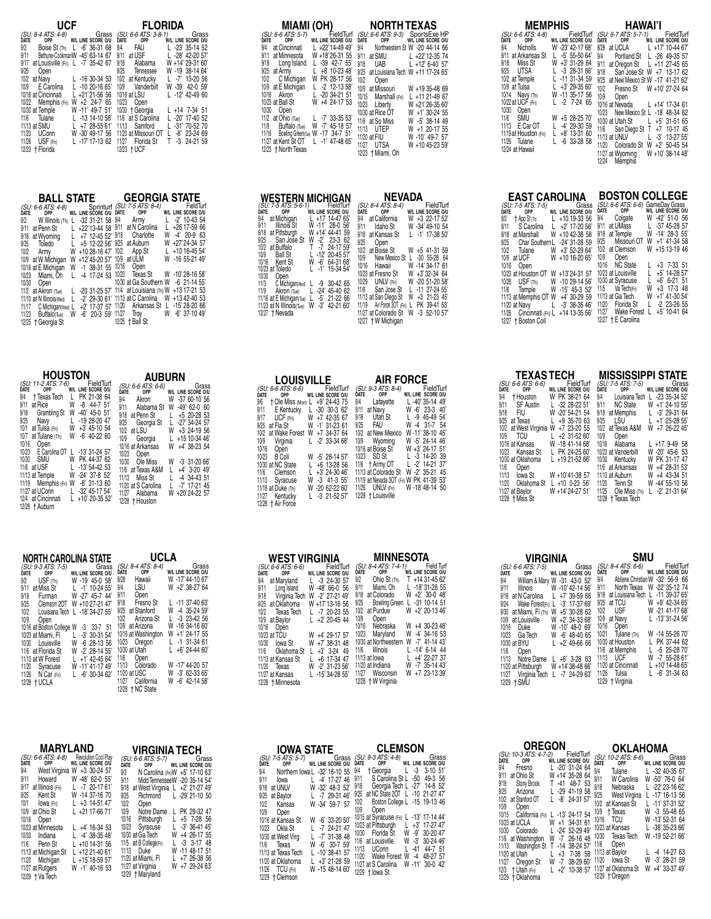## UCF

*(SU: 8-4 ATS: 4-8)* Grass

| DATE | OPP | W/L | LINE | SCORE | O/U |
|---|---|---|---|---|---|
| 9/2 | Boise St (Th) | L | -6' | 36-31 | 68 |
| 9/11 | Bethune-Cookman | W | -45' | 63-14 | 67 |
| 9/17 | at Louisville (Fri) | L | -7 | 35-42 | 67 |
| 9/25 | Open | | | | |
| 10/2 | at Navy | L | -16 | 30-34 | 53 |
| 10/9 | E Carolina | L | -10 | 20-16 | 65' |
| 10/16 | at Cincinnati | L | +21' | 21-56 | 56 |
| 10/22 | Memphis (Fri) | W | +2 | 24-7 | 65 |
| 10/30 | at Temple | W | -11' | 49-7 | 51' |
| 11/6 | Tulane | L | -13 | 14-10 | 58' |
| 11/13 | at SMU | L | +7 | 28-55 | 61' |
| 11/20 | UConn | W | -30' | 49-17 | 56 |
| 11/26 | USF (Fri) | L | -17' | 17-13 | 62 |
| 12/23 | † Florida | | | | |

## FLORIDA

*(SU: 6-6 ATS: 3-8-1)* Grass

| DATE | OPP | W/L | LINE | SCORE | O/U |
|---|---|---|---|---|---|
| 9/4 | FAU | L | -23' | 35-14 | 52 |
| 9/11 | at USF | L | -28' | 42-20 | 57' |
| 9/18 | Alabama | W | +14' | 29-31 | 60' |
| 9/25 | Tennessee | W | -19 | 38-14 | 64' |
| 10/2 | at Kentucky | L | -7' | 13-20 | 56 |
| 10/9 | Vanderbilt | W | -39 | 42-0 | 59' |
| 10/16 | at LSU | L | -12' | 42-49 | 60 |
| 10/23 | Open | | | | |
| 10/30 | † Georgia | L | +14 | 7-34 | 51 |
| 11/6 | at S Carolina | L | -20' | 17-40 | 52 |
| 11/13 | Samford | L | -31' | 70-52 | 70 |
| 11/20 | at Missouri OT | L | -8' | 23-24 | 69 |
| 11/27 | Florida St | T | -3 | 24-21 | 59 |
| 12/23 | † UCF | | | | |

## MIAMI (OH)

*(SU: 6-6 ATS: 5-7)* FieldTurf

| DATE | OPP | W/L | LINE | SCORE | O/U |
|---|---|---|---|---|---|
| 9/4 | at Cincinnati | L | +22' | 14-49 | 49' |
| 9/11 | at Minnesota | W | +18' | 26-31 | 55 |
| 9/18 | Long Island | L | -39 | 42-7 | 55' |
| 9/25 | at Army | L | +8 | 10-23 | 48' |
| 10/2 | C Michigan | W | PK | 28-17 | 56 |
| 10/9 | at E Michigan | L | -2 | 12-13 | 58' |
| 10/16 | Akron | L | -20 | 34-21 | 51 |
| 10/23 | at Ball St | W | +4 | 24-17 | 53 |
| 10/30 | Open | | | | |
| 11/2 | at Ohio (Tue) | L | -7' | 33-35 | 53' |
| 11/9 | Buffalo (Tue) | W | -7' | 45-18 | 57 |
| 11/16 | Bowling Green (Tue) | W | -17' | 34-7 | 51' |
| 11/27 | at Kent St OT | L | -1' | 47-48 | 65' |
| 12/23 | † North Texas | | | | |

## NORTH TEXAS

*(SU: 6-6 ATS: 9-3)* SportsExe HP

| DATE | OPP | W/L | LINE | SCORE | O/U |
|---|---|---|---|---|---|
| 9/4 | Northwestern St | W | -20 | 44-14 | 66 |
| 9/11 | at SMU | L | +22' | 12-35 | 74 |
| 9/18 | UAB | L | +12' | 6-40 | 57' |
| 9/25 | at Louisiana Tech | W | +11' | 17-24 | 65' |
| 10/2 | Open | | | | |
| 10/9 | at Missouri | W | +19 | 35-48 | 69 |
| 10/15 | Marshall (Fri) | L | +11 | 21-49 | 67 |
| 10/23 | Liberty | W | +21' | 26-35 | 60' |
| 10/30 | at Rice OT | W | +1' | 30-24 | 55 |
| 11/6 | at So Miss | W | -5' | 38-14 | 49 |
| 11/13 | UTEP | W | +1 | 20-17 | 55 |
| 11/20 | at FIU | W | -10' | 49-7 | 57' |
| 11/27 | UTSA | W | +10 | 45-23 | 59' |
| 12/23 | † Miami, Oh | | | | |

## MEMPHIS

*(SU: 6-6 ATS: 4-8)* FieldTurf

| DATE | OPP | W/L | LINE | SCORE | O/U |
|---|---|---|---|---|---|
| 9/4 | Nicholls | W | -23' | 42-17 | 68' |
| 9/11 | at Arkansas St | L | -5' | 55-50 | 64' |
| 9/18 | Miss St | W | +3' | 31-29 | 64 |
| 9/25 | UTSA | L | -3 | 28-31 | 66' |
| 10/2 | at Temple | L | -11 | 31-34 | 59 |
| 10/9 | at Tulsa | L | +3' | 29-35 | 60' |
| 10/14 | Navy (Th) | W | -11 | 35-17 | 56 |
| 10/22 | at UCF (Fri) | L | -2 | 7-24 | 65 |
| 10/30 | Open | | | | |
| 11/6 | SMU | W | +5 | 28-25 | 70' |
| 11/13 | E Car OT | L | -4' | 29-30 | 59 |
| 11/19 | at Houston (Fri) | L | +8' | 13-31 | 60 |
| 11/26 | Tulane | L | -6 | 33-28 | 58 |
| 12/24 | at Hawaii | | | | |

## HAWAI'I

*(SU: 6-7 ATS: 5-7-1)* FieldTurf

| DATE | OPP | W/L | LINE | SCORE | O/U |
|---|---|---|---|---|---|
| 8/28 | at UCLA | L | +17' | 10-44 | 67' |
| 9/4 | Portland St | L | -26 | 49-35 | 57 |
| 9/11 | at Oregon St | L | +11 | 27-45 | 65 |
| 9/18 | San Jose St | W | +7 | 13-17 | 62 |
| 9/25 | at New Mexico St | W | -17 | 41-21 | 62' |
| 10/2 | Fresno St | W | +10' | 27-24 | 64 |
| 10/9 | Open | | | | |
| 10/16 | at Nevada | L | +14' | 17-34 | 61 |
| 10/23 | New Mexico St | L | -18 | 48-34 | 62 |
| 10/30 | at Utah St | L | +5 | 31-51 | 65 |
| 11/6 | San Diego St | T | +7 | 10-17 | 45 |
| 11/13 | at UNLV | L | -3' | 13-27 | 55' |
| 11/20 | Colorado St | W | +2' | 50-45 | 54 |
| 11/27 | at Wyoming | W | +10' | 38-14 | 48' |
| 12/24 | Memphis | | | | |

## BALL STATE

*(SU: 6-6 ATS: 4-8)* Sprinturf

| DATE | OPP | W/L | LINE | SCORE | O/U |
|---|---|---|---|---|---|
| 9/2 | W Illinois (Th) | L | -32 | 31-21 | 58 |
| 9/11 | at Penn St | L | +22' | 13-44 | 58 |
| 9/18 | at Wyoming | L | +7 | 12-45 | 52' |
| 9/25 | Toledo | L | +5 | 12-22 | 56' |
| 10/2 | Army | W | +10 | 28-16 | 47' |
| 10/9 | at W Michigan | W | +12' | 45-20 | 57' |
| 10/16 | at E Michigan | W | -1 | 38-31 | 55 |
| 10/23 | Miami, Oh | L | -4 | 17-24 | 53 |
| 10/30 | Open | | | | |
| 11/2 | at Akron (Tue) | L | -20 | 31-25 | 57' |
| 11/10 | at N Illinois (Wed) | L | -2' | 29-30 | 61' |
| 11/17 | C Michigan (Wed) | L | +2' | 17-37 | 57' |
| 11/23 | Buffalo (Tue) | W | -6' | 20-3 | 59' |
| 12/25 | † Georgia St | | | | |

## GEORGIA STATE

*(SU: 7-5 ATS: 8-4)* FieldTurf

| DATE | OPP | W/L | LINE | SCORE | O/U |
|---|---|---|---|---|---|
| 9/4 | Army | L | -2' | 10-43 | 54 |
| 9/11 | at N Carolina | L | +26 | 17-59 | 66 |
| 9/18 | Charlotte | W | -4' | 20-9 | 63 |
| 9/25 | at Auburn | W | +27' | 24-34 | 57 |
| 10/2 | App St | L | +10 | 16-45 | 54' |
| 10/9 | at ULM | W | -16 | 55-21 | 49' |
| 10/16 | Open | | | | |
| 10/23 | Texas St | W | -10' | 28-16 | 58' |
| 10/30 | at Ga Southern | W | -6 | 21-14 | 55' |
| 11/4 | at Louisiana (Th) | W | +13 | 17-21 | 53 |
| 11/13 | at C Carolina | W | +13 | 42-40 | 53 |
| 11/20 | Arkansas St | L | -15' | 28-20 | 66 |
| 11/27 | Troy | W | -6' | 37-10 | 49' |
| 12/25 | † Ball St | | | | |

## WESTERN MICHIGAN

*(SU: 7-5 ATS: 5-6-1)* FieldTurf

| DATE | OPP | W/L | LINE | SCORE | O/U |
|---|---|---|---|---|---|
| 9/4 | at Michigan | L | +17 | 14-47 | 65' |
| 9/11 | Illinois St | W | -11' | 28-0 | 56' |
| 9/18 | at Pittsburgh | W | +14' | 44-41 | 59 |
| 9/25 | San Jose St | W | -2' | 23-3 | 62 |
| 10/2 | at Buffalo | T | -7 | 24-17 | 59' |
| 10/9 | Ball St | L | -12' | 20-45 | 57' |
| 10/16 | Kent St | W | -6' | 64-31 | 68' |
| 10/23 | at Toledo | L | -1' | 15-34 | 54' |
| 10/30 | Open | | | | |
| 11/3 | C Michigan (Wed) | L | -9 | 30-42 | 65 |
| 11/9 | Akron (Tue) | L | -24' | 45-40 | 62 |
| 11/16 | at E Michigan (Tue) | L | -5' | 21-22 | 66 |
| 11/23 | at N Illinois (Tue) | W | -3' | 42-21 | 60' |
| 12/27 | † Nevada | | | | |

## NEVADA

*(SU: 8-4 ATS: 8-4)* FieldTurf

| DATE | OPP | W/L | LINE | SCORE | O/U |
|---|---|---|---|---|---|
| 9/4 | at California | W | +3 | 22-17 | 52' |
| 9/11 | Idaho St | W | -34' | 49-10 | 54 |
| 9/18 | at Kansas St | L | -1' | 17-38 | 50' |
| 9/25 | Open | | | | |
| 10/2 | at Boise St | W | +5 | 41-31 | 59 |
| 10/9 | New Mexico St | L | -30 | 55-28 | 64 |
| 10/16 | Hawaii | W | -14' | 34-17 | 61 |
| 10/23 | at Fresno St | W | +3' | 32-34 | 64 |
| 10/29 | UNLV (Fri) | W | -20 | 51-20 | 58' |
| 11/6 | San Jose St | L | -11 | 27-24 | 55' |
| 11/13 | at San Diego St | W | +3 | 21-23 | 45' |
| 11/19 | Air Force 3OT (Fri) | L | PK | 39-41 | 53' |
| 11/27 | at Colorado St | W | -3 | 52-10 | 57' |
| 12/27 | † W Michigan | | | | |

## EAST CAROLINA

*(SU: 7-5 ATS: 7-5)* Grass

| DATE | OPP | W/L | LINE | SCORE | O/U |
|---|---|---|---|---|---|
| 9/2 | † App St (Th) | L | +10 | 19-33 | 56 |
| 9/11 | S Carolina | L | +2' | 17-20 | 56' |
| 9/18 | at Marshall | W | +10 | 42-38 | 58 |
| 9/25 | Char Southern | L | -24' | 31-28 | 59 |
| 10/2 | Tulane | W | +3' | 52-29 | 64' |
| 10/9 | at UCF | W | +10 | 16-20 | 65' |
| 10/16 | Open | | | | |
| 10/23 | at Houston OT | W | +13' | 24-31 | 57 |
| 10/28 | USF (Th) | W | -10 | 29-14 | 60' |
| 11/6 | Temple | W | -15' | 45-3 | 52' |
| 11/13 | at Memphis OT | W | +4' | 30-29 | 59 |
| 11/20 | at Navy | L | -3' | 38-35 | 46' |
| 11/26 | Cincinnati (Fri) | L | +14 | 13-35 | 56' |
| 12/27 | † Boston Coll | | | | |

## BOSTON COLLEGE

*(SU: 6-6 ATS: 6-6)* GameDay Grass

| DATE | OPP | W/L | LINE | SCORE | O/U |
|---|---|---|---|---|---|
| 9/4 | Colgate | W | -42' | 51-0 | 56 |
| 9/11 | at UMass | L | -37 | 45-28 | 57 |
| 9/18 | at Temple | W | -14' | 28-3 | 55' |
| 9/25 | Missouri OT | W | +1' | 41-34 | 58 |
| 10/2 | at Clemson | W | +15 | 13-19 | 46 |
| 10/9 | Open | | | | |
| 10/16 | NC State | L | +3 | 7-33 | 51 |
| 10/23 | at Louisville | L | +5' | 14-28 | 57' |
| 10/30 | at Syracuse | L | +6' | 6-21 | 51 |
| 11/5 | Va Tech (Fri) | W | +3 | 17-3 | 48 |
| 11/13 | at Ga Tech | W | +1' | 41-30 | 54' |
| 11/20 | Florida St | L | -2 | 23-26 | 55 |
| 11/27 | Wake Forest | L | +5' | 10-41 | 64 |
| 12/27 | † E Carolina | | | | |

## HOUSTON

*(SU: 11-2 ATS: 7-6)* FieldTurf

| DATE | OPP | W/L | LINE | SCORE | O/U |
|---|---|---|---|---|---|
| 9/4 | † Texas Tech | L | PK | 21-38 | 64 |
| 9/11 | at Rice | W | -8 | 44-7 | 51' |
| 9/18 | Grambling St | W | -40' | 45-0 | 57' |
| 9/25 | Navy | L | -19 | 28-20 | 47 |
| 10/1 | at Tulsa (Fri) | W | +3' | 45-10 | 54 |
| 10/7 | at Tulane (Th) | W | -6' | 40-22 | 60 |
| 10/16 | Open | | | | |
| 10/23 | E Carolina OT | L | -13' | 31-24 | 57 |
| 10/30 | SMU | W | PK | 44-37 | 62 |
| 11/6 | at USF | L | -13' | 54-42 | 53 |
| 11/13 | at Temple | W | -24' | 37-8 | 52' |
| 11/19 | Memphis (Fri) | W | -8' | 31-13 | 60 |
| 11/27 | at UConn | L | -32' | 45-17 | 54' |
| 12/4 | at Cincinnati | L | +10' | 20-35 | 52' |
| 12/28 | † Auburn | | | | |

## AUBURN

*(SU: 6-6 ATS: 6-6)* Grass

| DATE | OPP | W/L | LINE | SCORE | O/U |
|---|---|---|---|---|---|
| 9/4 | Akron | W | -37 | 60-10 | 56 |
| 9/11 | Alabama St | W | -49' | 62-0 | 60 |
| 9/18 | at Penn St | L | +5 | 20-28 | 53 |
| 9/25 | Georgia St | L | -27' | 34-24 | 57 |
| 10/2 | at LSU | W | +3 | 24-19 | 56 |
| 10/9 | Georgia | L | +15 | 10-34 | 46' |
| 10/16 | at Arkansas | W | +4' | 38-23 | 54 |
| 10/23 | Open | | | | |
| 10/30 | Ole Miss | W | -3 | 31-20 | 66' |
| 11/6 | at Texas A&M | L | +4' | 3-20 | 49' |
| 11/13 | Miss St | L | -4 | 34-43 | 51 |
| 11/20 | at S Carolina | L | -7' | 17-21 | 45 |
| 11/27 | Alabama | W | +20' | 24-22 | 57 |
| 12/28 | † Houston | | | | |

## LOUISVILLE

*(SU: 6-6 ATS: 6-6)* FieldTurf

| DATE | OPP | W/L | LINE | SCORE | O/U |
|---|---|---|---|---|---|
| 9/6 | † Ole Miss (Mon) | L | +9' | 24-43 | 75 |
| 9/11 | E Kentucky | L | -30 | 30-3 | 62' |
| 9/17 | UCF (Fri) | W | +7 | 42-35 | 67 |
| 9/25 | at Fla St | W | -1' | 31-23 | 61 |
| 10/2 | at Wake Forest | W | +7 | 34-37 | 64 |
| 10/9 | Virginia | L | -2' | 33-34 | 68' |
| 10/16 | Open | | | | |
| 10/23 | B Coll | W | -5' | 28-14 | 57' |
| 10/30 | at NC State | L | +6 | 13-28 | 56 |
| 11/6 | Clemson | L | +3' | 24-30 | 46' |
| 11/13 | Syracuse | W | -3 | 41-3 | 55' |
| 11/18 | at Duke (Th) | W | -20 | 62-22 | 60' |
| 11/27 | Kentucky | L | -3 | 21-52 | 57' |
| 12/28 | † Air Force | | | | |

## AIR FORCE

*(SU: 9-3 ATS: 8-4)* FieldTurf

| DATE | OPP | W/L | LINE | SCORE | O/U |
|---|---|---|---|---|---|
| 9/4 | Lafayette | L | -40' | 35-14 | 49' |
| 9/11 | at Navy | W | -6' | 23-3 | 40' |
| 9/18 | Utah St | L | -9 | 45-49 | 54' |
| 9/25 | FAU | W | -4 | 31-7 | 54 |
| 10/2 | at New Mexico | W | -11' | 38-10 | 45' |
| 10/9 | Wyoming | W | -5' | 24-14 | 46' |
| 10/16 | at Boise St | W | +3' | 24-17 | 51' |
| 10/23 | SD St | L | -3 | 14-20 | 39 |
| 11/6 | † Army OT | L | -2' | 14-21 | 37' |
| 11/13 | at Colorado St | W | -2' | 35-21 | 45 |
| 11/19 | at Nevada 3OT (Fri) | W | PK | 41-39 | 53' |
| 11/26 | UNLV (Fri) | W | -18 | 48-14 | 50 |
| 12/28 | † Louisville | | | | |

## TEXAS TECH

*(SU: 6-6 ATS: 6-6)* FieldTurf

| DATE | OPP | W/L | LINE | SCORE | O/U |
|---|---|---|---|---|---|
| 9/4 | † Houston | W | PK | 38-21 | 64 |
| 9/11 | SF Austin | L | -32 | 28-22 | 51' |
| 9/18 | FIU | W | -20' | 54-21 | 54 |
| 9/25 | at Texas | L | +9 | 35-70 | 63 |
| 10/2 | at West Virginia | W | +7 | 23-20 | 55 |
| 10/9 | TCU | L | +2 | 31-52 | 60' |
| 10/16 | at Kansas | W | -18 | 41-14 | 68' |
| 10/23 | Kansas St | L | PK | 24-25 | 60' |
| 10/30 | at Oklahoma | L | +19 | 21-52 | 66' |
| 11/6 | Open | | | | |
| 11/13 | Iowa St | W | +10' | 41-38 | 57 |
| 11/20 | Oklahoma St | L | +10 | 0-23 | 56' |
| 11/27 | at Baylor | W | +14' | 24-27 | 51' |
| 12/28 | † Miss St | | | | |

## MISSISSIPPI STATE

*(SU: 7-5 ATS: 7-5)* Grass

| DATE | OPP | W/L | LINE | SCORE | O/U |
|---|---|---|---|---|---|
| 9/4 | Louisiana Tech | L | -23 | 35-34 | 52' |
| 9/11 | NC State | W | +1' | 24-10 | 55' |
| 9/18 | at Memphis | L | -3' | 29-31 | 64 |
| 9/25 | LSU | L | +1' | 25-28 | 55' |
| 10/2 | at Texas A&M | W | +7 | 26-22 | 45' |
| 10/9 | Open | | | | |
| 10/16 | Alabama | L | +17 | 9-49 | 58 |
| 10/23 | at Vanderbilt | W | -20' | 45-6 | 53 |
| 10/30 | Kentucky | W | PK | 31-17 | 47 |
| 11/6 | at Arkansas | W | +4' | 28-31 | 53' |
| 11/13 | at Auburn | W | +4 | 43-34 | 51 |
| 11/20 | Tenn St | W | -44' | 55-10 | 56 |
| 11/25 | Ole Miss (Th) | L | -2' | 21-31 | 64' |
| 12/28 | † Texas Tech | | | | |

## NORTH CAROLINA STATE

*(SU: 9-3 ATS: 7-5)* Grass

| DATE | OPP | W/L | LINE | SCORE | O/U |
|---|---|---|---|---|---|
| 9/2 | USF (Th) | W | -19 | 45-0 | 58 |
| 9/11 | at Miss St | L | -1' | 10-24 | 55' |
| 9/18 | Furman | W | -27' | 45-7 | 44' |
| 9/25 | Clemson 2OT | W | +10 | 27-21 | 47' |
| 10/2 | Louisiana Tech | L | -18' | 34-27 | 55' |
| 10/9 | Open | | | | |
| 10/16 | at Boston College | W | -3 | 33-7 | 51 |
| 10/23 | at Miami, Fl | L | -3' | 30-31 | 54' |
| 10/30 | Louisville | W | -6 | 28-13 | 56 |
| 11/6 | at Florida St | W | -2' | 28-14 | 55' |
| 11/13 | at W Forest | L | +1' | 42-45 | 64' |
| 11/20 | Syracuse | W | -11' | 41-17 | 49' |
| 11/26 | N Car (Fri) | L | -6' | 30-34 | 62' |
| 12/28 | † UCLA | | | | |

## UCLA

*(SU: 8-4 ATS: 8-4)* Grass

| DATE | OPP | W/L | LINE | SCORE | O/U |
|---|---|---|---|---|---|
| 8/28 | Hawaii | W | -17' | 44-10 | 67' |
| 9/4 | LSU | W | +2' | 38-27 | 64 |
| 9/11 | Open | | | | |
| 9/18 | Fresno St | L | -11 | 37-40 | 63' |
| 9/25 | at Stanford | W | -4 | 35-24 | 59' |
| 10/2 | Arizona St | L | -3 | 23-42 | 56 |
| 10/9 | at Arizona | W | -16 | 34-16 | 60' |
| 10/16 | at Washington | W | +1' | 24-17 | 55 |
| 10/23 | Oregon | L | -1 | 31-34 | 61 |
| 10/30 | at Utah | L | +6' | 24-44 | 60' |
| 11/6 | Open | | | | |
| 11/13 | Colorado | W | -17' | 44-20 | 57 |
| 11/20 | at USC | W | -3' | 62-33 | 65' |
| 11/27 | California | W | -6' | 42-14 | 58' |
| 12/28 | † NC State | | | | |

## WEST VIRGINIA

*(SU: 6-6 ATS: 6-6)* FieldTurf

| DATE | OPP | W/L | LINE | SCORE | O/U |
|---|---|---|---|---|---|
| 9/4 | at Maryland | L | -3 | 24-30 | 57 |
| 9/11 | Long Island | W | -48' | 66-0 | 56 |
| 9/18 | Virginia Tech | W | -2' | 27-21 | 49' |
| 9/25 | at Oklahoma | W | +17 | 13-16 | 56 |
| 10/2 | Texas Tech | L | -7 | 20-23 | 55 |
| 10/9 | at Baylor | L | +2' | 20-45 | 44 |
| 10/16 | Open | | | | |
| 10/23 | at TCU | W | +4' | 29-17 | 57 |
| 10/30 | Iowa St | W | +7' | 38-31 | 48 |
| 11/6 | Oklahoma St | L | +3' | 3-24 | 49 |
| 11/13 | at Kansas St | L | +6 | 17-34 | 47 |
| 11/20 | Texas | W | -2' | 31-23 | 56' |
| 11/27 | at Kansas | L | -15' | 34-28 | 55' |
| 12/28 | † Minnesota | | | | |

## MINNESOTA

*(SU: 8-4 ATS: 7-4-1)* Field Turf

| DATE | OPP | W/L | LINE | SCORE | O/U |
|---|---|---|---|---|---|
| 9/2 | Ohio St (Th) | T | +14 | 31-45 | 62' |
| 9/11 | Miami, Oh | L | -18' | 31-26 | 55 |
| 9/18 | at Colorado | W | +2' | 30-0 | 48' |
| 9/25 | Bowling Green | L | -31 | 10-14 | 51 |
| 10/2 | at Purdue | W | +2' | 20-13 | 46' |
| 10/9 | Open | | | | |
| 10/16 | Nebraska | W | +4 | 30-23 | 48' |
| 10/23 | Maryland | W | -4' | 34-16 | 53 |
| 10/30 | at Northwestern | W | -7' | 41-14 | 43' |
| 11/6 | Illinois | L | -14' | 6-14 | 44 |
| 11/13 | at Iowa | L | +4' | 22-27 | 37 |
| 11/20 | at Indiana | W | -7' | 35-14 | 43' |
| 11/27 | Wisconsin | W | +7 | 23-13 | 39' |
| 12/28 | † W Virginia | | | | |

## VIRGINIA

*(SU: 6-6 ATS: 7-5)* Grass

| DATE | OPP | W/L | LINE | SCORE | O/U |
|---|---|---|---|---|---|
| 9/4 | William & Mary | W | -31 | 43-0 | 52' |
| 9/11 | Illinois | W | -10' | 42-14 | 56' |
| 9/18 | at N Carolina | L | +7' | 39-59 | 66 |
| 9/24 | Wake Forest (Fri) | L | -3' | 17-37 | 69' |
| 9/30 | at Miami, Fl (Th) | W | +5' | 30-28 | 62 |
| 10/9 | at Louisville | W | +2' | 34-33 | 68' |
| 10/16 | Duke | W | -10' | 48-0 | 69' |
| 10/23 | Ga Tech | W | -6' | 48-40 | 65 |
| 10/30 | at BYU | L | +2' | 49-66 | 66 |
| 11/6 | Open | | | | |
| 11/13 | Notre Dame | L | +6' | 3-28 | 63 |
| 11/20 | at Pittsburgh | W | +14' | 38-48 | 66' |
| 11/27 | Virginia Tech | L | -7 | 24-29 | 63' |
| 12/29 | † SMU | | | | |

## SMU

*(SU: 8-4 ATS: 6-6)* Grass

| DATE | OPP | W/L | LINE | SCORE | O/U |
|---|---|---|---|---|---|
| 9/4 | Abilene Christian | W | -32 | 56-9 | 66 |
| 9/11 | North Texas | W | -22' | 35-12 | 74 |
| 9/18 | at Louisiana Tech | L | -11 | 39-37 | 65' |
| 9/25 | at TCU | W | +9' | 42-34 | 65' |
| 10/2 | USF | W | -21 | 41-17 | 68' |
| 10/9 | at Navy | L | -13' | 31-24 | 56' |
| 10/16 | Open | | | | |
| 10/21 | Tulane (Th) | W | -14 | 55-26 | 70' |
| 10/30 | at Houston | L | PK | 37-44 | 62 |
| 11/6 | at Memphis | L | -5 | 25-28 | 70' |
| 11/13 | UCF | W | -7 | 55-28 | 61' |
| 11/20 | at Cincinnati | L | +10' | 14-48 | 65' |
| 11/26 | Tulsa | L | -6' | 31-34 | 63 |
| 12/29 | † Virginia | | | | |

## MARYLAND

*(SU: 6-6 ATS: 4-8)* Revolution Cool Play

| DATE | OPP | W/L | LINE | SCORE | O/U |
|---|---|---|---|---|---|
| 9/4 | West Virginia | W | +3 | 30-24 | 57 |
| 9/11 | Howard | W | -48' | 62-0 | 55' |
| 9/17 | at Illinois (Fri) | L | -7 | 20-17 | 61' |
| 9/25 | Kent St | W | -14 | 37-16 | 70 |
| 10/1 | Iowa (Fri) | L | +3 | 14-51 | 47' |
| 10/9 | at Ohio St | L | +21 | 17-66 | 71' |
| 10/16 | Open | | | | |
| 10/23 | at Minnesota | L | +4' | 16-34 | 53 |
| 10/30 | Indiana | L | -4' | 38-35 | 48' |
| 11/6 | Penn St | L | +10 | 14-31 | 50 |
| 11/13 | at Michigan St | L | +12 | 21-40 | 61' |
| 11/20 | Michigan | L | +15' | 18-59 | 57' |
| 11/27 | at Rutgers | W | -1' | 40-16 | 53 |
| 12/29 | † Va Tech | | | | |

## VIRGINIA TECH

*(SU: 6-6 ATS: 5-7)* Grass

| DATE | OPP | W/L | LINE | SCORE | O/U |
|---|---|---|---|---|---|
| 9/3 | N Carolina (Fri) | W | +5' | 17-10 | 63' |
| 9/11 | Midd Tennessee | W | -20 | 35-14 | 54' |
| 9/18 | at West Virginia | L | +2' | 21-27 | 49' |
| 9/25 | Richmond | L | -29' | 21-10 | 50 |
| 10/2 | Open | | | | |
| 10/9 | Notre Dame | L | PK | 29-32 | 47 |
| 10/16 | Pittsburgh | L | +5 | 7-28 | 56 |
| 10/23 | Syracuse | L | -3' | 36-41 | 45' |
| 10/30 | at Ga Tech | W | +4 | 26-17 | 55 |
| 11/5 | at B College (Fri) | L | -3 | 3-17 | 48 |
| 11/13 | Duke | W | -11 | 48-17 | 51 |
| 11/20 | at Miami, Fl | L | +7 | 26-38 | 56 |
| 11/27 | at Virginia | W | +7 | 29-24 | 63' |
| 12/29 | † Maryland | | | | |

## IOWA STATE

*(SU: 7-5 ATS: 5-7)* Grass

| DATE | OPP | W/L | LINE | SCORE | O/U |
|---|---|---|---|---|---|
| 9/4 | Northern Iowa | L | -32' | 16-10 | 55 |
| 9/11 | Iowa | L | -4' | 17-27 | 46 |
| 9/18 | at UNLV | W | -32' | 48-3 | 52' |
| 9/25 | at Baylor | L | -7 | 29-31 | 46' |
| 10/2 | Kansas | W | -34' | 59-7 | 57 |
| 10/9 | Open | | | | |
| 10/16 | at Kansas St | W | -6' | 33-20 | 50' |
| 10/23 | Okla St | L | -7 | 24-21 | 47 |
| 10/30 | at West Virg | L | -7' | 31-38 | 48 |
| 11/6 | Texas | W | -6' | 30-7 | 59' |
| 11/13 | at Texas Tech | L | -10' | 38-41 | 57 |
| 11/20 | at Oklahoma | L | +3' | 21-28 | 59 |
| 11/26 | TCU (Fri) | W | -15 | 48-14 | 60' |
| 12/29 | † Clemson | | | | |

## CLEMSON

*(SU: 9-3 ATS: 4-8)* Grass

| DATE | OPP | W/L | LINE | SCORE | O/U |
|---|---|---|---|---|---|
| 9/4 | † Georgia | L | -3 | 3-10 | 51' |
| 9/11 | S Carolina St | L | -50 | 49-3 | 56 |
| 9/18 | Georgia Tech | L | -27 | 14-8 | 52' |
| 9/25 | at NC State 2OT | L | -10 | 21-27 | 47' |
| 10/2 | Boston College | L | -15 | 19-13 | 46 |
| 10/9 | Open | | | | |
| 10/15 | at Syracuse (Fri) | L | -13' | 17-14 | 44' |
| 10/23 | at Pittsburgh | L | +3' | 17-27 | 47' |
| 10/30 | Florida St | W | -9' | 30-20 | 47' |
| 11/6 | at Louisville | W | -3' | 30-24 | 46' |
| 11/13 | UConn | | -41 | 44-7 | 51 |
| 11/20 | Wake Forest | W | -4 | 48-27 | 57 |
| 11/27 | at S Carolina | W | -11' | 30-0 | 42' |
| 12/29 | † Iowa St | | | | |

## OREGON

*(SU: 10-3 ATS: 4-7-2)* FieldTurf

| DATE | OPP | W/L | LINE | SCORE | O/U |
|---|---|---|---|---|---|
| 9/4 | Fresno | L | -20' | 31-24 | 64 |
| 9/11 | at Ohio St | W | +14' | 35-28 | 64 |
| 9/18 | Stony Brook | T | -41 | 48-7 | 53 |
| 9/25 | Arizona | L | -29 | 41-19 | 58 |
| 10/2 | at Stanford OT | L | -8' | 24-31 | 57 |
| 10/9 | Open | | | | |
| 10/15 | California (Fri) | L | -13' | 24-17 | 54 |
| 10/23 | at UCLA | W | +1 | 34-31 | 61 |
| 10/30 | Colorado | L | -24' | 52-29 | 49' |
| 11/6 | at Washington | W | -7 | 26-16 | 48 |
| 11/13 | Washington St | T | -14 | 38-24 | 57' |
| 11/20 | at Utah | L | +3 | 7-38 | 58 |
| 11/27 | Oregon St | W | -7 | 38-29 | 60' |
| 12/3 | † Utah (Fri) | L | +2' | 10-38 | 57 |
| 12/29 | † Oklahoma | | | | |

## OKLAHOMA

*(SU: 10-2 ATS: 6-6)* Grass

| DATE | OPP | W/L | LINE | SCORE | O/U |
|---|---|---|---|---|---|
| 9/4 | Tulane | L | -32 | 40-35 | 67 |
| 9/11 | W Carolina | W | -50' | 76-0 | 64' |
| 9/18 | Nebraska | L | -22' | 23-16 | 62' |
| 9/25 | West Virginia | L | -17 | 16-13 | 56 |
| 10/2 | at Kansas St | L | -11' | 37-31 | 52' |
| 10/9 | † Texas | W | -3 | 55-48 | 65 |
| 10/16 | TCU | W | -13' | 52-31 | 64 |
| 10/23 | at Kansas | L | -38' | 35-23 | 66' |
| 10/30 | Texas Tech | W | -19 | 52-21 | 66' |
| 11/6 | Open | | | | |
| 11/13 | at Baylor | L | -4 | 14-27 | 63 |
| 11/20 | Iowa St | W | -3' | 28-21 | 59 |
| 11/27 | at Oklahoma St | W | +4' | 33-37 | 49' |
| 12/29 | † Oregon | | | | |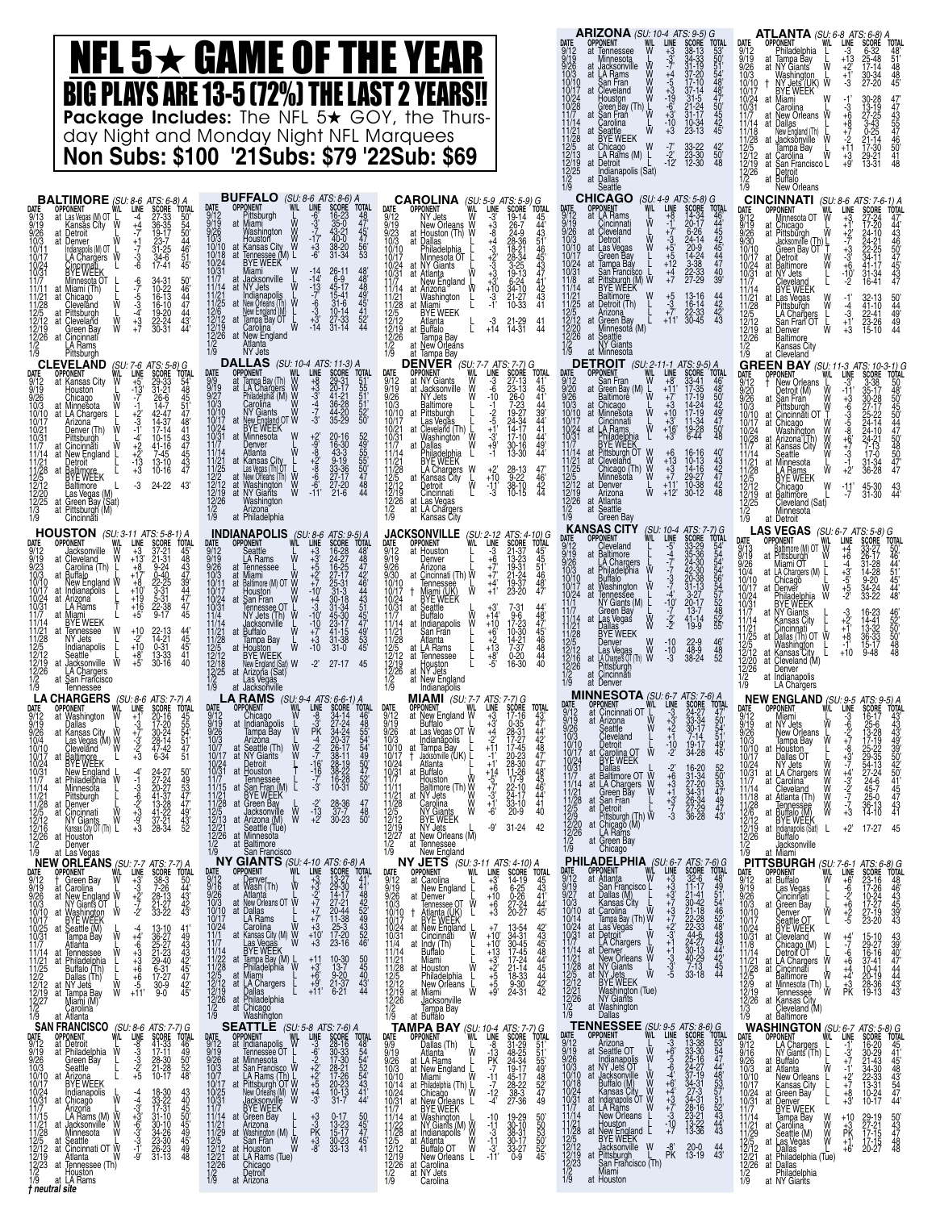# NFL 5★ GAME OF THE YEAR

## BIG PLAYS ARE 13-5 (72%) THE LAST 2 YEARS!!

**Package Includes:** The NFL 5★ GOY, the Thursday Night and Monday Night NFL Marquees

**Non Subs: $100 '21Subs: $79 '22Sub: $69**

### ARIZONA (SU: 10-4 ATS: 9-5) G

| DATE | OPPONENT | W/L | LINE | SCORE | TOTAL |
|---|---|---|---|---|---|
| 9/12 | at Tennessee | W | -3 | 38-13 | 53' |
| 9/19 | Minnesota | W | -3' | 34-33 | 50' |
| 9/26 | at Jacksonville | W | -7 | 31-19 | 51 |
| 10/3 | at LA Rams | W | +4 | 37-20 | 54' |
| 10/10 | San Fran | W | -5 | 17-10 | 48' |
| 10/17 | at Cleveland | W | +3 | 37-14 | 48' |
| 10/24 | Houston | W | -19 | 31-5 | 47' |
| 10/28 | Green Bay (Th) | L | -6' | 21-24 | 50' |
| 11/7 | at San Fran | W | +3' | 31-17 | 45 |
| 11/14 | Carolina | L | -10 | 10-34 | 42 |
| 11/21 | at Seattle | W | +3 | 23-13 | 45 |
| 11/28 | BYE WEEK | | | | |
| 12/5 | at Chicago | W | -7' | 33-22 | 42' |
| 12/13 | LA Rams (M) | L | -2' | 23-30 | 50' |
| 12/19 | at Detroit | L | -12' | 12-30 | 48 |
| 12/25 | Indianapolis (Sat) | | | | |
| 1/2 | at Dallas | | | | |
| 1/9 | Seattle | | | | |

### ATLANTA (SU: 6-8 ATS: 6-8) A

| DATE | OPPONENT | W/L | LINE | SCORE | TOTAL |
|---|---|---|---|---|---|
| 9/12 | Philadelphia | L | -3 | 6-32 | 48' |
| 9/19 | at Tampa Bay | L | +13 | 25-48 | 51' |
| 9/26 | at NY Giants | W | +2' | 17-14 | 48 |
| 10/3 | Washington | L | +1' | 30-34 | 48 |
| 10/10 | † NY Jets (UK) | W | -3 | 27-20 | 45' |
| 10/17 | BYE WEEK | | | | |
| 10/24 | at Miami | W | -1' | 30-28 | 47' |
| 10/31 | Carolina | L | -3 | 13-19 | 47 |
| 11/7 | at New Orleans | W | +6 | 27-25 | 43 |
| 11/14 | at Dallas | L | +8 | 3-43 | 55 |
| 11/18 | New England (Th) | L | +7 | 0-25 | 47' |
| 11/28 | at Jacksonville | W | -2 | 21-14 | 46 |
| 12/5 | Tampa Bay | L | +11 | 17-30 | 50' |
| 12/12 | at Carolina | W | +3 | 29-21 | 41 |
| 12/19 | at San Francisco | L | +9' | 13-31 | 48 |
| 12/26 | Detroit | | | | |
| 1/2 | at Buffalo | | | | |
| 1/9 | New Orleans | | | | |

### BALTIMORE (SU: 8-6 ATS: 6-8) A

| DATE | OPPONENT | W/L | LINE | SCORE | TOTAL |
|---|---|---|---|---|---|
| 9/13 | at Las Vegas (M) OT | L | -4 | 27-33 | 50' |
| 9/19 | Kansas City | W | +4 | 36-35 | 54 |
| 9/26 | at Detroit | W | -7' | 19-17 | 50' |
| 10/3 | at Denver | W | +1 | 23-7 | 44 |
| 10/11 | Indianapolis (M) OT | W | -7 | 31-25 | 46' |
| 10/17 | LA Chargers | W | -3 | 34-6 | 51 |
| 10/24 | Cincinnati | L | -6 | 17-41 | 45' |
| 10/31 | BYE WEEK | | | | |
| 11/7 | Minnesota OT | W | -6 | 34-31 | 50' |
| 11/11 | at Miami (Th) | L | -7' | 10-22 | 46' |
| 11/21 | at Chicago | W | -5 | 16-13 | 44 |
| 11/28 | Cleveland | W | -3 | 16-10 | 47 |
| 12/5 | at Pittsburgh | L | -4 | 19-20 | 44 |
| 12/12 | at Cleveland | L | +3 | 22-24 | 43' |
| 12/19 | Green Bay | L | +7 | 30-31 | 44' |
| 12/26 | at Cincinnati | | | | |
| 1/2 | LA Rams | | | | |
| 1/9 | Pittsburgh | | | | |

### BUFFALO (SU: 8-6 ATS: 8-6) A

| DATE | OPPONENT | W/L | LINE | SCORE | TOTAL |
|---|---|---|---|---|---|
| 9/12 | Pittsburgh | L | -6' | 16-23 | 48 |
| 9/19 | at Miami | W | -3' | 35-0 | 47' |
| 9/26 | Washington | W | -7 | 43-21 | 45' |
| 10/3 | Houston | W | -17 | 40-0 | 47 |
| 10/10 | at Kansas City | W | +3 | 38-20 | 56' |
| 10/18 | at Tennessee (M) | L | -6' | 31-34 | 53 |
| 10/24 | BYE WEEK | | | | |
| 10/31 | Miami | W | -14 | 26-11 | 48' |
| 11/7 | at Jacksonville | L | -14' | 6-9 | 48' |
| 11/14 | at NY Jets | W | -13 | 45-17 | 48 |
| 11/21 | Indianapolis | L | -7 | 15-41 | 49' |
| 11/25 | at New Orleans (Th) | W | -6 | 31-6 | 45' |
| 12/6 | New England (M) | L | -3 | 10-14 | 41 |
| 12/12 | at Tampa Bay OT | L | +3' | 27-33 | 52' |
| 12/19 | Carolina | W | -14 | 31-14 | 44 |
| 12/26 | at New England | | | | |
| 1/2 | Atlanta | | | | |
| 1/9 | NY Jets | | | | |

### CAROLINA (SU: 5-9 ATS: 5-9) G

| DATE | OPPONENT | W/L | LINE | SCORE | TOTAL |
|---|---|---|---|---|---|
| 9/12 | NY Jets | W | -3' | 19-14 | 45 |
| 9/19 | New Orleans | W | +3 | 26-7 | 44' |
| 9/23 | at Houston (Th) | W | -8 | 24-9 | 43 |
| 10/3 | at Dallas | L | +4 | 28-36 | 51' |
| 10/10 | Philadelphia | L | -3 | 18-21 | 46 |
| 10/17 | Minnesota OT | L | +2' | 28-34 | 45 |
| 10/24 | at NY Giants | L | -3 | 3-25 | 43 |
| 10/31 | at Atlanta | W | +3 | 19-13 | 47 |
| 11/7 | New England | L | +3' | 6-24 | 41' |
| 11/14 | at Arizona | W | +10 | 34-10 | 42 |
| 11/21 | Washington | L | -3 | 21-27 | 43 |
| 11/28 | at Miami | L | -1' | 10-33 | 41 |
| 12/5 | BYE WEEK | | | | |
| 12/12 | Atlanta | L | -3 | 21-29 | 41 |
| 12/19 | at Buffalo | L | +14 | 14-31 | 44 |
| 12/26 | Tampa Bay | | | | |
| 1/2 | at New Orleans | | | | |
| 1/9 | at Tampa Bay | | | | |

### CHICAGO (SU: 4-9 ATS: 5-8) G

| DATE | OPPONENT | W/L | LINE | SCORE | TOTAL |
|---|---|---|---|---|---|
| 9/12 | at LA Rams | L | +8 | 14-34 | 46' |
| 9/19 | Cincinnati | W | -1' | 20-17 | 44' |
| 9/26 | at Cleveland | L | +7' | 6-26 | 45 |
| 10/3 | Detroit | W | -3 | 24-14 | 42 |
| 10/10 | at Las Vegas | W | +5' | 20-9 | 45' |
| 10/17 | Green Bay | L | +5 | 14-24 | 44 |
| 10/24 | at Tampa Bay | L | +12 | 3-38 | 47 |
| 10/31 | San Francisco | L | +4 | 22-33 | 40 |
| 11/8 | at Pittsburgh (M) | L | +7 | 27-29 | 39' |
| 11/14 | BYE WEEK | | | | |
| 11/21 | Baltimore | L | +5 | 13-16 | 44 |
| 11/25 | at Detroit (Th) | W | -3 | 16-14 | 42 |
| 12/5 | Arizona | L | +7' | 22-33 | 42' |
| 12/12 | at Green Bay | L | +11' | 30-45 | 43 |
| 12/20 | Minnesota (M) | | | | |
| 12/26 | at Seattle | | | | |
| 1/2 | NY Giants | | | | |
| 1/9 | at Minnesota | | | | |

### CINCINNATI (SU: 8-6 ATS: 7-6-1) A

| DATE | OPPONENT | W/L | LINE | SCORE | TOTAL |
|---|---|---|---|---|---|
| 9/12 | Minnesota OT | W | +3 | 27-24 | 47' |
| 9/19 | at Chicago | L | +1' | 17-20 | 44' |
| 9/26 | at Pittsburgh | W | +2' | 24-10 | 43 |
| 9/30 | Jacksonville (Th) | W | -7' | 24-21 | 46 |
| 10/10 | Green Bay OT | L | +3 | 22-25 | 50' |
| 10/17 | at Detroit | W | -3' | 34-11 | 47 |
| 10/24 | at Baltimore | W | +6 | 41-17 | 45' |
| 10/31 | at NY Jets | L | -10' | 31-34 | 43 |
| 11/7 | Cleveland | L | -2 | 16-41 | 47 |
| 11/14 | BYE WEEK | | | | |
| 11/21 | at Las Vegas | W | -1' | 32-13 | 50' |
| 11/28 | Pittsburgh | W | -4 | 41-10 | 44 |
| 12/5 | LA Chargers | L | -3 | 22-41 | 49' |
| 12/12 | San Francisco OT | L | +1' | 23-26 | 49 |
| 12/19 | at Denver | W | +3 | 15-10 | 44 |
| 12/26 | Baltimore | | | | |
| 1/2 | Kansas City | | | | |
| 1/9 | at Cleveland | | | | |

### CLEVELAND (SU: 7-6 ATS: 5-8) G

| DATE | OPPONENT | W/L | LINE | SCORE | TOTAL |
|---|---|---|---|---|---|
| 9/12 | at Kansas City | L | +5' | 29-33 | 54' |
| 9/19 | Houston | W | -13' | 31-21 | 48 |
| 9/26 | Chicago | W | -7' | 26-6 | 45 |
| 10/3 | at Minnesota | W | -1 | 14-7 | 51' |
| 10/10 | at LA Chargers | L | +2' | 42-47 | 47' |
| 10/17 | Arizona | L | -3 | 14-37 | 48' |
| 10/21 | Denver (Th) | W | -1' | 17-14 | 41 |
| 10/31 | Pittsburgh | L | -4' | 10-15 | 43 |
| 11/7 | at Cincinnati | W | +2 | 41-16 | 47 |
| 11/14 | at New England | L | +2 | 7-45 | 45 |
| 11/21 | Detroit | W | -13 | 13-10 | 43 |
| 11/28 | at Baltimore | L | +3 | 10-16 | 47 |
| 12/5 | BYE WEEK | | | | |
| 12/12 | Baltimore | W | -3 | 24-22 | 43' |
| 12/20 | Las Vegas (M) | | | | |
| 12/25 | at Green Bay (Sat) | | | | |
| 1/3 | at Pittsburgh (M) | | | | |
| 1/9 | Cincinnati | | | | |

### DALLAS (SU: 10-4 ATS: 11-3) A

| DATE | OPPONENT | W/L | LINE | SCORE | TOTAL |
|---|---|---|---|---|---|
| 9/9 | at Tampa Bay (Th) | L | +8 | 29-31 | 51' |
| 9/19 | at LA Chargers | W | +3 | 20-17 | 55 |
| 9/27 | Philadelphia (M) | W | -3 | 41-21 | 51' |
| 10/3 | Carolina | W | -4 | 36-28 | 51' |
| 10/10 | NY Giants | W | -7 | 44-20 | 52' |
| 10/17 | at New England OT | W | -3' | 35-29 | 50' |
| 10/24 | BYE WEEK | | | | |
| 10/31 | at Minnesota | W | +2' | 20-16 | 52 |
| 11/7 | Denver | L | -9 | 16-30 | 49' |
| 11/14 | Atlanta | W | -8 | 43-3 | 55 |
| 11/21 | at Kansas City | L | +2' | 9-19 | 55' |
| 11/25 | Las Vegas (Th) OT | L | -7' | 33-36 | 50' |
| 12/2 | at New Orleans (Th) | W | -6 | 27-17 | 47 |
| 12/12 | at Washington | W | -6' | 27-20 | 48 |
| 12/19 | at NY Giants | W | -11' | 21-6 | 44 |
| 12/26 | Washington | | | | |
| 1/2 | Arizona | | | | |
| 1/9 | at Philadelphia | | | | |

### DENVER (SU: 7-7 ATS: 7-7) G

| DATE | OPPONENT | W/L | LINE | SCORE | TOTAL |
|---|---|---|---|---|---|
| 9/12 | at NY Giants | W | -3 | 27-13 | 41' |
| 9/19 | at Jacksonville | W | -6 | 23-13 | 45 |
| 9/26 | NY Jets | W | -10 | 26-0 | 41 |
| 10/3 | Baltimore | L | +1 | 7-23 | 44 |
| 10/10 | at Pittsburgh | L | -2 | 19-27 | 39' |
| 10/17 | Las Vegas | L | -5 | 24-34 | 44' |
| 10/21 | at Cleveland (Th) | L | +1' | 14-17 | 41 |
| 10/31 | Washington | W | -3 | 17-10 | 44' |
| 11/7 | at Dallas | W | +9' | 30-16 | 49' |
| 11/14 | Philadelphia | L | -1 | 13-30 | 44' |
| 11/21 | BYE WEEK | | | | |
| 11/28 | LA Chargers | W | +2' | 28-13 | 47' |
| 12/5 | at Kansas City | L | +10 | 9-22 | 46' |
| 12/12 | Detroit | W | -11' | 38-10 | 42 |
| 12/19 | Cincinnati | L | -3 | 10-15 | 44 |
| 12/26 | at Las Vegas | | | | |
| 1/2 | at LA Chargers | | | | |
| 1/9 | Kansas City | | | | |

### DETROIT (SU: 2-11-1 ATS: 9-5) A

| DATE | OPPONENT | W/L | LINE | SCORE | TOTAL |
|---|---|---|---|---|---|
| 9/12 | San Fran | L | +8' | 33-41 | 46' |
| 9/20 | at Green Bay (M) | L | +11' | 17-35 | 48' |
| 9/26 | Baltimore | L | +7' | 17-19 | 50' |
| 10/3 | at Chicago | L | +3 | 14-24 | 42' |
| 10/10 | at Minnesota | L | +10 | 17-19 | 49' |
| 10/17 | Cincinnati | L | +3' | 11-34 | 47 |
| 10/24 | at LA Rams | L | +16' | 19-28 | 50' |
| 10/31 | Philadelphia | L | +3 | 6-44 | 48' |
| 11/7 | BYE WEEK | | | | |
| 11/14 | at Pittsburgh OT | T | +6 | 16-16 | 40' |
| 11/21 | at Cleveland | L | +13 | 10-13 | 43 |
| 11/25 | Chicago (Th) | L | +3 | 14-16 | 42 |
| 12/5 | Minnesota | W | +7 | 29-27 | 47 |
| 12/12 | at Denver | L | +11' | 10-38 | 42 |
| 12/19 | Arizona | W | +12' | 30-12 | 48 |
| 12/26 | at Atlanta | | | | |
| 1/2 | at Seattle | | | | |
| 1/9 | Green Bay | | | | |

### GREEN BAY (SU: 11-3 ATS: 10-3-1) G

| DATE | OPPONENT | W/L | LINE | SCORE | TOTAL |
|---|---|---|---|---|---|
| 9/12 | † New Orleans | L | -3 | 3-38 | 50 |
| 9/20 | Detroit (M) | W | -11' | 35-17 | 48' |
| 9/26 | at San Fran | W | +3 | 30-28 | 50' |
| 10/3 | Pittsburgh | W | -6 | 27-17 | 45' |
| 10/10 | at Cincinnati OT | W | -3 | 25-22 | 50' |
| 10/17 | at Chicago | W | -5 | 24-14 | 44 |
| 10/24 | Washington | W | -8 | 24-10 | 47 |
| 10/28 | at Arizona (Th) | W | +6' | 24-21 | 50' |
| 11/7 | at Kansas City | L | +7 | 7-13 | 48 |
| 11/14 | Seattle | W | -3 | 17-0 | 50 |
| 11/21 | at Minnesota | L | -1' | 31-34 | 47 |
| 11/28 | LA Rams | W | +2' | 36-28 | 47 |
| 12/5 | BYE WEEK | | | | |
| 12/12 | Chicago | W | -11' | 45-30 | 43 |
| 12/19 | at Baltimore | W | -7 | 31-30 | 44' |
| 12/25 | Cleveland (Sat) | | | | |
| 1/2 | Minnesota | | | | |
| 1/9 | at Detroit | | | | |

### HOUSTON (SU: 3-11 ATS: 5-8-1) A

| DATE | OPPONENT | W/L | LINE | SCORE | TOTAL |
|---|---|---|---|---|---|
| 9/12 | Jacksonville | W | +3 | 37-21 | 45' |
| 9/19 | at Cleveland | L | +13' | 21-31 | 48 |
| 9/23 | Carolina (Th) | L | +8 | 9-24 | 43 |
| 10/3 | at Buffalo | L | +17' | 0-40 | 47' |
| 10/10 | New England | L | +8' | 22-25 | 39' |
| 10/17 | at Indianapolis | L | +10' | 3-31 | 44 |
| 10/24 | at Arizona | L | +19 | 5-31 | 47' |
| 10/31 | LA Rams | L | +16 | 22-38 | 47' |
| 11/7 | at Miami | L | +5' | 9-17 | 45 |
| 11/14 | BYE WEEK | | | | |
| 11/21 | at Tennessee | W | +10 | 22-13 | 44' |
| 11/28 | NY Jets | L | -2' | 14-21 | 45 |
| 12/5 | Indianapolis | L | +10 | 0-31 | 45' |
| 12/12 | Seattle | L | +8' | 13-33 | 41 |
| 12/19 | at Jacksonville | W | +5' | 30-16 | 40 |
| 12/26 | LA Chargers | | | | |
| 1/2 | at San Francisco | | | | |
| 1/9 | Tennessee | | | | |

### INDIANAPOLIS (SU: 8-6 ATS: 9-5) A

| DATE | OPPONENT | W/L | LINE | SCORE | TOTAL |
|---|---|---|---|---|---|
| 9/12 | Seattle | L | +3 | 16-28 | 48' |
| 9/19 | LA Rams | L | +3' | 24-27 | 48 |
| 9/26 | at Tennessee | L | +5 | 16-25 | 47 |
| 10/3 | at Miami | W | +2' | 27-17 | 42' |
| 10/11 | at Baltimore (M) OT | L | +7 | 25-31 | 46' |
| 10/17 | Houston | W | -10' | 31-3 | 44 |
| 10/24 | at San Fran | W | +4 | 30-18 | 43 |
| 10/31 | Tennessee OT | L | -1 | 31-34 | 51 |
| 11/4 | NY Jets (Th) | W | -10' | 45-30 | 45' |
| 11/14 | Jacksonville | W | -10 | 23-17 | 47' |
| 11/21 | at Buffalo | W | +7 | 41-15 | 49' |
| 11/28 | Tampa Bay | L | +3 | 31-38 | 53 |
| 12/5 | at Houston | W | -10 | 31-0 | 45' |
| 12/12 | BYE WEEK | | | | |
| 12/18 | New England (Sat) | W | -2' | 27-17 | 45 |
| 12/25 | at Arizona (Sat) | | | | |
| 1/2 | Las Vegas | | | | |
| 1/9 | at Jacksonville | | | | |

### JACKSONVILLE (SU: 2-12 ATS: 4-10) G

| DATE | OPPONENT | W/L | LINE | SCORE | TOTAL |
|---|---|---|---|---|---|
| 9/12 | at Houston | L | -3 | 21-37 | 45' |
| 9/19 | Denver | L | +6 | 13-23 | 45 |
| 9/26 | Arizona | L | +7 | 19-31 | 51 |
| 9/30 | at Cincinnati (Th) | L | +7' | 21-24 | 46 |
| 10/10 | Tennessee | L | +4' | 19-37 | 48' |
| 10/17 | † Miami (UK) | W | +1' | 23-20 | 47' |
| 10/24 | BYE WEEK | | | | |
| 10/31 | at Seattle | L | +3' | 7-31 | 44' |
| 11/7 | Buffalo | W | +14' | 9-6 | 48' |
| 11/14 | at Indianapolis | L | +10 | 17-23 | 47' |
| 11/21 | San Fran | L | +6' | 10-30 | 45' |
| 11/28 | Atlanta | L | +2 | 14-21 | 46 |
| 12/5 | at LA Rams | L | +13 | 7-37 | 48 |
| 12/12 | at Tennessee | L | +8 | 0-20 | 44 |
| 12/19 | Houston | L | -5 | 16-30 | 40 |
| 12/26 | at NY Jets | | | | |
| 1/2 | at New England | | | | |
| 1/9 | Indianapolis | | | | |

### KANSAS CITY (SU: 10-4 ATS: 7-7) G

| DATE | OPPONENT | W/L | LINE | SCORE | TOTAL |
|---|---|---|---|---|---|
| 9/12 | Cleveland | W | -5' | 33-29 | 54' |
| 9/19 | at Baltimore | L | -4 | 35-36 | 54 |
| 9/26 | LA Chargers | L | -7 | 24-30 | 54' |
| 10/3 | at Philadelphia | W | -7 | 42-30 | 54' |
| 10/10 | Buffalo | L | -3 | 20-38 | 56' |
| 10/17 | at Washington | W | -7 | 31-13 | 54 |
| 10/24 | at Tennessee | L | -4' | 3-27 | 57 |
| 11/1 | NY Giants (M) | W | -10' | 20-17 | 52 |
| 11/7 | Green Bay | W | -7 | 13-7 | 48 |
| 11/14 | at Las Vegas | W | -2' | 41-14 | 52' |
| 11/21 | Dallas | W | -2' | 19-9 | 55 |
| 11/28 | BYE WEEK | | | | |
| 12/5 | Denver | W | -10 | 22-9 | 46' |
| 12/12 | Las Vegas | W | -10 | 48-9 | 48 |
| 12/16 | at LA Chargers (Th) OT | W | +3 | 34-28 | 52 |
| 12/26 | Pittsburgh | | | | |
| 1/2 | at Cincinnati | | | | |
| 1/8 | at Denver | | | | |

### LAS VEGAS (SU: 6-7 ATS: 5-8) G

| DATE | OPPONENT | W/L | LINE | SCORE | TOTAL |
|---|---|---|---|---|---|
| 9/13 | Baltimore (M) OT | W | +4 | 33-27 | 50' |
| 9/19 | at Pittsburgh | W | +6 | 26-17 | 46' |
| 9/26 | Miami OT | W | -4 | 31-28 | 44' |
| 10/4 | at LA Chargers (M) | L | +3' | 14-28 | 51' |
| 10/10 | Chicago | L | -5' | 9-20 | 45' |
| 10/17 | at Denver | W | +5 | 34-24 | 44' |
| 10/24 | Philadelphia | W | -2' | 33-22 | 48' |
| 10/31 | BYE WEEK | | | | |
| 11/7 | at NY Giants | L | -3 | 16-23 | 46' |
| 11/14 | Kansas City | L | +2' | 14-41 | 52' |
| 11/21 | Cincinnati | L | +1' | 13-32 | 50' |
| 11/25 | at Dallas (Th) OT | W | +8 | 36-33 | 50' |
| 12/5 | Washington | L | -1 | 15-17 | 48 |
| 12/12 | at Kansas City | L | +10 | 9-48 | 48 |
| 12/20 | at Cleveland (M) | | | | |
| 12/26 | Denver | | | | |
| 1/2 | at Indianapolis | | | | |
| 1/9 | LA Chargers | | | | |

### LA CHARGERS (SU: 8-6 ATS: 7-7) A

| DATE | OPPONENT | W/L | LINE | SCORE | TOTAL |
|---|---|---|---|---|---|
| 9/12 | at Washington | W | +1' | 20-16 | 45 |
| 9/19 | Dallas | L | -3 | 17-20 | 55 |
| 9/26 | at Kansas City | W | +7' | 30-24 | 54' |
| 10/4 | Las Vegas (M) | W | -3' | 28-14 | 51' |
| 10/10 | Cleveland | W | -2' | 47-42 | 47' |
| 10/17 | at Baltimore | L | +3 | 6-34 | 51 |
| 10/24 | BYE WEEK | | | | |
| 10/31 | New England | L | -4' | 24-27 | 50' |
| 11/7 | at Philadelphia | W | +1 | 27-24 | 49 |
| 11/14 | Minnesota | L | -3 | 20-27 | 53 |
| 11/21 | Pittsburgh | W | -6 | 41-37 | 47' |
| 11/28 | at Denver | L | -2' | 13-28 | 47' |
| 12/5 | at Cincinnati | W | +3 | 41-22 | 49' |
| 12/12 | NY Giants | W | -9' | 37-21 | 43' |
| 12/16 | Kansas City OT (Th) | L | +3 | 28-34 | 52 |
| 12/26 | at Houston | | | | |
| 1/2 | Denver | | | | |
| 1/9 | at Las Vegas | | | | |

### LA RAMS (SU: 9-4 ATS: 6-6-1) A

| DATE | OPPONENT | W/L | LINE | SCORE | TOTAL |
|---|---|---|---|---|---|
| 9/12 | Chicago | W | -8 | 34-14 | 46' |
| 9/19 | at Indianapolis | W | -3' | 27-24 | 48 |
| 9/26 | Tampa Bay | W | PK | 34-24 | 55' |
| 10/3 | Arizona | L | -4 | 20-37 | 54' |
| 10/7 | at Seattle (Th) | W | -2 | 26-17 | 54' |
| 10/17 | at NY Giants | W | -7' | 38-11 | 49 |
| 10/24 | Detroit | W | -16' | 28-19 | 50' |
| 10/31 | at Houston | W | -16 | 38-22 | 47' |
| 11/7 | Tennessee | L | -7 | 16-28 | 52' |
| 11/15 | at San Fran (M) | L | -3' | 10-31 | 50 |
| 11/21 | BYE WEEK | | | | |
| 11/28 | at Green Bay | L | -2' | 28-36 | 47 |
| 12/5 | Jacksonville | W | -13 | 37-7 | 48 |
| 12/13 | at Arizona (M) | W | +2' | 30-23 | 50' |
| 12/21 | Seattle (Tue) | | | | |
| 12/26 | at Minnesota | | | | |
| 1/2 | at Baltimore | | | | |
| 1/9 | San Francisco | | | | |

### MIAMI (SU: 7-7 ATS: 7-7) G

| DATE | OPPONENT | W/L | LINE | SCORE | TOTAL |
|---|---|---|---|---|---|
| 9/12 | at New England | W | +3 | 17-16 | 43' |
| 9/19 | Buffalo | L | +3 | 0-35 | 47' |
| 9/26 | at Las Vegas OT | L | +4 | 28-31 | 44' |
| 10/3 | Indianapolis | L | -2 | 17-27 | 42' |
| 10/10 | at Tampa Bay | L | +11 | 17-45 | 48 |
| 10/17 | † Jacksonville (UK) | L | -1' | 20-23 | 47' |
| 10/24 | Atlanta | L | +1' | 28-30 | 47' |
| 10/31 | at Buffalo | L | +14 | 11-26 | 48 |
| 11/7 | Houston | W | -5' | 17-9 | 45 |
| 11/11 | Baltimore (Th) | W | +7' | 22-10 | 46' |
| 11/21 | at NY Jets | W | -3' | 24-17 | 44 |
| 11/28 | Carolina | W | +1' | 33-10 | 41 |
| 12/5 | NY Giants | W | -6' | 20-9 | 40 |
| 12/12 | BYE WEEK | | | | |
| 12/19 | NY Jets | W | -9' | 31-24 | 42 |
| 12/27 | at New Orleans (M) | | | | |
| 1/2 | at Tennessee | | | | |
| 1/9 | New England | | | | |

### MINNESOTA (SU: 6-7 ATS: 7-6) A

| DATE | OPPONENT | W/L | LINE | SCORE | TOTAL |
|---|---|---|---|---|---|
| 9/12 | at Cincinnati OT | L | -3 | 24-27 | 47' |
| 9/19 | at Arizona | L | +3 | 33-34 | 50' |
| 9/26 | Seattle | W | +2 | 30-17 | 54' |
| 10/3 | Cleveland | L | +1 | 7-14 | 51 |
| 10/10 | Detroit | W | -10 | 19-17 | 49' |
| 10/17 | at Carolina OT | W | -2' | 34-28 | 45 |
| 10/24 | BYE WEEK | | | | |
| 10/31 | Dallas | L | -2' | 16-20 | 52 |
| 11/7 | at Baltimore OT | L | +6 | 31-34 | 50' |
| 11/14 | at LA Chargers | W | +3 | 27-20 | 53 |
| 11/21 | Green Bay | W | +1 | 34-31 | 47 |
| 11/28 | at San Fran | L | +3 | 26-34 | 49 |
| 12/5 | at Detroit | L | -7 | 27-29 | 47 |
| 12/9 | Pittsburgh (Th) | W | -3 | 36-28 | 43 |
| 12/20 | at Chicago (M) | | | | |
| 12/26 | LA Rams | | | | |
| 1/2 | at Green Bay | | | | |
| 1/9 | Chicago | | | | |

### NEW ENGLAND (SU: 9-5 ATS: 9-5) A

| DATE | OPPONENT | W/L | LINE | SCORE | TOTAL |
|---|---|---|---|---|---|
| 9/12 | Miami | L | -3 | 16-17 | 43' |
| 9/19 | at NY Jets | W | -6 | 25-6 | 43 |
| 9/26 | New Orleans | L | -2' | 13-28 | 43' |
| 10/3 | Tampa Bay | L | +7 | 17-19 | 49' |
| 10/10 | at Houston | W | -8 | 25-22 | 39' |
| 10/17 | Dallas OT | L | +3 | 29-35 | 50' |
| 10/24 | NY Jets | W | -7 | 54-13 | 43' |
| 10/31 | at LA Chargers | W | +4' | 27-24 | 50' |
| 11/7 | at Carolina | W | -3' | 24-6 | 41' |
| 11/14 | Cleveland | W | -2' | 45-7 | 45 |
| 11/18 | at Atlanta (Th) | W | -7 | 25-0 | 47' |
| 11/28 | Tennessee | W | -7 | 36-13 | 43 |
| 12/6 | at Buffalo (M) | W | +3 | 14-10 | 41 |
| 12/12 | BYE WEEK | | | | |
| 12/18 | at Indianapolis (Sat) | L | +2' | 17-27 | 45 |
| 12/26 | Buffalo | | | | |
| 1/2 | Jacksonville | | | | |
| 1/9 | at Miami | | | | |

### NEW ORLEANS (SU: 7-7 ATS: 7-7) A

| DATE | OPPONENT | W/L | LINE | SCORE | TOTAL |
|---|---|---|---|---|---|
| 9/12 | † Green Bay | W | +3' | 38-3 | 50 |
| 9/19 | at Carolina | L | -3 | 7-26 | 44' |
| 9/26 | at New England | W | +2' | 28-13 | 43' |
| 10/3 | NY Giants OT | L | -7 | 21-27 | 42 |
| 10/10 | at Washington | W | -2' | 33-22 | 43' |
| 10/17 | BYE WEEK | | | | |
| 10/25 | at Seattle (M) | W | -4 | 13-10 | 41' |
| 10/31 | Tampa Bay | W | +4' | 36-27 | 49 |
| 11/7 | Atlanta | L | -6 | 25-27 | 43 |
| 11/14 | at Tennessee | L | +3 | 21-23 | 43 |
| 11/21 | at Philadelphia | L | +3 | 29-40 | 42' |
| 11/25 | Buffalo (Th) | L | +6 | 6-31 | 45' |
| 12/2 | Dallas (Th) | L | +6 | 17-27 | 47 |
| 12/12 | at NY Jets | W | -5 | 30-9 | 42' |
| 12/19 | at Tampa Bay | W | +11' | 9-0 | 45' |
| 12/27 | Miami (M) | | | | |
| 1/2 | Carolina | | | | |
| 1/9 | at Atlanta | | | | |

### NY GIANTS (SU: 4-10 ATS: 6-8) A

| DATE | OPPONENT | W/L | LINE | SCORE | TOTAL |
|---|---|---|---|---|---|
| 9/12 | Denver | L | +3 | 13-27 | 41' |
| 9/16 | at Wash (Th) | L | +3 | 29-30 | 41 |
| 9/26 | Atlanta | L | -2 | 14-17 | 48 |
| 10/3 | at New Orleans OT | W | +7 | 27-21 | 42 |
| 10/10 | at Dallas | L | +7 | 20-44 | 52' |
| 10/17 | LA Rams | L | +7 | 11-38 | 49 |
| 10/24 | Carolina | W | -3 | 25-3 | 43 |
| 11/1 | at Kansas City (M) | L | +10' | 17-20 | 52 |
| 11/7 | Las Vegas | W | +3 | 23-16 | 46' |
| 11/14 | BYE WEEK | | | | |
| 11/22 | at Tampa Bay (M) | L | +11 | 10-30 | 50 |
| 11/28 | Philadelphia | W | +3' | 13-7 | 45 |
| 12/5 | at Miami | L | +6' | 9-20 | 40 |
| 12/12 | at LA Chargers | L | +9' | 21-37 | 43' |
| 12/19 | Dallas | L | +11' | 6-21 | 44 |
| 12/26 | at Philadelphia | | | | |
| 1/2 | at Chicago | | | | |
| 1/9 | Washington | | | | |

### NY JETS (SU: 3-11 ATS: 4-10) G

| DATE | OPPONENT | W/L | LINE | SCORE | TOTAL |
|---|---|---|---|---|---|
| 9/12 | at Carolina | L | +3 | 14-19 | 45 |
| 9/19 | New England | L | +6 | 6-25 | 43 |
| 9/26 | at Denver | L | +10 | 0-26 | 41' |
| 10/3 | Tennessee OT | W | +6 | 27-24 | 44' |
| 10/10 | † Atlanta (UK) | L | +3 | 20-27 | 45' |
| 10/17 | BYE WEEK | | | | |
| 10/24 | at New England | L | +7 | 13-54 | 42' |
| 10/31 | Cincinnati | W | +10' | 34-31 | 43 |
| 11/4 | at Indy (Th) | L | +10' | 30-45 | 45' |
| 11/14 | Buffalo | L | +13 | 17-45 | 48 |
| 11/21 | Miami | L | +3 | 17-24 | 44 |
| 11/28 | at Houston | W | +2' | 21-14 | 45 |
| 12/5 | Philadelphia | L | +5 | 18-33 | 44 |
| 12/12 | New Orleans | L | +5 | 9-30 | 42' |
| 12/19 | at Miami | L | +9' | 24-31 | 42 |
| 12/26 | Jacksonville | | | | |
| 1/2 | Tampa Bay | | | | |
| 1/9 | at Buffalo | | | | |

### PHILADELPHIA (SU: 6-7 ATS: 7-6) G

| DATE | OPPONENT | W/L | LINE | SCORE | TOTAL |
|---|---|---|---|---|---|
| 9/12 | at Atlanta | W | +3 | 32-6 | 48' |
| 9/19 | San Francisco | L | +3 | 11-17 | 49 |
| 9/27 | at Dallas (M) | L | +3 | 21-41 | 51' |
| 10/3 | Kansas City | L | +7 | 30-42 | 54' |
| 10/10 | at Carolina | W | +3 | 21-18 | 46 |
| 10/14 | Tampa Bay (Th) | L | +7 | 22-28 | 52' |
| 10/24 | at Las Vegas | L | +2' | 22-33 | 48' |
| 10/31 | at Detroit | W | -3 | 44-6 | 48' |
| 11/7 | LA Chargers | L | -1 | 24-27 | 49 |
| 11/14 | at Denver | W | +1 | 30-13 | 44' |
| 11/21 | New Orleans | W | -3 | 40-29 | 42' |
| 11/28 | at NY Giants | L | -3' | 7-13 | 45 |
| 12/5 | at NY Jets | W | -5 | 33-18 | 44 |
| 12/12 | BYE WEEK | | | | |
| 12/21 | Washington (Tue) | | | | |
| 12/26 | NY Giants | | | | |
| 1/2 | at Washington | | | | |
| 1/9 | Dallas | | | | |

### PITTSBURGH (SU: 7-6-1 ATS: 6-8) G

| DATE | OPPONENT | W/L | LINE | SCORE | TOTAL |
|---|---|---|---|---|---|
| 9/12 | at Buffalo | W | +6' | 23-16 | 48 |
| 9/19 | Las Vegas | L | -6 | 17-26 | 46' |
| 9/26 | Cincinnati | L | -2' | 10-24 | 43 |
| 10/3 | at Green Bay | L | +6 | 17-27 | 45' |
| 10/10 | Denver | W | +2' | 27-19 | 39' |
| 10/17 | Seattle OT | W | -5 | 23-20 | 43 |
| 10/24 | BYE WEEK | | | | |
| 10/31 | at Cleveland | W | +4' | 15-10 | 43 |
| 11/8 | Chicago (M) | W | -7 | 29-27 | 39' |
| 11/14 | Detroit OT | T | -6 | 16-16 | 40' |
| 11/21 | at LA Chargers | L | +6 | 37-41 | 47' |
| 11/28 | at Cincinnati | L | +4 | 10-41 | 44 |
| 12/5 | Baltimore | W | +4 | 20-19 | 44 |
| 12/9 | at Minnesota (Th) | L | +3 | 28-36 | 43' |
| 12/19 | Tennessee | W | PK | 19-13 | 43' |
| 12/26 | at Kansas City | | | | |
| 1/3 | Cleveland (M) | | | | |
| 1/9 | at Baltimore | | | | |

### SAN FRANCISCO (SU: 8-6 ATS: 7-7) G

| DATE | OPPONENT | W/L | LINE | SCORE | TOTAL |
|---|---|---|---|---|---|
| 9/12 | at Detroit | W | -8' | 41-33 | 46' |
| 9/19 | at Philadelphia | W | -3 | 17-11 | 49 |
| 9/26 | Green Bay | L | -3 | 28-30 | 50' |
| 10/3 | Seattle | L | -2 | 21-28 | 52 |
| 10/10 | at Arizona | L | +5 | 10-17 | 48' |
| 10/17 | BYE WEEK | | | | |
| 10/24 | Indianapolis | L | -4 | 18-30 | 43 |
| 10/31 | at Chicago | W | -4 | 33-22 | 40 |
| 11/7 | Arizona | L | -3' | 17-31 | 45 |
| 11/15 | LA Rams (M) | W | +3' | 31-10 | 50' |
| 11/21 | at Jacksonville | W | -6' | 30-10 | 45' |
| 11/28 | Minnesota | W | -3 | 34-26 | 49 |
| 12/5 | at Seattle | L | -3 | 23-30 | 45' |
| 12/12 | at Cincinnati OT | W | -1 | 26-23 | 49 |
| 12/19 | Atlanta | W | -9' | 31-13 | 48 |
| 12/23 | at Tennessee (Th) | | | | |
| 1/2 | Houston | | | | |
| 1/9 | at LA Rams | | | | |

### SEATTLE (SU: 5-8 ATS: 7-6) A

| DATE | OPPONENT | W/L | LINE | SCORE | TOTAL |
|---|---|---|---|---|---|
| 9/12 | at Indianapolis | W | -3 | 28-16 | 48' |
| 9/19 | Tennessee OT | L | -6 | 30-33 | 54 |
| 9/26 | at Minnesota | L | -2 | 17-30 | 54' |
| 10/3 | at San Francisco | W | +2' | 28-21 | 52 |
| 10/7 | LA Rams (Th) | L | +2' | 17-26 | 54' |
| 10/17 | at Pittsburgh OT | L | +5 | 20-23 | 43 |
| 10/25 | New Orleans (M) | L | -4 | 10-13 | 41' |
| 10/31 | Jacksonville | W | -3' | 31-7 | 44' |
| 11/7 | BYE WEEK | | | | |
| 11/14 | at Green Bay | L | +3' | 0-17 | 50 |
| 11/21 | Arizona | L | -3 | 13-23 | 45' |
| 11/29 | at Washington (M) | L | PK | 15-17 | 47 |
| 12/5 | San Fran | W | +3 | 30-23 | 45' |
| 12/12 | at Houston | W | -8' | 33-13 | 41 |
| 12/21 | at LA Rams (Tue) | | | | |
| 12/26 | Chicago | | | | |
| 1/2 | Detroit | | | | |
| 1/9 | at Arizona | | | | |

### TAMPA BAY (SU: 10-4 ATS: 7-7) G

| DATE | OPPONENT | W/L | LINE | SCORE | TOTAL |
|---|---|---|---|---|---|
| 9/9 | Dallas (Th) | W | -8 | 31-29 | 51' |
| 9/19 | Atlanta | W | -13 | 48-25 | 51' |
| 9/26 | at LA Rams | L | PK | 24-34 | 55' |
| 10/3 | at New England | W | -7 | 19-17 | 49 |
| 10/10 | Miami | W | -11 | 45-17 | 48 |
| 10/14 | at Philadelphia (Th) | W | -7 | 28-22 | 52' |
| 10/24 | Chicago | W | -12 | 38-3 | 47 |
| 10/31 | at New Orleans | L | -4' | 27-36 | 49 |
| 11/7 | BYE WEEK | | | | |
| 11/14 | at Washington | L | -10 | 19-29 | 50' |
| 11/22 | NY Giants (M) | W | -11 | 30-10 | 50 |
| 11/28 | at Indianapolis | W | -3 | 38-31 | 53 |
| 12/5 | at Atlanta | W | -11 | 30-17 | 50' |
| 12/12 | Buffalo OT | W | -3' | 33-27 | 52' |
| 12/19 | New Orleans | L | -11' | 0-9 | 45' |
| 12/26 | at Carolina | | | | |
| 1/2 | at NY Jets | | | | |
| 1/9 | Carolina | | | | |

### TENNESSEE (SU: 9-5 ATS: 8-6) G

| DATE | OPPONENT | W/L | LINE | SCORE | TOTAL |
|---|---|---|---|---|---|
| 9/12 | Arizona | L | +3 | 13-38 | 53' |
| 9/19 | at Seattle OT | W | +6' | 33-30 | 54 |
| 9/26 | Indianapolis | W | -5 | 25-16 | 47 |
| 10/3 | at NY Jets OT | L | -6 | 24-27 | 44' |
| 10/10 | at Jacksonville | W | -4' | 37-19 | 48' |
| 10/18 | Buffalo (M) | W | +6' | 34-31 | 53 |
| 10/24 | Kansas City | W | +4' | 27-3 | 57 |
| 10/31 | at Indianapolis OT | W | +3 | 34-31 | 51 |
| 11/7 | at LA Rams | W | +7' | 28-16 | 52' |
| 11/14 | New Orleans | W | -3 | 23-21 | 43 |
| 11/21 | Houston | L | -10 | 13-22 | 44' |
| 11/28 | at New England | L | +7 | 13-36 | 43 |
| 12/5 | BYE WEEK | | | | |
| 12/12 | Jacksonville | W | -8' | 20-0 | 44 |
| 12/19 | at Pittsburgh | L | PK | 13-19 | 43' |
| 12/23 | San Francisco (Th) | | | | |
| 1/2 | Miami | | | | |
| 1/9 | at Houston | | | | |

### WASHINGTON (SU: 6-7 ATS: 5-8) G

| DATE | OPPONENT | W/L | LINE | SCORE | TOTAL |
|---|---|---|---|---|---|
| 9/12 | LA Chargers | L | -1' | 16-20 | 45 |
| 9/16 | NY Giants (Th) | W | -3' | 30-29 | 41' |
| 9/26 | at Buffalo | L | +7 | 21-43 | 45' |
| 10/3 | at Atlanta | W | -1' | 34-30 | 48 |
| 10/10 | New Orleans | L | +2 | 22-33 | 43' |
| 10/17 | Kansas City | L | +7 | 13-31 | 54 |
| 10/24 | at Green Bay | L | +8 | 10-24 | 47 |
| 10/31 | at Denver | L | +3' | 10-17 | 44' |
| 11/7 | BYE WEEK | | | | |
| 11/14 | Tampa Bay | W | +10 | 29-19 | 50' |
| 11/21 | at Carolina | W | +3 | 27-21 | 43 |
| 11/29 | Seattle (M) | W | PK | 17-15 | 47 |
| 12/5 | at Las Vegas | W | +1' | 17-15 | 48 |
| 12/12 | Dallas | L | +6' | 20-27 | 48 |
| 12/21 | at Philadelphia (Tue) | | | | |
| 12/26 | at Dallas | | | | |
| 1/2 | Philadelphia | | | | |
| 1/9 | at NY Giants | | | | |

*† neutral site*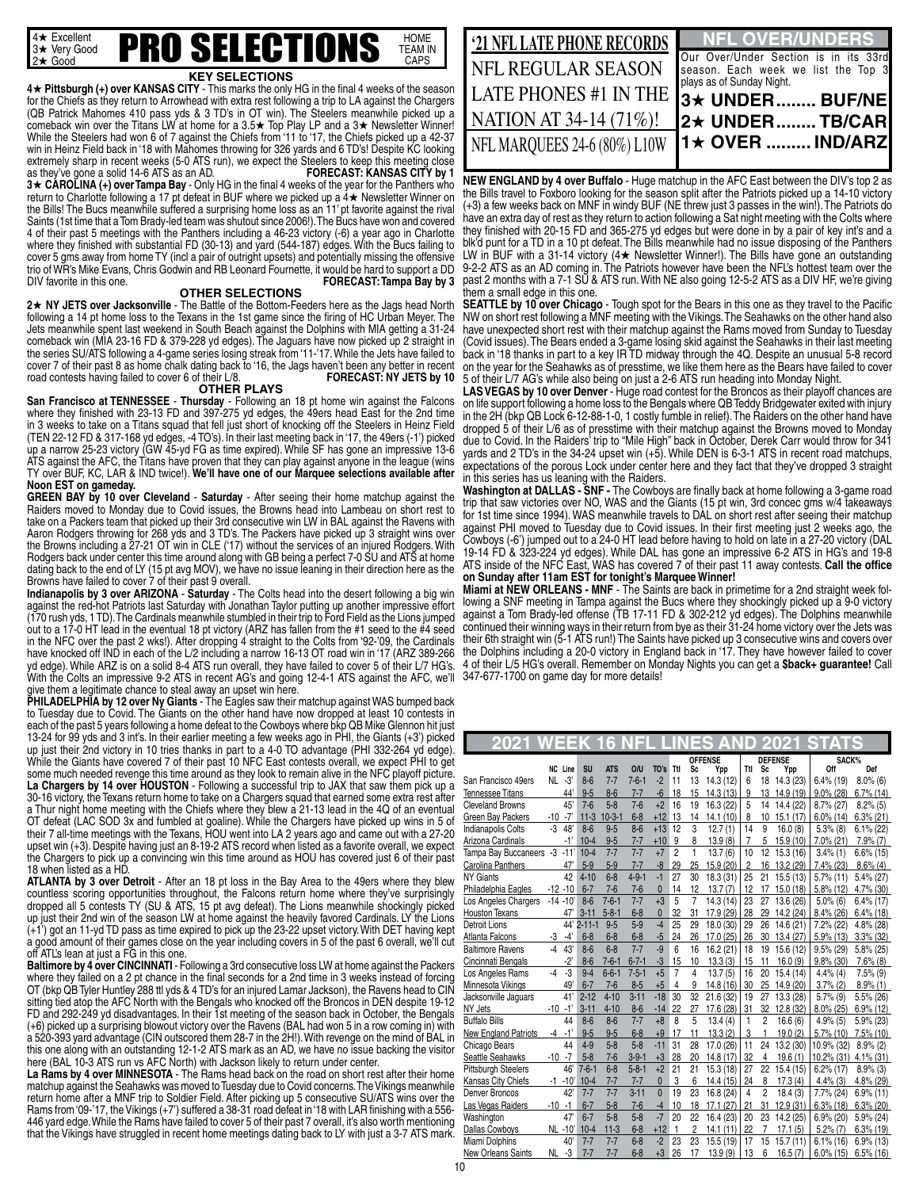4★ Excellent
3★ Very Good
2★ Good

# PRO SELECTIONS

HOME TEAM IN CAPS

### KEY SELECTIONS

**4★ Pittsburgh (+) over KANSAS CITY** - This marks the only HG in the final 4 weeks of the season for the Chiefs as they return to Arrowhead with extra rest following a trip to LA against the Chargers (QB Patrick Mahomes 410 pass yds & 3 TD's in OT win). The Steelers meanwhile picked up a comeback win over the Titans LW at home for a 3.5★ Top Play LP and a 3★ Newsletter Winner! While the Steelers had won 6 of 7 against the Chiefs from '11 to '17, the Chiefs picked up a 42-37 win in Heinz Field back in '18 with Mahomes throwing for 326 yards and 6 TD's! Despite KC looking extremely sharp in recent weeks (5-0 ATS run), we expect the Steelers to keep this meeting close as they've gone a solid 14-6 ATS as an AD. **FORECAST: KANSAS CITY by 1**

**3★ CAROLINA (+) over Tampa Bay** - Only HG in the final 4 weeks of the year for the Panthers who return to Charlotte following a 17 pt defeat in BUF where we picked up a 4★ Newsletter Winner on the Bills! The Bucs meanwhile suffered a surprising home loss as an 11' pt favorite against the rival Saints (1st time that a Tom Brady-led team was shutout since 2006!). The Bucs have won and covered 4 of their past 5 meetings with the Panthers including a 46-23 victory (-6) a year ago in Charlotte where they finished with substantial FD (30-13) and yard (544-187) edges. With the Bucs failing to cover 5 gms away from home TY (incl a pair of outright upsets) and potentially missing the offensive trio of WR's Mike Evans, Chris Godwin and RB Leonard Fournette, it would be hard to support a DD DIV favorite in this one. **FORECAST: Tampa Bay by 3**

### OTHER SELECTIONS

**2★ NY JETS over Jacksonville** - The Battle of the Bottom-Feeders here as the Jags head North following a 14 pt home loss to the Texans in the 1st game since the firing of HC Urban Meyer. The Jets meanwhile spent last weekend in South Beach against the Dolphins with MIA getting a 31-24 comeback win (MIA 23-16 FD & 379-228 yd edges). The Jaguars have now picked up 2 straight in the series SU/ATS following a 4-game series losing streak from '11-'17. While the Jets have failed to cover 7 of their past 8 as home chalk dating back to '16, the Jags haven't been any better in recent road contests having failed to cover 6 of their L/8. **FORECAST: NY JETS by 10**

### OTHER PLAYS

**San Francisco at TENNESSEE** - **Thursday** - Following an 18 pt home win against the Falcons where they finished with 23-13 FD and 397-275 yd edges, the 49ers head East for the 2nd time in 3 weeks to take on a Titans squad that fell just short of knocking off the Steelers in Heinz Field (TEN 22-12 FD & 317-168 yd edges, -4 TO's). In their last meeting back in '17, the 49ers (-1') picked up a narrow 25-23 victory (GW 45-yd FG as time expired). While SF has gone an impressive 13-6 ATS against the AFC, the Titans have proven that they can play against anyone in the league (wins TY over BUF, KC, LAR & IND twice!). **We'll have one of our Marquee selections available after Noon EST on gameday.**

**GREEN BAY by 10 over Cleveland** - **Saturday** - After seeing their home matchup against the Raiders moved to Monday due to Covid issues, the Browns head into Lambeau on short rest to take on a Packers team that picked up their 3rd consecutive win LW in BAL against the Ravens with Aaron Rodgers throwing for 268 yds and 3 TD's. The Packers have picked up 3 straight wins over the Browns including a 27-21 OT win in CLE ('17) without the services of an injured Rodgers. With Rodgers back under center this time around along with GB being a perfect 7-0 SU and ATS at home dating back to the end of LY (15 pt avg MOV), we have no issue leaning in their direction here as the Browns have failed to cover 7 of their past 9 overall.

**Indianapolis by 3 over ARIZONA** - **Saturday** - The Colts head into the desert following a big win against the red-hot Patriots last Saturday with Jonathan Taylor putting up another impressive effort (170 rush yds, 1 TD). The Cardinals meanwhile stumbled in their trip to Ford Field as the Lions jumped out to a 17-0 HT lead in the eventual 18 pt victory (ARZ has fallen from the #1 seed to the #4 seed in the NFC over the past 2 wks!). After dropping 4 straight to the Colts from '92-'09, the Cardinals have knocked off IND in each of the L/2 including a narrow 16-13 OT road win in '17 (ARZ 389-266 yd edge). While ARZ is on a solid 8-4 ATS run overall, they have failed to cover 5 of their L/7 HG's. With the Colts an impressive 9-2 ATS in recent AG's and going 12-4-1 ATS against the AFC, we'll give them a legitimate chance to steal away an upset win here.

**PHILADELPHIA by 12 over Ny Giants** - The Eagles saw their matchup against WAS bumped back to Tuesday due to Covid. The Giants on the other hand have now dropped at least 10 contests in each of the past 5 years following a home defeat to the Cowboys where bkp QB Mike Glennon hit just 13-24 for 99 yds and 3 int's. In their earlier meeting a few weeks ago in PHI, the Giants (+3') picked up just their 2nd victory in 10 tries thanks in part to a 4-0 TO advantage (PHI 332-264 yd edge). While the Giants have covered 7 of their past 10 NFC East contests overall, we expect PHI to get some much needed revenge this time around as they look to remain alive in the NFC playoff picture.

**La Chargers by 14 over HOUSTON** - Following a successful trip to JAX that saw them pick up a 30-16 victory, the Texans return home to take on a Chargers squad that earned some extra rest after a Thur night home meeting with the Chiefs where they blew a 21-13 lead in the 4Q of an eventual OT defeat (LAC SOD 3x and fumbled at goaline). While the Chargers have picked up wins in 5 of their 7 all-time meetings with the Texans, HOU went into LA 2 years ago and came out with a 27-20 upset win (+3). Despite having just an 8-19-2 ATS record when listed as a favorite overall, we expect the Chargers to pick up a convincing win this time around as HOU has covered just 6 of their past 18 when listed as a HD.

**ATLANTA by 3 over Detroit** - After an 18 pt loss in the Bay Area to the 49ers where they blew countless scoring opportunities throughout, the Falcons return home where they've surprisingly dropped all 5 contests TY (SU & ATS, 15 pt avg defeat). The Lions meanwhile shockingly picked up just their 2nd win of the season LW at home against the heavily favored Cardinals. LY the Lions (+1') got an 11-yd TD pass as time expired to pick up the 23-22 upset victory. With DET having kept a good amount of their games close on the year including covers in 5 of the past 6 overall, we'll cut off ATL's lean at just a FG in this one.

**Baltimore by 4 over CINCINNATI** - Following a 3rd consecutive loss LW at home against the Packers where they failed on a 2 pt chance in the final seconds for a 2nd time in 3 weeks instead of forcing OT (bkp QB Tyler Huntley 288 ttl yds & 4 TD's for an injured Lamar Jackson), the Ravens head to CIN sitting tied atop the AFC North with the Bengals who knocked off the Broncos in DEN despite 19-12 FD and 292-249 yd disadvantages. In their 1st meeting of the season back in October, the Bengals (+6) picked up a surprising blowout victory over the Ravens (BAL had won 5 in a row coming in) with a 520-393 yard advantage (CIN outscored them 28-7 in the 2H!). With revenge on the mind of BAL in this one along with an outstanding 12-1-2 ATS mark as an AD, we have no issue backing the visitor here (BAL 10-3 ATS run vs AFC North) with Jackson likely to return under center.

**La Rams by 4 over MINNESOTA** - The Rams head back on the road on short rest after their home matchup against the Seahawks was moved to Tuesday due to Covid concerns. The Vikings meanwhile return home after a MNF trip to Soldier Field. After picking up 5 consecutive SU/ATS wins over the Rams from '09-'17, the Vikings (+7') suffered a 38-31 road defeat in '18 with LAR finishing with a 556-446 yard edge. While the Rams have failed to cover 5 of their past 7 overall, it's also worth mentioning that the Vikings have struggled in recent home meetings dating back to LY with just a 3-7 ATS mark.

## '21 NFL LATE PHONE RECORDS

NFL REGULAR SEASON LATE PHONES #1 IN THE NATION AT 34-14 (71%)!

NFL MARQUEES 24-6 (80%) L10W

## NFL OVER/UNDERS

Our Over/Under Section is in its 33rd season. Each week we list the Top 3 plays as of Sunday Night.

**3★ UNDER........ BUF/NE**

**2★ UNDER........ TB/CAR**

**1★ OVER ......... IND/ARZ**

**NEW ENGLAND by 4 over Buffalo** - Huge matchup in the AFC East between the DIV's top 2 as the Bills travel to Foxboro looking for the season split after the Patriots picked up a 14-10 victory (+3) a few weeks back on MNF in windy BUF (NE threw just 3 passes in the win!). The Patriots do have an extra day of rest as they return to action following a Sat night meeting with the Colts where they finished with 20-15 FD and 365-275 yd edges but were done in by a pair of key int's and a blk'd punt for a TD in a 10 pt defeat. The Bills meanwhile had no issue disposing of the Panthers LW in BUF with a 31-14 victory (4★ Newsletter Winner!). The Bills have gone an outstanding 9-2-2 ATS as an AD coming in. The Patriots however have been the NFL's hottest team over the past 2 months with a 7-1 SU & ATS run. With NE also going 12-5-2 ATS as a DIV HF, we're giving them a small edge in this one.

**SEATTLE by 10 over Chicago** - Tough spot for the Bears in this one as they travel to the Pacific NW on short rest following a MNF meeting with the Vikings. The Seahawks on the other hand also have unexpected short rest with their matchup against the Rams moved from Sunday to Tuesday (Covid issues). The Bears ended a 3-game losing skid against the Seahawks in their last meeting back in '18 thanks in part to a key IR TD midway through the 4Q. Despite an unusual 5-8 record on the year for the Seahawks as of presstime, we like them here as the Bears have failed to cover 5 of their L/7 AG's while also being on just a 2-6 ATS run heading into Monday Night.

**LAS VEGAS by 10 over Denver** - Huge road contest for the Broncos as their playoff chances are on life support following a home loss to the Bengals where QB Teddy Bridgewater exited with injury in the 2H (bkp QB Lock 6-12-88-1-0, 1 costly fumble in relief). The Raiders on the other hand have dropped 5 of their L/6 as of presstime with their matchup against the Browns moved to Monday due to Covid. In the Raiders' trip to "Mile High" back in October, Derek Carr would throw for 341 yards and 2 TD's in the 34-24 upset win (+5). While DEN is 6-3-1 ATS in recent road matchups, expectations of the porous Lock under center here and they fact that they've dropped 3 straight in this series has us leaning with the Raiders.

**Washington at DALLAS - SNF -** The Cowboys are finally back at home following a 3-game road trip that saw victories over NO, WAS and the Giants (15 pt win, 3rd concec gms w/4 takeaways for 1st time since 1994). WAS meanwhile travels to DAL on short rest after seeing their matchup against PHI moved to Tuesday due to Covid issues. In their first meeting just 2 weeks ago, the Cowboys (-6') jumped out to a 24-0 HT lead before having to hold on late in a 27-20 victory (DAL 19-14 FD & 323-224 yd edges). While DAL has gone an impressive 6-2 ATS in HG's and 19-8 ATS inside of the NFC East, WAS has covered 7 of their past 11 away contests. **Call the office on Sunday after 11am EST for tonight's Marquee Winner!**

**Miami at NEW ORLEANS - MNF** - The Saints are back in primetime for a 2nd straight week following a SNF meeting in Tampa against the Bucs where they shockingly picked up a 9-0 victory against a Tom Brady-led offense (TB 17-11 FD & 302-212 yd edges). The Dolphins meanwhile continued their winning ways in their return from bye as their 31-24 home victory over the Jets was their 6th straight win (5-1 ATS run!) The Saints have picked up 3 consecutive wins and covers over the Dolphins including a 20-0 victory in England back in '17. They have however failed to cover 4 of their L/5 HG's overall. Remember on Monday Nights you can get a **$back+ guarantee!** Call 347-677-1700 on game day for more details!

## 2021 WEEK 16 NFL LINES AND 2021 STATS

| | NC | Line | SU | ATS | O/U | TO's | OFFENSE Ttl | Sc | Ypp | DEFENSE Ttl | Sc | Ypp | SACK% Off | Def |
|---|---|---|---|---|---|---|---|---|---|---|---|---|---|---|
| San Francisco 49ers | NL | -3' | 8-6 | 7-7 | 7-6-1 | -2 | 11 | 13 | 14.3 (12) | 6 | 18 | 14.3 (23) | 6.4% (19) | 8.0% (6) |
| Tennessee Titans | | 44' | 9-5 | 8-6 | 7-7 | -6 | 18 | 15 | 14.3 (13) | 9 | 13 | 14.9 (19) | 9.0% (28) | 6.7% (14) |
| Cleveland Browns | | 45' | 7-6 | 5-8 | 7-6 | +2 | 16 | 19 | 16.3 (22) | 5 | 14 | 14.4 (22) | 8.7% (27) | 8.2% (5) |
| Green Bay Packers | -10 | -7' | 11-3 | 10-3-1 | 6-8 | +12 | 13 | 14 | 14.1 (10) | 8 | 10 | 15.1 (17) | 6.0% (14) | 6.3% (21) |
| Indianapolis Colts | -3 | 48' | 8-6 | 9-5 | 8-6 | +13 | 12 | 3 | 12.7 (1) | 14 | 9 | 16.0 (8) | 5.3% (8) | 6.1% (22) |
| Arizona Cardinals | | -1' | 10-4 | 9-5 | 7-7 | +10 | 9 | 8 | 13.9 (8) | 7 | 5 | 15.9 (10) | 7.0% (21) | 7.9% (7) |
| Tampa Bay Buccaneers | -3 | -11' | 10-4 | 7-7 | 7-7 | +7 | 2 | 1 | 13.7 (6) | 10 | 12 | 15.3 (16) | 3.4% (1) | 6.6% (15) |
| Carolina Panthers | | 47' | 5-9 | 5-9 | 7-7 | -8 | 29 | 25 | 15.9 (20) | 2 | 16 | 13.2 (29) | 7.4% (23) | 8.6% (4) |
| NY Giants | | 42 | 4-10 | 6-8 | 4-9-1 | -1 | 27 | 30 | 18.3 (31) | 25 | 21 | 15.5 (13) | 5.7% (11) | 5.4% (27) |
| Philadelphia Eagles | -12 | -10 | 6-7 | 7-6 | 7-6 | 0 | 14 | 12 | 13.7 (7) | 12 | 17 | 15.0 (18) | 5.8% (12) | 4.7% (30) |
| Los Angeles Chargers | -14 | -10' | 8-6 | 7-6-1 | 7-7 | +3 | 5 | 7 | 14.3 (14) | 23 | 27 | 13.6 (26) | 5.0% (6) | 6.4% (17) |
| Houston Texans | | 47' | 3-11 | 5-8-1 | 6-8 | 0 | 32 | 31 | 17.9 (29) | 28 | 29 | 14.2 (24) | 8.4% (26) | 6.4% (18) |
| Detroit Lions | | 44' | 2-11-1 | 9-5 | 5-9 | -4 | 25 | 29 | 18.0 (30) | 29 | 26 | 14.6 (21) | 7.2% (22) | 4.8% (28) |
| Atlanta Falcons | -3 | -4' | 6-8 | 6-8 | 6-8 | -5 | 24 | 26 | 17.0 (25) | 26 | 30 | 13.4 (27) | 5.9% (13) | 3.3% (32) |
| Baltimore Ravens | -4 | 43' | 8-6 | 6-8 | 7-7 | -9 | 6 | 16 | 16.2 (21) | 18 | 19 | 15.6 (12) | 9.5% (29) | 5.8% (25) |
| Cincinnati Bengals | | -2' | 8-6 | 7-6-1 | 6-7-1 | -3 | 15 | 10 | 13.3 (3) | 15 | 11 | 16.0 (9) | 9.8% (30) | 7.6% (8) |
| Los Angeles Rams | -4 | -3 | 9-4 | 6-6-1 | 7-5-1 | +5 | 7 | 4 | 13.7 (5) | 16 | 20 | 15.4 (14) | 4.4% (4) | 7.5% (9) |
| Minnesota Vikings | | 49' | 6-7 | 7-6 | 8-5 | +5 | 4 | 9 | 14.8 (16) | 30 | 25 | 14.9 (20) | 3.7% (2) | 8.9% (1) |
| Jacksonville Jaguars | | 41' | 2-12 | 4-10 | 3-11 | -18 | 30 | 32 | 21.6 (32) | 19 | 27 | 13.3 (28) | 5.7% (9) | 5.5% (26) |
| NY Jets | -10 | -1' | 3-11 | 4-10 | 8-6 | -14 | 22 | 27 | 17.6 (28) | 31 | 32 | 12.8 (32) | 8.0% (25) | 6.9% (12) |
| Buffalo Bills | | 44 | 8-6 | 8-6 | 7-7 | +8 | 8 | 5 | 13.4 (4) | 1 | 2 | 16.6 (6) | 4.9% (5) | 5.9% (23) |
| New England Patriots | -4 | -1' | 9-5 | 9-5 | 6-8 | +9 | 17 | 11 | 13.3 (2) | 3 | 1 | 19.0 (2) | 5.7% (10) | 7.5% (10) |
| Chicago Bears | | 44 | 4-9 | 5-8 | 5-8 | -11 | 31 | 28 | 17.0 (26) | 11 | 24 | 13.2 (30) | 10.9% (32) | 8.9% (2) |
| Seattle Seahawks | -10 | -7 | 5-8 | 7-6 | 3-9-1 | +3 | 28 | 20 | 14.8 (17) | 32 | 4 | 19.6 (1) | 10.2% (31) | 4.1% (31) |
| Pittsburgh Steelers | | 46' | 7-6-1 | 6-8 | 5-8-1 | +2 | 21 | 21 | 15.3 (18) | 27 | 22 | 15.4 (15) | 6.2% (17) | 8.9% (3) |
| Kansas City Chiefs | -1 | -10' | 10-4 | 7-7 | 7-7 | 0 | 3 | 6 | 14.4 (15) | 24 | 8 | 17.3 (4) | 4.4% (3) | 4.8% (29) |
| Denver Broncos | | 42' | 7-7 | 7-7 | 3-11 | 0 | 19 | 23 | 16.8 (24) | 4 | 2 | 18.4 (3) | 7.7% (24) | 6.9% (11) |
| Las Vegas Raiders | -10 | -1 | 6-7 | 5-8 | 7-6 | -4 | 10 | 18 | 17.1 (27) | 21 | 31 | 12.9 (31) | 6.3% (18) | 6.3% (20) |
| Washington | | 47' | 6-7 | 5-8 | 5-8 | -7 | 20 | 22 | 16.4 (23) | 20 | 23 | 14.2 (25) | 6.9% (20) | 5.9% (24) |
| Dallas Cowboys | NL | -10' | 10-4 | 11-3 | 6-8 | +12 | 1 | 2 | 14.1 (11) | 22 | 7 | 17.1 (5) | 5.2% (7) | 6.3% (19) |
| Miami Dolphins | | 40' | 7-7 | 7-7 | 6-8 | -2 | 23 | 23 | 15.5 (19) | 17 | 15 | 15.7 (11) | 6.1% (16) | 6.9% (13) |
| New Orleans Saints | NL | -3 | 7-7 | 7-7 | 6-8 | +3 | 26 | 17 | 13.9 (9) | 13 | 6 | 16.5 (7) | 6.0% (15) | 6.5% (16) |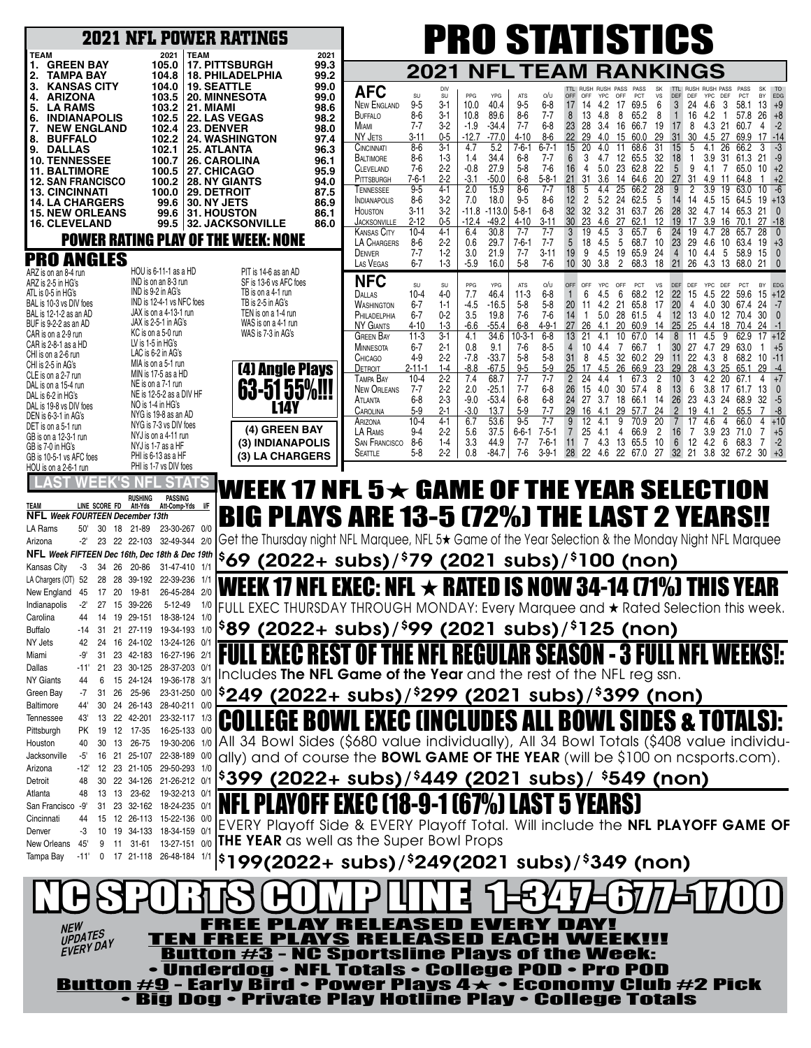# 2021 NFL POWER RATINGS

| TEAM | 2021 | TEAM | 2021 |
|---|---|---|---|
| 1. GREEN BAY | 105.0 | 17. PITTSBURGH | 99.3 |
| 2. TAMPA BAY | 104.8 | 18. PHILADELPHIA | 99.2 |
| 3. KANSAS CITY | 104.0 | 19. SEATTLE | 99.0 |
| 4. ARIZONA | 103.5 | 20. MINNESOTA | 99.0 |
| 5. LA RAMS | 103.2 | 21. MIAMI | 98.6 |
| 6. INDIANAPOLIS | 102.5 | 22. LAS VEGAS | 98.2 |
| 7. NEW ENGLAND | 102.4 | 23. DENVER | 98.0 |
| 8. BUFFALO | 102.2 | 24. WASHINGTON | 97.4 |
| 9. DALLAS | 102.1 | 25. ATLANTA | 96.3 |
| 10. TENNESSEE | 100.7 | 26. CAROLINA | 96.1 |
| 11. BALTIMORE | 100.5 | 27. CHICAGO | 95.9 |
| 12. SAN FRANCISCO | 100.2 | 28. NY GIANTS | 94.0 |
| 13. CINCINNATI | 100.0 | 29. DETROIT | 87.5 |
| 14. LA CHARGERS | 99.6 | 30. NY JETS | 86.9 |
| 15. NEW ORLEANS | 99.6 | 31. HOUSTON | 86.1 |
| 16. CLEVELAND | 99.5 | 32. JACKSONVILLE | 86.0 |

**POWER RATING PLAY OF THE WEEK: NONE**

## PRO ANGLES

ARZ is on an 8-4 run
ARZ is 2-5 in HG's
ATL is 0-5 in HG's
BAL is 10-3 vs DIV foes
BAL is 12-1-2 as an AD
BUF is 9-2-2 as an AD
CAR is on a 2-9 run
CAR is 2-8-1 as a HD
CHI is on a 2-6 run
CHI is 2-5 in AG's
CLE is on a 2-7 run
DAL is on a 15-4 run
DAL is 6-2 in HG's
DAL is 19-8 vs DIV foes
DEN is 6-3-1 in AG's
DET is on a 5-1 run
GB is on a 12-3-1 run
GB is 7-0 in HG's
GB is 10-5-1 vs AFC foes
HOU is on a 2-6-1 run
HOU is 6-11-1 as a HD
IND is on an 8-3 run
IND is 9-2 in AG's
IND is 12-4-1 vs NFC foes
JAX is on a 4-13-1 run
JAX is 2-5-1 in AG's
KC is on a 5-0 run
LV is 1-5 in HG's
LAC is 6-2 in HG's
MIA is on a 5-1 run
MIN is 17-5 as a HD
NE is on a 7-1 run
NE is 12-5-2 as a DIV HF
NO is 1-4 in HG's
NYG is 19-8 as an AD
NYG is 7-3 vs DIV foes
NYJ is on a 4-11 run
NYJ is 1-7 as a HF
PHI is 6-13 as a HF
PHI is 1-7 vs DIV foes
PIT is 14-6 as an AD
SF is 13-6 vs AFC foes
TB is on a 1-4 run
TB is 2-5 in AG's
TEN is on a 1-4 run
WAS is on a 4-1 run
WAS is 7-3 in AG's

**(4) Angle Plays**
**63-51 55%!!!**
**L14Y**

**(4) GREEN BAY**
**(3) INDIANAPOLIS**
**(3) LA CHARGERS**

# PRO STATISTICS

## 2021 NFL TEAM RANKINGS

| AFC | SU | DIV SU | PPG | YPG | ATS | O/U | TTL OFF | RUSH OFF | RUSH YPC | PASS OFF | PASS PCT | SK VS | TTL DEF | RUSH DEF | RUSH YPC | PASS DEF | PASS PCT | SK BY | TO EDG |
|---|---|---|---|---|---|---|---|---|---|---|---|---|---|---|---|---|---|---|---|
| New England | 9-5 | 3-1 | 10.0 | 40.4 | 9-5 | 6-8 | 17 | 14 | 4.2 | 17 | 69.5 | 6 | 3 | 24 | 4.6 | 3 | 58.1 | 13 | +9 |
| Buffalo | 8-6 | 3-1 | 10.8 | 89.6 | 8-6 | 7-7 | 8 | 13 | 4.8 | 8 | 65.2 | 8 | 1 | 16 | 4.2 | 1 | 57.8 | 26 | +8 |
| Miami | 7-7 | 3-2 | -1.9 | -34.4 | 7-7 | 6-8 | 23 | 28 | 3.4 | 16 | 66.7 | 19 | 17 | 8 | 4.3 | 21 | 60.7 | 4 | -2 |
| NY Jets | 3-11 | 0-5 | -12.7 | -77.0 | 4-10 | 8-6 | 22 | 29 | 4.0 | 15 | 60.0 | 29 | 31 | 30 | 4.5 | 27 | 69.9 | 17 | -14 |
| Cincinnati | 8-6 | 3-1 | 4.7 | 5.2 | 7-6-1 | 6-7-1 | 15 | 20 | 4.0 | 11 | 68.6 | 31 | 15 | 5 | 4.1 | 26 | 66.2 | 3 | -3 |
| Baltimore | 8-6 | 1-3 | 1.4 | 34.4 | 6-8 | 7-7 | 6 | 3 | 4.7 | 12 | 65.5 | 32 | 18 | 1 | 3.9 | 31 | 61.3 | 21 | -9 |
| Cleveland | 7-6 | 2-2 | -0.8 | 27.9 | 5-8 | 7-6 | 16 | 4 | 5.0 | 23 | 62.8 | 22 | 5 | 9 | 4.1 | 7 | 65.0 | 10 | +2 |
| Pittsburgh | 7-6-1 | 2-2 | -3.1 | -50.0 | 6-8 | 5-8-1 | 21 | 31 | 3.6 | 14 | 64.6 | 20 | 27 | 31 | 4.9 | 11 | 64.8 | 1 | +2 |
| Tennessee | 9-5 | 4-1 | 2.0 | 15.9 | 8-6 | 7-7 | 18 | 5 | 4.4 | 25 | 66.2 | 28 | 9 | 2 | 3.9 | 19 | 63.0 | 10 | -6 |
| Indianapolis | 8-6 | 3-2 | 7.0 | 18.0 | 9-5 | 8-6 | 12 | 2 | 5.2 | 24 | 62.5 | 5 | 14 | 14 | 4.5 | 15 | 64.5 | 19 | +13 |
| Houston | 3-11 | 3-2 | -11.8 | -113.0 | 5-8-1 | 6-8 | 32 | 32 | 3.2 | 31 | 63.7 | 26 | 28 | 32 | 4.7 | 14 | 65.3 | 21 | 0 |
| Jacksonville | 2-12 | 0-5 | -12.4 | -49.2 | 4-10 | 3-11 | 30 | 23 | 4.6 | 27 | 62.1 | 12 | 19 | 17 | 3.9 | 16 | 70.1 | 27 | -18 |
| Kansas City | 10-4 | 4-1 | 6.4 | 30.8 | 7-7 | 7-7 | 3 | 19 | 4.5 | 3 | 65.7 | 6 | 24 | 19 | 4.7 | 28 | 65.7 | 28 | 0 |
| LA Chargers | 8-6 | 2-2 | 0.6 | 29.7 | 7-6-1 | 7-7 | 5 | 18 | 4.5 | 5 | 68.7 | 10 | 23 | 29 | 4.6 | 10 | 63.4 | 19 | +3 |
| Denver | 7-7 | 1-2 | 3.0 | 21.9 | 7-7 | 3-11 | 19 | 9 | 4.5 | 19 | 65.9 | 24 | 4 | 10 | 4.4 | 5 | 58.9 | 15 | 0 |
| Las Vegas | 6-7 | 1-3 | -5.9 | 16.0 | 5-8 | 7-6 | 10 | 30 | 3.8 | 2 | 68.3 | 18 | 21 | 26 | 4.3 | 13 | 68.0 | 21 | 0 |

| NFC | SU | SU | PPG | YPG | ATS | O/U | OFF | OFF | YPC | OFF | PCT | VS | DEF | DEF | YPC | DEF | PCT | BY | EDG |
|---|---|---|---|---|---|---|---|---|---|---|---|---|---|---|---|---|---|---|---|
| Dallas | 10-4 | 4-0 | 7.7 | 46.4 | 11-3 | 6-8 | 1 | 6 | 4.5 | 6 | 68.2 | 12 | 22 | 15 | 4.5 | 22 | 59.6 | 15 | +12 |
| Washington | 6-7 | 1-1 | -4.5 | -16.5 | 5-8 | 5-8 | 20 | 11 | 4.2 | 21 | 65.8 | 17 | 20 | 4 | 4.0 | 30 | 67.4 | 24 | -7 |
| Philadelphia | 6-7 | 0-2 | 3.5 | 19.8 | 7-6 | 7-6 | 14 | 1 | 5.0 | 28 | 61.5 | 4 | 12 | 13 | 4.0 | 12 | 70.4 | 30 | 0 |
| NY Giants | 4-10 | 1-3 | -6.6 | -55.4 | 6-8 | 4-9-1 | 27 | 26 | 4.1 | 20 | 60.9 | 14 | 25 | 25 | 4.4 | 18 | 70.4 | 24 | -1 |
| Green Bay | 11-3 | 3-1 | 4.1 | 34.6 | 10-3-1 | 6-8 | 13 | 21 | 4.1 | 10 | 67.0 | 14 | 8 | 11 | 4.5 | 9 | 62.9 | 17 | +12 |
| Minnesota | 6-7 | 2-1 | 0.8 | 9.1 | 7-6 | 8-5 | 4 | 10 | 4.4 | 7 | 66.7 | 1 | 30 | 27 | 4.7 | 29 | 63.0 | 1 | +5 |
| Chicago | 4-9 | 2-2 | -7.8 | -33.7 | 5-8 | 5-8 | 31 | 8 | 4.5 | 32 | 60.2 | 29 | 11 | 22 | 4.3 | 8 | 68.2 | 10 | -11 |
| Detroit | 2-11-1 | 1-4 | -8.8 | -67.5 | 9-5 | 5-9 | 25 | 17 | 4.5 | 26 | 66.9 | 23 | 29 | 28 | 4.3 | 25 | 65.1 | 29 | -4 |
| Tampa Bay | 10-4 | 2-2 | 7.4 | 68.7 | 7-7 | 7-7 | 2 | 24 | 4.4 | 1 | 67.3 | 2 | 10 | 3 | 4.2 | 20 | 67.1 | 4 | +7 |
| New Orleans | 7-7 | 2-2 | 2.0 | -25.1 | 7-7 | 6-8 | 26 | 15 | 4.0 | 30 | 57.4 | 8 | 13 | 6 | 3.8 | 17 | 61.7 | 13 | 0 |
| Atlanta | 6-8 | 2-3 | -9.0 | -53.4 | 6-8 | 6-8 | 24 | 27 | 3.7 | 18 | 66.1 | 14 | 26 | 23 | 4.3 | 24 | 68.9 | 32 | -5 |
| Carolina | 5-9 | 2-1 | -3.0 | 13.7 | 5-9 | 7-7 | 29 | 16 | 4.1 | 29 | 57.7 | 24 | 2 | 19 | 4.1 | 2 | 65.5 | 7 | -8 |
| Arizona | 10-4 | 4-1 | 6.7 | 53.6 | 9-5 | 7-7 | 9 | 12 | 4.1 | 9 | 70.9 | 20 | 7 | 17 | 4.6 | 4 | 66.0 | 4 | +10 |
| LA Rams | 9-4 | 2-2 | 5.6 | 37.5 | 6-6-1 | 7-5-1 | 7 | 25 | 4.1 | 4 | 66.9 | 2 | 16 | 7 | 3.9 | 23 | 71.0 | 7 | +5 |
| San Francisco | 8-6 | 1-4 | 3.3 | 44.9 | 7-7 | 7-6-1 | 11 | 7 | 4.3 | 13 | 65.5 | 10 | 6 | 12 | 4.2 | 6 | 68.3 | 7 | -2 |
| Seattle | 5-8 | 2-2 | 0.8 | -84.7 | 7-6 | 3-9-1 | 28 | 22 | 4.6 | 22 | 67.0 | 27 | 32 | 21 | 3.8 | 32 | 67.2 | 30 | +3 |

## LAST WEEK'S NFL STATS

| TEAM | LINE | SCORE | FD | RUSHING Att-Yds | PASSING Att-Comp-Yds | I/F |
|---|---|---|---|---|---|---|
| **NFL** *Week FOURTEEN December 13th* | | | | | | |
| LA Rams | 50' | 30 | 18 | 21-89 | 23-30-267 | 0/0 |
| Arizona | -2' | 23 | 22 | 22-103 | 32-49-344 | 2/0 |
| **NFL** *Week FIFTEEN Dec 16th, Dec 18th & Dec 19th* | | | | | | |
| Kansas City | -3 | 34 | 26 | 20-86 | 31-47-410 | 1/1 |
| LA Chargers (OT) | 52 | 28 | 28 | 39-192 | 22-39-236 | 1/1 |
| New England | 45 | 17 | 20 | 19-81 | 26-45-284 | 2/0 |
| Indianapolis | -2' | 27 | 15 | 39-226 | 5-12-49 | 1/0 |
| Carolina | 44 | 14 | 19 | 29-151 | 18-38-124 | 1/0 |
| Buffalo | -14 | 31 | 21 | 27-119 | 19-34-193 | 1/0 |
| NY Jets | 42 | 24 | 16 | 24-102 | 13-24-126 | 0/1 |
| Miami | -9' | 31 | 23 | 42-183 | 16-27-196 | 2/1 |
| Dallas | -11' | 21 | 23 | 30-125 | 28-37-203 | 0/1 |
| NY Giants | 44 | 6 | 15 | 24-124 | 19-36-178 | 3/1 |
| Green Bay | -7 | 31 | 26 | 25-96 | 23-31-250 | 0/0 |
| Baltimore | 44' | 30 | 24 | 26-143 | 28-40-211 | 0/0 |
| Tennessee | 43' | 13 | 22 | 42-201 | 23-32-117 | 1/3 |
| Pittsburgh | PK | 19 | 12 | 17-35 | 16-25-133 | 0/0 |
| Houston | 40 | 30 | 13 | 26-75 | 19-30-206 | 1/0 |
| Jacksonville | -5' | 16 | 21 | 25-107 | 22-38-189 | 0/0 |
| Arizona | -12' | 12 | 23 | 21-105 | 29-50-293 | 1/0 |
| Detroit | 48 | 30 | 22 | 34-126 | 21-26-212 | 0/1 |
| Atlanta | 48 | 13 | 13 | 23-62 | 19-32-213 | 0/1 |
| San Francisco | -9' | 31 | 23 | 32-162 | 18-24-235 | 0/1 |
| Cincinnati | 44 | 15 | 12 | 26-113 | 15-22-136 | 0/0 |
| Denver | -3 | 10 | 19 | 34-133 | 18-34-159 | 0/1 |
| New Orleans | 45' | 9 | 11 | 31-61 | 13-27-151 | 0/0 |
| Tampa Bay | -11' | 0 | 17 | 21-118 | 26-48-184 | 1/1 |

# WEEK 17 NFL 5★ GAME OF THE YEAR SELECTION BIG PLAYS ARE 13-5 (72%) THE LAST 2 YEARS!!

Get the Thursday night NFL Marquee, NFL 5★ Game of the Year Selection & the Monday Night NFL Marquee

**$69 (2022+ subs)/$79 (2021 subs)/$100 (non)**

# WEEK 17 NFL EXEC: NFL ★ RATED IS NOW 34-14 (71%) THIS YEAR

FULL EXEC THURSDAY THROUGH MONDAY: Every Marquee and ★ Rated Selection this week.

**$89 (2022+ subs)/$99 (2021 subs)/$125 (non)**

# FULL EXEC REST OF THE NFL REGULAR SEASON - 3 FULL NFL WEEKS!:

Includes **The NFL Game of the Year** and the rest of the NFL reg ssn.

**$249 (2022+ subs)/$299 (2021 subs)/$399 (non)**

# COLLEGE BOWL EXEC (INCLUDES ALL BOWL SIDES & TOTALS):

All 34 Bowl Sides ($680 value individually), All 34 Bowl Totals ($408 value individually) and of course the **BOWL GAME OF THE YEAR** (will be $100 on ncsports.com).

**$399 (2022+ subs)/$449 (2021 subs)/ $549 (non)**

# NFL PLAYOFF EXEC (18-9-1 (67%) LAST 5 YEARS)

EVERY Playoff Side & EVERY Playoff Total. Will include the **NFL PLAYOFF GAME OF THE YEAR** as well as the Super Bowl Props

**$199(2022+ subs)/$249(2021 subs)/$349 (non)**

# NC SPORTS COMP LINE 1-347-677-1700

*NEW UPDATES EVERY DAY*

**FREE PLAY RELEASED EVERY DAY!**
**TEN FREE PLAYS RELEASED EACH WEEK!!!**
**Button #3 - NC Sportsline Plays of the Week:**
**• Underdog • NFL Totals • College POD • Pro POD**
**Button #9 - Early Bird • Power Plays 4★ • Economy Club #2 Pick**
**• Big Dog • Private Play Hotline Play • College Totals**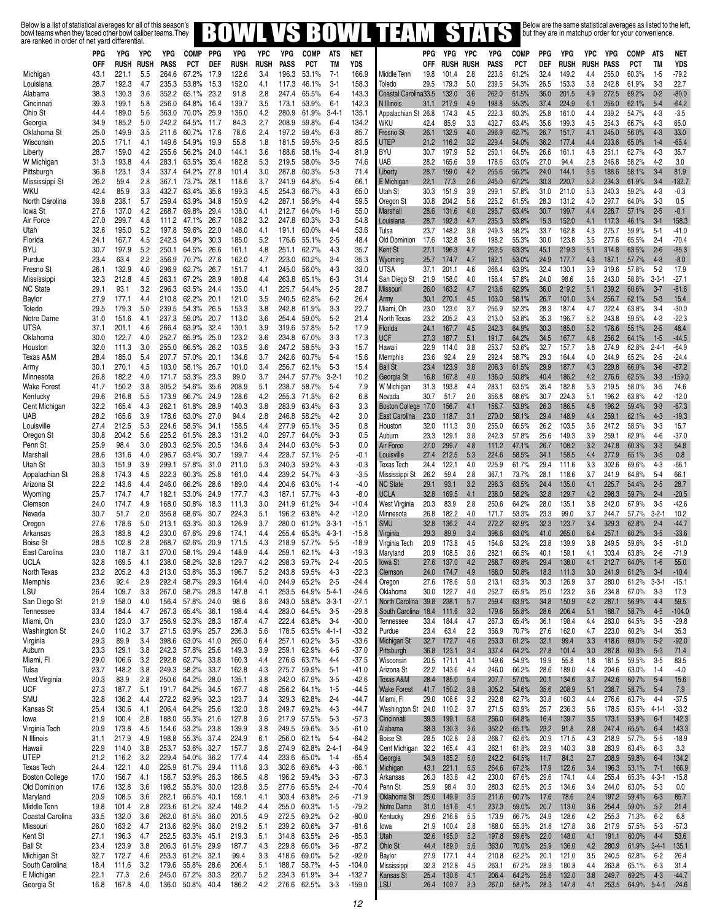# BOWL VS BOWL TEAM STATS

Below is a list of statistical averages for all of this season's bowl teams when they faced other bowl caliber teams. They are ranked in order of net yard differential.

| | PPG OFF | YPG RUSH | YPC RUSH | YPG PASS | COMP PCT | PPG DEF | YPG RUSH | YPC RUSH | YPG PASS | COMP PCT | ATS TM | NET YDS |
|---|---|---|---|---|---|---|---|---|---|---|---|---|
| Michigan | 43.1 | 221.1 | 5.5 | 264.6 | 67.2% | 17.9 | 122.6 | 3.4 | 196.3 | 53.1% | 7-1 | 166.9 |
| Louisiana | 28.7 | 192.3 | 4.7 | 235.3 | 53.8% | 15.3 | 152.0 | 4.1 | 117.3 | 46.1% | 3-1 | 158.3 |
| Alabama | 38.3 | 130.3 | 3.6 | 352.2 | 65.1% | 23.2 | 91.8 | 2.8 | 247.4 | 65.5% | 6-4 | 143.3 |
| Cincinnati | 39.3 | 199.1 | 5.8 | 256.0 | 64.8% | 16.4 | 139.7 | 3.5 | 173.1 | 53.9% | 6-1 | 142.3 |
| Ohio St | 44.4 | 189.0 | 5.6 | 363.0 | 70.0% | 25.9 | 136.0 | 4.2 | 280.9 | 61.9% | 3-4-1 | 135.1 |
| Georgia | 34.9 | 185.2 | 5.0 | 242.2 | 64.5% | 11.7 | 84.3 | 2.7 | 208.9 | 59.8% | 6-4 | 134.2 |
| Oklahoma St | 25.0 | 149.9 | 3.5 | 211.6 | 60.7% | 17.6 | 78.6 | 2.4 | 197.2 | 59.4% | 6-3 | 85.7 |
| Wisconsin | 20.5 | 171.1 | 4.1 | 149.6 | 54.9% | 19.9 | 55.8 | 1.8 | 181.5 | 59.5% | 3-5 | 83.5 |
| Liberty | 28.7 | 159.0 | 4.2 | 255.6 | 56.2% | 24.0 | 144.1 | 3.6 | 188.6 | 58.1% | 3-4 | 81.9 |
| W Michigan | 31.3 | 193.8 | 4.4 | 283.1 | 63.5% | 35.4 | 182.8 | 5.3 | 219.5 | 58.0% | 3-5 | 74.6 |
| Pittsburgh | 36.8 | 123.1 | 3.4 | 337.4 | 64.2% | 27.8 | 101.4 | 3.0 | 287.8 | 60.3% | 5-3 | 71.4 |
| Mississippi St | 26.2 | 59.4 | 2.8 | 367.1 | 73.7% | 28.1 | 118.6 | 3.7 | 241.9 | 64.8% | 5-4 | 66.1 |
| WKU | 42.4 | 85.9 | 3.3 | 432.7 | 63.4% | 35.6 | 199.3 | 4.5 | 254.3 | 66.7% | 4-3 | 65.0 |
| North Carolina | 39.8 | 238.1 | 5.7 | 259.4 | 63.9% | 34.8 | 150.9 | 4.2 | 287.1 | 56.9% | 4-4 | 59.5 |
| Iowa St | 27.6 | 137.0 | 4.2 | 268.7 | 69.8% | 29.4 | 138.0 | 4.1 | 212.7 | 64.0% | 1-6 | 55.0 |
| Air Force | 27.0 | 299.7 | 4.8 | 111.2 | 47.1% | 26.7 | 108.2 | 3.2 | 247.8 | 60.3% | 3-3 | 54.8 |
| Utah | 32.6 | 195.0 | 5.2 | 197.8 | 59.6% | 22.0 | 148.0 | 4.1 | 191.1 | 60.0% | 4-4 | 53.6 |
| Florida | 24.1 | 167.7 | 4.5 | 242.3 | 64.9% | 30.3 | 185.0 | 5.2 | 176.6 | 55.1% | 2-5 | 48.4 |
| BYU | 30.7 | 197.9 | 5.2 | 250.1 | 64.5% | 26.6 | 161.1 | 4.8 | 251.1 | 62.7% | 4-3 | 35.7 |
| Purdue | 23.4 | 63.4 | 2.2 | 356.9 | 70.7% | 27.6 | 162.0 | 4.7 | 223.0 | 60.2% | 3-4 | 35.3 |
| Fresno St | 26.1 | 132.9 | 4.0 | 296.9 | 62.7% | 26.7 | 151.7 | 4.1 | 245.0 | 56.0% | 4-3 | 33.0 |
| Mississippi | 32.3 | 212.8 | 4.5 | 263.1 | 67.2% | 28.9 | 180.8 | 4.4 | 263.8 | 65.1% | 6-3 | 31.4 |
| NC State | 29.1 | 93.1 | 3.2 | 296.3 | 63.5% | 24.4 | 135.0 | 4.1 | 225.7 | 54.4% | 2-5 | 28.7 |
| Baylor | 27.9 | 177.1 | 4.4 | 210.8 | 62.2% | 20.1 | 121.0 | 3.5 | 240.5 | 62.8% | 6-2 | 26.4 |
| Toledo | 29.5 | 179.3 | 5.0 | 239.5 | 54.3% | 26.5 | 153.3 | 3.8 | 242.8 | 61.9% | 3-3 | 22.7 |
| Notre Dame | 31.0 | 151.6 | 4.1 | 237.3 | 59.0% | 20.7 | 113.0 | 3.6 | 254.4 | 59.0% | 5-2 | 21.4 |
| UTSA | 37.1 | 201.1 | 4.6 | 266.4 | 63.9% | 32.4 | 130.1 | 3.9 | 319.6 | 57.8% | 5-2 | 17.9 |
| Oklahoma | 30.0 | 122.7 | 4.0 | 252.7 | 65.9% | 25.0 | 123.2 | 3.6 | 234.8 | 67.0% | 3-3 | 17.3 |
| Houston | 32.0 | 111.3 | 3.0 | 255.0 | 66.5% | 26.2 | 103.5 | 3.6 | 247.2 | 58.5% | 3-3 | 15.7 |
| Texas A&M | 28.4 | 185.0 | 5.4 | 207.7 | 57.0% | 20.1 | 134.6 | 3.7 | 242.6 | 60.7% | 5-4 | 15.6 |
| Army | 30.1 | 270.1 | 4.5 | 103.0 | 58.1% | 26.7 | 101.0 | 3.4 | 256.7 | 62.1% | 5-3 | 15.4 |
| Minnesota | 26.8 | 182.2 | 4.0 | 171.7 | 53.3% | 23.3 | 99.0 | 3.7 | 244.7 | 57.7% | 3-2-1 | 10.2 |
| Wake Forest | 41.7 | 150.2 | 3.8 | 305.2 | 54.6% | 35.6 | 208.9 | 5.1 | 238.7 | 58.7% | 5-4 | 7.9 |
| Kentucky | 29.6 | 216.8 | 5.5 | 173.9 | 66.7% | 24.9 | 128.6 | 4.2 | 255.3 | 71.3% | 6-2 | 6.8 |
| Cent Michigan | 32.2 | 165.4 | 4.3 | 262.1 | 61.8% | 28.9 | 140.3 | 3.8 | 283.9 | 63.4% | 6-3 | 3.3 |
| UAB | 28.2 | 165.6 | 3.9 | 178.6 | 63.0% | 27.0 | 94.4 | 2.8 | 246.8 | 58.2% | 4-2 | 3.0 |
| Louisville | 27.4 | 212.5 | 5.3 | 224.6 | 58.5% | 34.1 | 158.5 | 4.4 | 277.9 | 65.1% | 3-5 | 0.8 |
| Oregon St | 30.8 | 204.2 | 5.6 | 225.2 | 61.5% | 28.3 | 131.2 | 4.0 | 297.7 | 64.0% | 3-3 | 0.5 |
| Penn St | 25.9 | 98.4 | 3.0 | 280.3 | 62.5% | 20.5 | 134.6 | 3.4 | 244.0 | 63.0% | 5-3 | 0.0 |
| Marshall | 28.6 | 131.6 | 4.0 | 296.7 | 63.4% | 30.7 | 199.7 | 4.4 | 228.7 | 57.1% | 2-5 | -0.1 |
| Utah St | 30.3 | 151.9 | 3.9 | 299.1 | 57.8% | 31.0 | 211.0 | 5.3 | 240.3 | 59.2% | 4-3 | -0.3 |
| Appalachian St | 26.8 | 174.3 | 4.5 | 222.3 | 60.3% | 25.8 | 161.0 | 4.4 | 239.2 | 54.7% | 4-3 | -3.5 |
| Arizona St | 22.2 | 143.6 | 4.4 | 246.0 | 66.2% | 28.6 | 189.0 | 4.4 | 204.6 | 63.0% | 1-4 | -4.0 |
| Wyoming | 25.7 | 174.7 | 4.7 | 182.1 | 53.0% | 24.9 | 177.7 | 4.3 | 187.1 | 57.7% | 4-3 | -8.0 |
| Clemson | 24.0 | 174.7 | 4.9 | 168.0 | 50.8% | 18.3 | 111.3 | 3.0 | 241.9 | 61.2% | 3-4 | -10.4 |
| Nevada | 30.7 | 51.7 | 2.0 | 356.8 | 68.6% | 30.7 | 224.3 | 5.1 | 196.2 | 63.8% | 4-2 | -12.0 |
| Oregon | 27.6 | 178.6 | 5.0 | 213.1 | 63.3% | 30.3 | 126.9 | 3.7 | 280.0 | 61.2% | 3-3-1 | -15.1 |
| Arkansas | 26.3 | 183.8 | 4.2 | 230.0 | 67.6% | 29.6 | 174.1 | 4.4 | 255.4 | 65.3% | 4-3-1 | -15.8 |
| Boise St | 28.5 | 102.8 | 2.8 | 268.7 | 62.6% | 20.9 | 171.5 | 4.3 | 218.9 | 57.7% | 5-5 | -18.9 |
| East Carolina | 23.0 | 118.7 | 3.1 | 270.0 | 58.1% | 29.4 | 148.9 | 4.4 | 259.1 | 62.1% | 4-3 | -19.3 |
| UCLA | 32.8 | 169.5 | 4.1 | 238.0 | 58.2% | 32.8 | 129.7 | 4.2 | 298.3 | 59.7% | 2-4 | -20.5 |
| North Texas | 23.2 | 205.2 | 4.3 | 213.0 | 53.8% | 35.3 | 196.7 | 5.2 | 243.8 | 59.5% | 4-3 | -22.3 |
| Memphis | 23.6 | 92.4 | 2.9 | 292.4 | 58.7% | 29.3 | 164.4 | 4.0 | 244.9 | 65.2% | 2-5 | -24.4 |
| LSU | 26.4 | 109.7 | 3.3 | 267.0 | 58.7% | 28.3 | 147.8 | 4.1 | 253.5 | 64.9% | 5-4-1 | -24.6 |
| San Diego St | 21.9 | 158.0 | 4.0 | 156.4 | 57.8% | 24.0 | 98.6 | 3.6 | 243.0 | 58.8% | 3-3-1 | -27.1 |
| Tennessee | 33.4 | 184.4 | 4.7 | 267.3 | 65.4% | 36.1 | 198.4 | 4.4 | 283.0 | 64.5% | 3-5 | -29.8 |
| Miami, Oh | 23.0 | 123.0 | 3.7 | 256.9 | 52.3% | 28.3 | 187.4 | 4.7 | 222.4 | 63.8% | 3-4 | -30.0 |
| Washington St | 24.0 | 110.2 | 3.7 | 271.5 | 63.9% | 25.7 | 236.3 | 5.6 | 178.5 | 63.5% | 4-1-1 | -33.2 |
| Virginia | 29.3 | 89.9 | 3.4 | 398.6 | 63.0% | 41.0 | 265.0 | 6.4 | 257.1 | 60.2% | 3-5 | -33.6 |
| Auburn | 23.3 | 129.1 | 3.8 | 242.3 | 57.8% | 25.6 | 149.3 | 3.9 | 259.1 | 62.9% | 4-6 | -37.0 |
| Miami, Fl | 29.0 | 106.6 | 3.2 | 292.8 | 62.7% | 33.8 | 160.3 | 4.4 | 276.6 | 63.7% | 4-4 | -37.5 |
| Tulsa | 23.7 | 148.2 | 3.8 | 249.3 | 58.2% | 33.7 | 162.8 | 4.3 | 275.7 | 59.9% | 5-1 | -41.0 |
| West Virginia | 20.3 | 83.9 | 2.8 | 250.6 | 64.2% | 28.0 | 135.1 | 3.8 | 242.0 | 67.9% | 3-5 | -42.6 |
| UCF | 27.3 | 187.7 | 5.1 | 191.7 | 64.2% | 34.5 | 167.7 | 4.8 | 256.2 | 64.1% | 1-5 | -44.5 |
| SMU | 32.8 | 136.2 | 4.4 | 272.2 | 62.9% | 32.3 | 123.7 | 3.4 | 329.3 | 62.8% | 2-4 | -44.7 |
| Kansas St | 25.4 | 130.6 | 4.1 | 206.4 | 64.2% | 25.6 | 132.0 | 3.8 | 249.7 | 69.2% | 4-3 | -44.7 |
| Iowa | 21.9 | 100.4 | 2.8 | 188.0 | 55.3% | 21.6 | 127.8 | 3.6 | 217.9 | 57.5% | 5-3 | -57.3 |
| Virginia Tech | 20.9 | 173.8 | 4.5 | 154.6 | 53.2% | 23.8 | 139.9 | 3.8 | 249.5 | 59.6% | 3-5 | -61.0 |
| N Illinois | 31.1 | 217.9 | 4.9 | 198.8 | 55.3% | 37.4 | 224.9 | 6.1 | 256.0 | 62.1% | 5-4 | -64.2 |
| Hawaii | 22.9 | 114.0 | 3.8 | 253.7 | 53.6% | 32.7 | 157.7 | 3.8 | 274.9 | 62.8% | 2-4-1 | -64.9 |
| UTEP | 21.2 | 116.2 | 3.2 | 229.4 | 54.0% | 36.2 | 177.4 | 4.4 | 233.6 | 65.0% | 1-4 | -65.4 |
| Texas Tech | 24.4 | 122.1 | 4.0 | 225.9 | 61.7% | 29.4 | 111.6 | 3.3 | 302.6 | 69.6% | 4-3 | -66.1 |
| Boston College | 17.0 | 156.7 | 4.1 | 158.7 | 53.9% | 26.3 | 186.5 | 4.8 | 196.2 | 59.4% | 3-3 | -67.3 |
| Old Dominion | 17.6 | 132.8 | 3.6 | 198.2 | 55.3% | 30.0 | 123.8 | 3.5 | 277.6 | 65.5% | 2-4 | -70.4 |
| Maryland | 20.9 | 108.5 | 3.6 | 282.1 | 66.5% | 40.1 | 159.1 | 4.1 | 303.4 | 63.8% | 2-6 | -71.9 |
| Middle Tenn | 19.8 | 101.4 | 2.8 | 223.6 | 61.2% | 32.4 | 149.2 | 4.4 | 255.0 | 60.3% | 1-5 | -79.2 |
| Coastal Carolina | 33.5 | 132.0 | 3.6 | 262.0 | 61.5% | 36.0 | 201.5 | 4.9 | 272.5 | 69.2% | 0-2 | -80.0 |
| Missouri | 26.0 | 163.2 | 4.7 | 213.6 | 62.9% | 36.0 | 219.2 | 5.1 | 239.2 | 60.6% | 3-7 | -81.6 |
| Kent St | 27.1 | 196.3 | 4.7 | 252.5 | 63.3% | 45.1 | 219.3 | 5.1 | 314.8 | 63.5% | 2-6 | -85.3 |
| Ball St | 23.4 | 123.9 | 3.8 | 206.3 | 61.5% | 29.9 | 187.7 | 4.3 | 229.8 | 66.0% | 3-6 | -87.2 |
| Michigan St | 32.7 | 172.7 | 4.6 | 253.3 | 61.2% | 32.1 | 99.4 | 3.3 | 418.6 | 69.0% | 5-2 | -92.0 |
| South Carolina | 18.4 | 111.6 | 3.2 | 179.6 | 55.8% | 28.6 | 206.4 | 5.1 | 188.7 | 58.7% | 4-5 | -104.0 |
| E Michigan | 22.1 | 77.3 | 2.6 | 245.0 | 67.2% | 30.3 | 220.7 | 5.2 | 234.3 | 61.9% | 3-4 | -132.7 |
| Georgia St | 16.8 | 167.8 | 4.0 | 136.0 | 50.8% | 40.4 | 186.2 | 4.2 | 276.6 | 62.5% | 3-3 | -159.0 |

Below are the same statistical averages as listed to the left, but they are in matchup order for your convenience.

| | PPG OFF | YPG RUSH | YPC RUSH | YPG PASS | COMP PCT | PPG DEF | YPG RUSH | YPC RUSH | YPG PASS | COMP PCT | ATS TM | NET YDS |
|---|---|---|---|---|---|---|---|---|---|---|---|---|
| Middle Tenn | 19.8 | 101.4 | 2.8 | 223.6 | 61.2% | 32.4 | 149.2 | 4.4 | 255.0 | 60.3% | 1-5 | -79.2 |
| Toledo | 29.5 | 179.3 | 5.0 | 239.5 | 54.3% | 26.5 | 153.3 | 3.8 | 242.8 | 61.9% | 3-3 | 22.7 |
| Coastal Carolina | 33.5 | 132.0 | 3.6 | 262.0 | 61.5% | 36.0 | 201.5 | 4.9 | 272.5 | 69.2% | 0-2 | -80.0 |
| N Illinois | 31.1 | 217.9 | 4.9 | 198.8 | 55.3% | 37.4 | 224.9 | 6.1 | 256.0 | 62.1% | 5-4 | -64.2 |
| Appalachian St | 26.8 | 174.3 | 4.5 | 222.3 | 60.3% | 25.8 | 161.0 | 4.4 | 239.2 | 54.7% | 4-3 | -3.5 |
| WKU | 42.4 | 85.9 | 3.3 | 432.7 | 63.4% | 35.6 | 199.3 | 4.5 | 254.3 | 66.7% | 4-3 | 65.0 |
| Fresno St | 26.1 | 132.9 | 4.0 | 296.9 | 62.7% | 26.7 | 151.7 | 4.1 | 245.0 | 56.0% | 4-3 | 33.0 |
| UTEP | 21.2 | 116.2 | 3.2 | 229.4 | 54.0% | 36.2 | 177.4 | 4.4 | 233.6 | 65.0% | 1-4 | -65.4 |
| BYU | 30.7 | 197.9 | 5.2 | 250.1 | 64.5% | 26.6 | 161.1 | 4.8 | 251.1 | 62.7% | 4-3 | 35.7 |
| UAB | 28.2 | 165.6 | 3.9 | 178.6 | 63.0% | 27.0 | 94.4 | 2.8 | 246.8 | 58.2% | 4-2 | 3.0 |
| Liberty | 28.7 | 159.0 | 4.2 | 255.6 | 56.2% | 24.0 | 144.1 | 3.6 | 188.6 | 58.1% | 3-4 | 81.9 |
| E Michigan | 22.1 | 77.3 | 2.6 | 245.0 | 67.2% | 30.3 | 220.7 | 5.2 | 234.3 | 61.9% | 3-4 | -132.7 |
| Utah St | 30.3 | 151.9 | 3.9 | 299.1 | 57.8% | 31.0 | 211.0 | 5.3 | 240.3 | 59.2% | 4-3 | -0.3 |
| Oregon St | 30.8 | 204.2 | 5.6 | 225.2 | 61.5% | 28.3 | 131.2 | 4.0 | 297.7 | 64.0% | 3-3 | 0.5 |
| Marshall | 28.6 | 131.6 | 4.0 | 296.7 | 63.4% | 30.7 | 199.7 | 4.4 | 228.7 | 57.1% | 2-5 | -0.1 |
| Louisiana | 28.7 | 192.3 | 4.7 | 235.3 | 53.8% | 15.3 | 152.0 | 4.1 | 117.3 | 46.1% | 3-1 | 158.3 |
| Tulsa | 23.7 | 148.2 | 3.8 | 249.3 | 58.2% | 33.7 | 162.8 | 4.3 | 275.7 | 59.9% | 5-1 | -41.0 |
| Old Dominion | 17.6 | 132.8 | 3.6 | 198.2 | 55.3% | 30.0 | 123.8 | 3.5 | 277.6 | 65.5% | 2-4 | -70.4 |
| Kent St | 27.1 | 196.3 | 4.7 | 252.5 | 63.3% | 45.1 | 219.3 | 5.1 | 314.8 | 63.5% | 2-6 | -85.3 |
| Wyoming | 25.7 | 174.7 | 4.7 | 182.1 | 53.0% | 24.9 | 177.7 | 4.3 | 187.1 | 57.7% | 4-3 | -8.0 |
| UTSA | 37.1 | 201.1 | 4.6 | 266.4 | 63.9% | 32.4 | 130.1 | 3.9 | 319.6 | 57.8% | 5-2 | 17.9 |
| San Diego St | 21.9 | 158.0 | 4.0 | 156.4 | 57.8% | 24.0 | 98.6 | 3.6 | 243.0 | 58.8% | 3-3-1 | -27.1 |
| Missouri | 26.0 | 163.2 | 4.7 | 213.6 | 62.9% | 36.0 | 219.2 | 5.1 | 239.2 | 60.6% | 3-7 | -81.6 |
| Army | 30.1 | 270.1 | 4.5 | 103.0 | 58.1% | 26.7 | 101.0 | 3.4 | 256.7 | 62.1% | 5-3 | 15.4 |
| Miami, Oh | 23.0 | 123.0 | 3.7 | 256.9 | 52.3% | 28.3 | 187.4 | 4.7 | 222.4 | 63.8% | 3-4 | -30.0 |
| North Texas | 23.2 | 205.2 | 4.3 | 213.0 | 53.8% | 35.3 | 196.7 | 5.2 | 243.8 | 59.5% | 4-3 | -22.3 |
| Florida | 24.1 | 167.7 | 4.5 | 242.3 | 64.9% | 30.3 | 185.0 | 5.2 | 176.6 | 55.1% | 2-5 | 48.4 |
| UCF | 27.3 | 187.7 | 5.1 | 191.7 | 64.2% | 34.5 | 167.7 | 4.8 | 256.2 | 64.1% | 1-5 | -44.5 |
| Hawaii | 22.9 | 114.0 | 3.8 | 253.7 | 53.6% | 32.7 | 157.7 | 3.8 | 274.9 | 62.8% | 2-4-1 | -64.9 |
| Memphis | 23.6 | 92.4 | 2.9 | 292.4 | 58.7% | 29.3 | 164.4 | 4.0 | 244.9 | 65.2% | 2-5 | -24.4 |
| Ball St | 23.4 | 123.9 | 3.8 | 206.3 | 61.5% | 29.9 | 187.7 | 4.3 | 229.8 | 66.0% | 3-6 | -87.2 |
| Georgia St | 16.8 | 167.8 | 4.0 | 136.0 | 50.8% | 40.4 | 186.2 | 4.2 | 276.6 | 62.5% | 3-3 | -159.0 |
| W Michigan | 31.3 | 193.8 | 4.4 | 283.1 | 63.5% | 35.4 | 182.8 | 5.3 | 219.5 | 58.0% | 3-5 | 74.6 |
| Nevada | 30.7 | 51.7 | 2.0 | 356.8 | 68.6% | 30.7 | 224.3 | 5.1 | 196.2 | 63.8% | 4-2 | -12.0 |
| Boston College | 17.0 | 156.7 | 4.1 | 158.7 | 53.9% | 26.3 | 186.5 | 4.8 | 196.2 | 59.4% | 3-3 | -67.3 |
| East Carolina | 23.0 | 118.7 | 3.1 | 270.0 | 58.1% | 29.4 | 148.9 | 4.4 | 259.1 | 62.1% | 4-3 | -19.3 |
| Houston | 32.0 | 111.3 | 3.0 | 255.0 | 66.5% | 26.2 | 103.5 | 3.6 | 247.2 | 58.5% | 3-3 | 15.7 |
| Auburn | 23.3 | 129.1 | 3.8 | 242.3 | 57.8% | 25.6 | 149.3 | 3.9 | 259.1 | 62.9% | 4-6 | -37.0 |
| Air Force | 27.0 | 299.7 | 4.8 | 111.2 | 47.1% | 26.7 | 108.2 | 3.2 | 247.8 | 60.3% | 3-3 | 54.8 |
| Louisville | 27.4 | 212.5 | 5.3 | 224.6 | 58.5% | 34.1 | 158.5 | 4.4 | 277.9 | 65.1% | 3-5 | 0.8 |
| Texas Tech | 24.4 | 122.1 | 4.0 | 225.9 | 61.7% | 29.4 | 111.6 | 3.3 | 302.6 | 69.6% | 4-3 | -66.1 |
| Mississippi St | 26.2 | 59.4 | 2.8 | 367.1 | 73.7% | 28.1 | 118.6 | 3.7 | 241.9 | 64.8% | 5-4 | 66.1 |
| NC State | 29.1 | 93.1 | 3.2 | 296.3 | 63.5% | 24.4 | 135.0 | 4.1 | 225.7 | 54.4% | 2-5 | 28.7 |
| UCLA | 32.8 | 169.5 | 4.1 | 238.0 | 58.2% | 32.8 | 129.7 | 4.2 | 298.3 | 59.7% | 2-4 | -20.5 |
| West Virginia | 20.3 | 83.9 | 2.8 | 250.6 | 64.2% | 28.0 | 135.1 | 3.8 | 242.0 | 67.9% | 3-5 | -42.6 |
| Minnesota | 26.8 | 182.2 | 4.0 | 171.7 | 53.3% | 23.3 | 99.0 | 3.7 | 244.7 | 57.7% | 3-2-1 | 10.2 |
| SMU | 32.8 | 136.2 | 4.4 | 272.2 | 62.9% | 32.3 | 123.7 | 3.4 | 329.3 | 62.8% | 2-4 | -44.7 |
| Virginia | 29.3 | 89.9 | 3.4 | 398.6 | 63.0% | 41.0 | 265.0 | 6.4 | 257.1 | 60.2% | 3-5 | -33.6 |
| Virginia Tech | 20.9 | 173.8 | 4.5 | 154.6 | 53.2% | 23.8 | 139.9 | 3.8 | 249.5 | 59.6% | 3-5 | -61.0 |
| Maryland | 20.9 | 108.5 | 3.6 | 282.1 | 66.5% | 40.1 | 159.1 | 4.1 | 303.4 | 63.8% | 2-6 | -71.9 |
| Iowa St | 27.6 | 137.0 | 4.2 | 268.7 | 69.8% | 29.4 | 138.0 | 4.1 | 212.7 | 64.0% | 1-6 | 55.0 |
| Clemson | 24.0 | 174.7 | 4.9 | 168.0 | 50.8% | 18.3 | 111.3 | 3.0 | 241.9 | 61.2% | 3-4 | -10.4 |
| Oregon | 27.6 | 178.6 | 5.0 | 213.1 | 63.3% | 30.3 | 126.9 | 3.7 | 280.0 | 61.2% | 3-3-1 | -15.1 |
| Oklahoma | 30.0 | 122.7 | 4.0 | 252.7 | 65.9% | 25.0 | 123.2 | 3.6 | 234.8 | 67.0% | 3-3 | 17.3 |
| North Carolina | 39.8 | 238.1 | 5.7 | 259.4 | 63.9% | 34.8 | 150.9 | 4.2 | 287.1 | 56.9% | 4-4 | 59.5 |
| South Carolina | 18.4 | 111.6 | 3.2 | 179.6 | 55.8% | 28.6 | 206.4 | 5.1 | 188.7 | 58.7% | 4-5 | -104.0 |
| Tennessee | 33.4 | 184.4 | 4.7 | 267.3 | 65.4% | 36.1 | 198.4 | 4.4 | 283.0 | 64.5% | 3-5 | -29.8 |
| Purdue | 23.4 | 63.4 | 2.2 | 356.9 | 70.7% | 27.6 | 162.0 | 4.7 | 223.0 | 60.2% | 3-4 | 35.3 |
| Michigan St | 32.7 | 172.7 | 4.6 | 253.3 | 61.2% | 32.1 | 99.4 | 3.3 | 418.6 | 69.0% | 5-2 | -92.0 |
| Pittsburgh | 36.8 | 123.1 | 3.4 | 337.4 | 64.2% | 27.8 | 101.4 | 3.0 | 287.8 | 60.3% | 5-3 | 71.4 |
| Wisconsin | 20.5 | 171.1 | 4.1 | 149.6 | 54.9% | 19.9 | 55.8 | 1.8 | 181.5 | 59.5% | 3-5 | 83.5 |
| Arizona St | 22.2 | 143.6 | 4.4 | 246.0 | 66.2% | 28.6 | 189.0 | 4.4 | 204.6 | 63.0% | 1-4 | -4.0 |
| Texas A&M | 28.4 | 185.0 | 5.4 | 207.7 | 57.0% | 20.1 | 134.6 | 3.7 | 242.6 | 60.7% | 5-4 | 15.6 |
| Wake Forest | 41.7 | 150.2 | 3.8 | 305.2 | 54.6% | 35.6 | 208.9 | 5.1 | 238.7 | 58.7% | 5-4 | 7.9 |
| Miami, Fl | 29.0 | 106.6 | 3.2 | 292.8 | 62.7% | 33.8 | 160.3 | 4.4 | 276.6 | 63.7% | 4-4 | -37.5 |
| Washington St | 24.0 | 110.2 | 3.7 | 271.5 | 63.9% | 25.7 | 236.3 | 5.6 | 178.5 | 63.5% | 4-1-1 | -33.2 |
| Cincinnati | 39.3 | 199.1 | 5.8 | 256.0 | 64.8% | 16.4 | 139.7 | 3.5 | 173.1 | 53.9% | 6-1 | 142.3 |
| Alabama | 38.3 | 130.3 | 3.6 | 352.2 | 65.1% | 23.2 | 91.8 | 2.8 | 247.4 | 65.5% | 6-4 | 143.3 |
| Boise St | 28.5 | 102.8 | 2.8 | 268.7 | 62.6% | 20.9 | 171.5 | 4.3 | 218.9 | 57.7% | 5-5 | -18.9 |
| Cent Michigan | 32.2 | 165.4 | 4.3 | 262.1 | 61.8% | 28.9 | 140.3 | 3.8 | 283.9 | 63.4% | 6-3 | 3.3 |
| Georgia | 34.9 | 185.2 | 5.0 | 242.2 | 64.5% | 11.7 | 84.3 | 2.7 | 208.9 | 59.8% | 6-4 | 134.2 |
| Michigan | 43.1 | 221.1 | 5.5 | 264.6 | 67.2% | 17.9 | 122.6 | 3.4 | 196.3 | 53.1% | 7-1 | 166.9 |
| Arkansas | 26.3 | 183.8 | 4.2 | 230.0 | 67.6% | 29.6 | 174.1 | 4.4 | 255.4 | 65.3% | 4-3-1 | -15.8 |
| Penn St | 25.9 | 98.4 | 3.0 | 280.3 | 62.5% | 20.5 | 134.6 | 3.4 | 244.0 | 63.0% | 5-3 | 0.0 |
| Oklahoma St | 25.0 | 149.9 | 3.5 | 211.6 | 60.7% | 17.6 | 78.6 | 2.4 | 197.2 | 59.4% | 6-3 | 85.7 |
| Notre Dame | 31.0 | 151.6 | 4.1 | 237.3 | 59.0% | 20.7 | 113.0 | 3.6 | 254.4 | 59.0% | 5-2 | 21.4 |
| Kentucky | 29.6 | 216.8 | 5.5 | 173.9 | 66.7% | 24.9 | 128.6 | 4.2 | 255.3 | 71.3% | 6-2 | 6.8 |
| Iowa | 21.9 | 100.4 | 2.8 | 188.0 | 55.3% | 21.6 | 127.8 | 3.6 | 217.9 | 57.5% | 5-3 | -57.3 |
| Utah | 32.6 | 195.0 | 5.2 | 197.8 | 59.6% | 22.0 | 148.0 | 4.1 | 191.1 | 60.0% | 4-4 | 53.6 |
| Ohio St | 44.4 | 189.0 | 5.6 | 363.0 | 70.0% | 25.9 | 136.0 | 4.2 | 280.9 | 61.9% | 3-4-1 | 135.1 |
| Baylor | 27.9 | 177.1 | 4.4 | 210.8 | 62.2% | 20.1 | 121.0 | 3.5 | 240.5 | 62.8% | 6-2 | 26.4 |
| Mississippi | 32.3 | 212.8 | 4.5 | 263.1 | 67.2% | 28.9 | 180.8 | 4.4 | 263.8 | 65.1% | 6-3 | 31.4 |
| Kansas St | 25.4 | 130.6 | 4.1 | 206.4 | 64.2% | 25.6 | 132.0 | 3.8 | 249.7 | 69.2% | 4-3 | -44.7 |
| LSU | 26.4 | 109.7 | 3.3 | 267.0 | 58.7% | 28.3 | 147.8 | 4.1 | 253.5 | 64.9% | 5-4-1 | -24.6 |